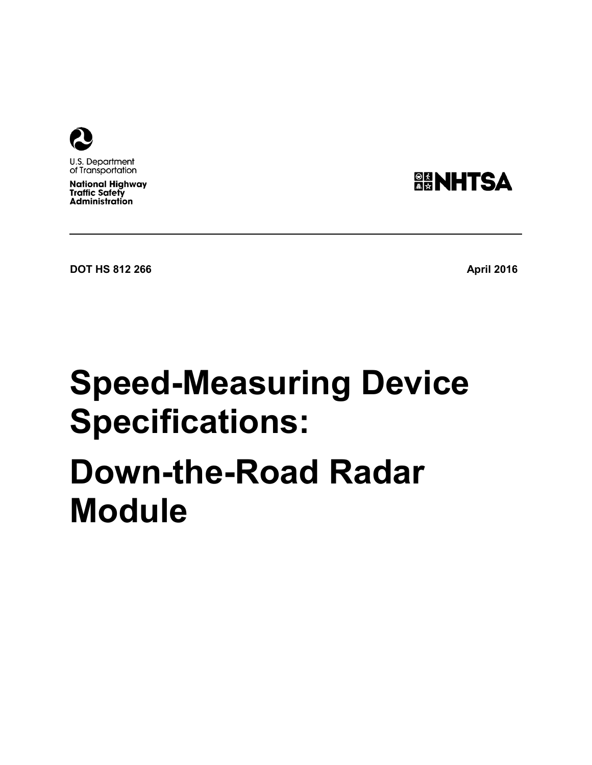U.S. Department of Transportation

National Highway Traffic Safety Administration

NHTSA

DOT HS 812 266 April 2016

# Speed-Measuring Device Specifications:

# Down-the-Road Radar Module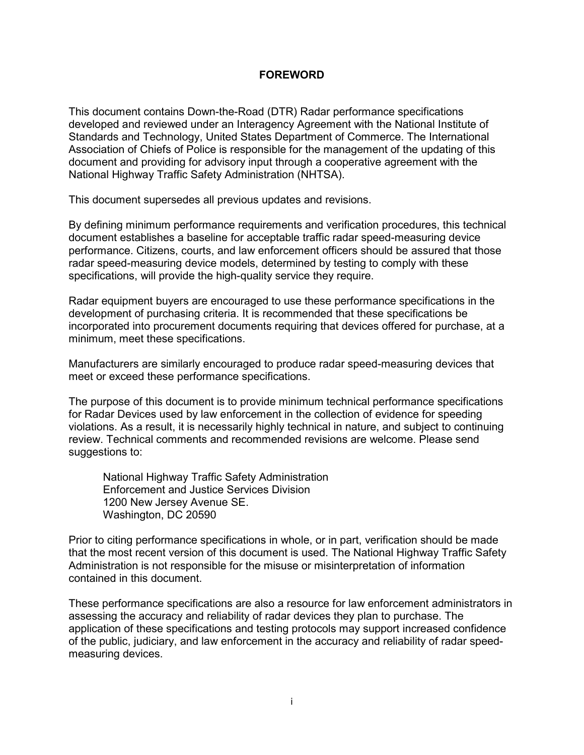# FOREWORD

This document contains Down-the-Road (DTR) Radar performance specifications developed and reviewed under an Interagency Agreement with the National Institute of Standards and Technology, United States Department of Commerce. The International Association of Chiefs of Police is responsible for the management of the updating of this document and providing for advisory input through a cooperative agreement with the National Highway Traffic Safety Administration (NHTSA).

This document supersedes all previous updates and revisions.

By defining minimum performance requirements and verification procedures, this technical document establishes a baseline for acceptable traffic radar speed-measuring device performance. Citizens, courts, and law enforcement officers should be assured that those radar speed-measuring device models, determined by testing to comply with these specifications, will provide the high-quality service they require.

Radar equipment buyers are encouraged to use these performance specifications in the development of purchasing criteria. It is recommended that these specifications be incorporated into procurement documents requiring that devices offered for purchase, at a minimum, meet these specifications.

Manufacturers are similarly encouraged to produce radar speed-measuring devices that meet or exceed these performance specifications.

The purpose of this document is to provide minimum technical performance specifications for Radar Devices used by law enforcement in the collection of evidence for speeding violations. As a result, it is necessarily highly technical in nature, and subject to continuing review. Technical comments and recommended revisions are welcome. Please send suggestions to:

> National Highway Traffic Safety Administration
> Enforcement and Justice Services Division
> 1200 New Jersey Avenue SE.
> Washington, DC 20590

Prior to citing performance specifications in whole, or in part, verification should be made that the most recent version of this document is used. The National Highway Traffic Safety Administration is not responsible for the misuse or misinterpretation of information contained in this document.

These performance specifications are also a resource for law enforcement administrators in assessing the accuracy and reliability of radar devices they plan to purchase. The application of these specifications and testing protocols may support increased confidence of the public, judiciary, and law enforcement in the accuracy and reliability of radar speed-measuring devices.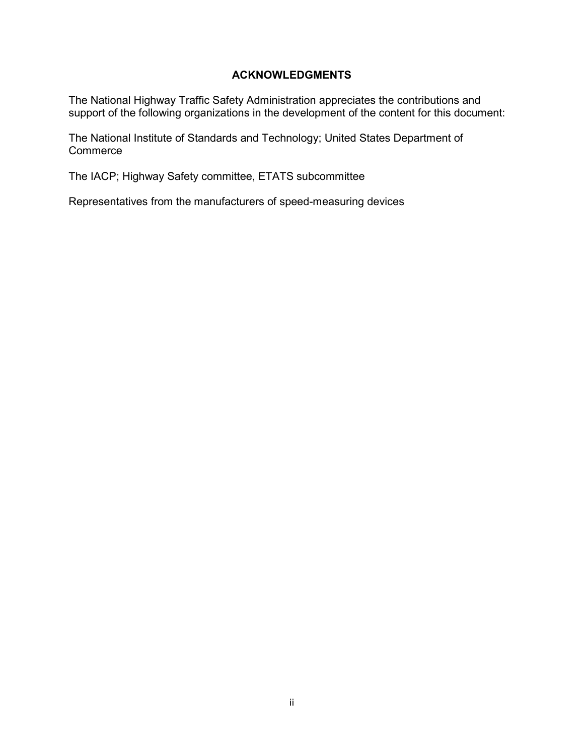## ACKNOWLEDGMENTS

The National Highway Traffic Safety Administration appreciates the contributions and support of the following organizations in the development of the content for this document:

The National Institute of Standards and Technology; United States Department of Commerce

The IACP; Highway Safety committee, ETATS subcommittee

Representatives from the manufacturers of speed-measuring devices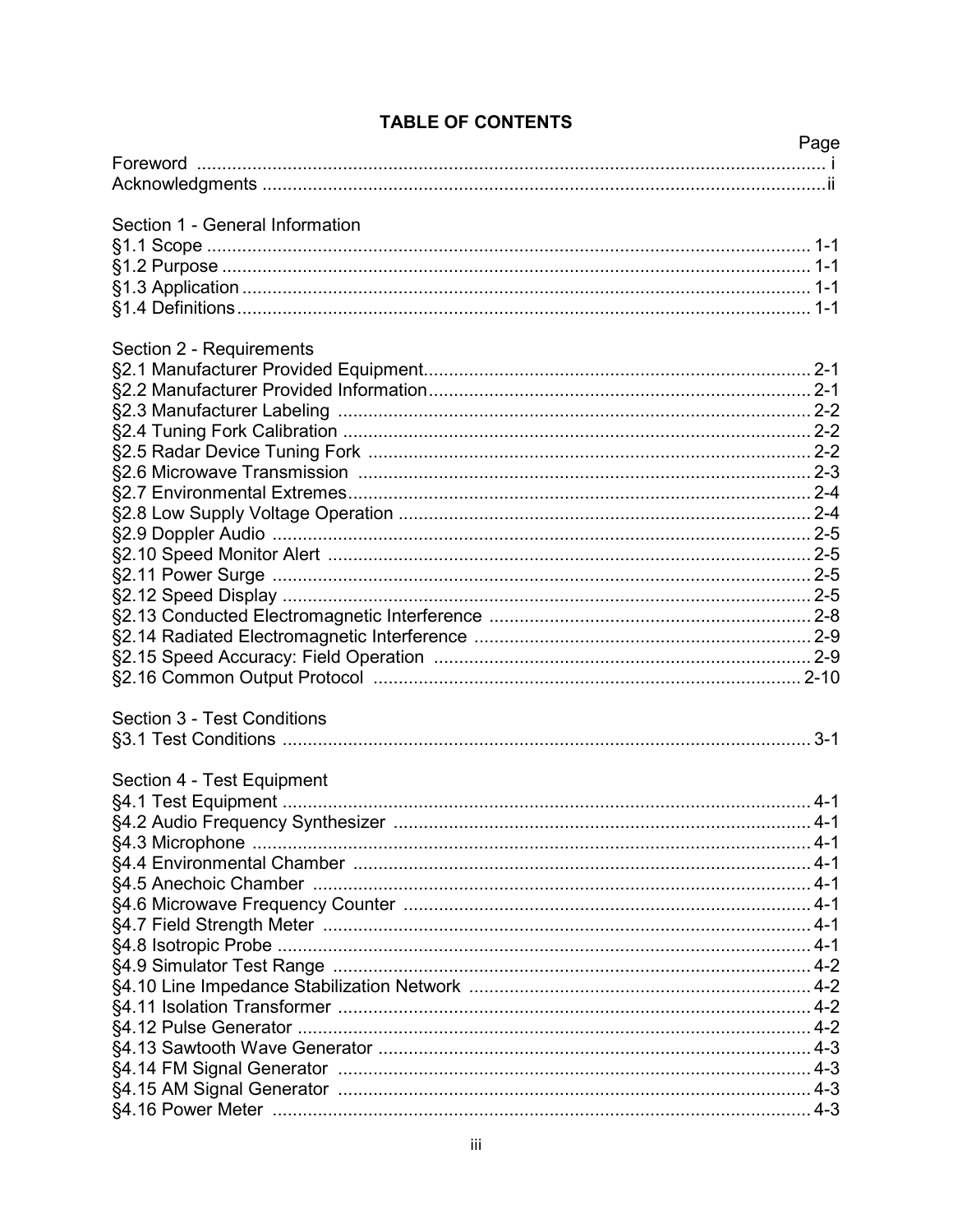# TABLE OF CONTENTS

| | Page |
|---|---|
| Foreword | i |
| Acknowledgments | ii |
| **Section 1 - General Information** | |
| §1.1 Scope | 1-1 |
| §1.2 Purpose | 1-1 |
| §1.3 Application | 1-1 |
| §1.4 Definitions | 1-1 |
| **Section 2 - Requirements** | |
| §2.1 Manufacturer Provided Equipment | 2-1 |
| §2.2 Manufacturer Provided Information | 2-1 |
| §2.3 Manufacturer Labeling | 2-2 |
| §2.4 Tuning Fork Calibration | 2-2 |
| §2.5 Radar Device Tuning Fork | 2-2 |
| §2.6 Microwave Transmission | 2-3 |
| §2.7 Environmental Extremes | 2-4 |
| §2.8 Low Supply Voltage Operation | 2-4 |
| §2.9 Doppler Audio | 2-5 |
| §2.10 Speed Monitor Alert | 2-5 |
| §2.11 Power Surge | 2-5 |
| §2.12 Speed Display | 2-5 |
| §2.13 Conducted Electromagnetic Interference | 2-8 |
| §2.14 Radiated Electromagnetic Interference | 2-9 |
| §2.15 Speed Accuracy: Field Operation | 2-9 |
| §2.16 Common Output Protocol | 2-10 |
| **Section 3 - Test Conditions** | |
| §3.1 Test Conditions | 3-1 |
| **Section 4 - Test Equipment** | |
| §4.1 Test Equipment | 4-1 |
| §4.2 Audio Frequency Synthesizer | 4-1 |
| §4.3 Microphone | 4-1 |
| §4.4 Environmental Chamber | 4-1 |
| §4.5 Anechoic Chamber | 4-1 |
| §4.6 Microwave Frequency Counter | 4-1 |
| §4.7 Field Strength Meter | 4-1 |
| §4.8 Isotropic Probe | 4-1 |
| §4.9 Simulator Test Range | 4-2 |
| §4.10 Line Impedance Stabilization Network | 4-2 |
| §4.11 Isolation Transformer | 4-2 |
| §4.12 Pulse Generator | 4-2 |
| §4.13 Sawtooth Wave Generator | 4-3 |
| §4.14 FM Signal Generator | 4-3 |
| §4.15 AM Signal Generator | 4-3 |
| §4.16 Power Meter | 4-3 |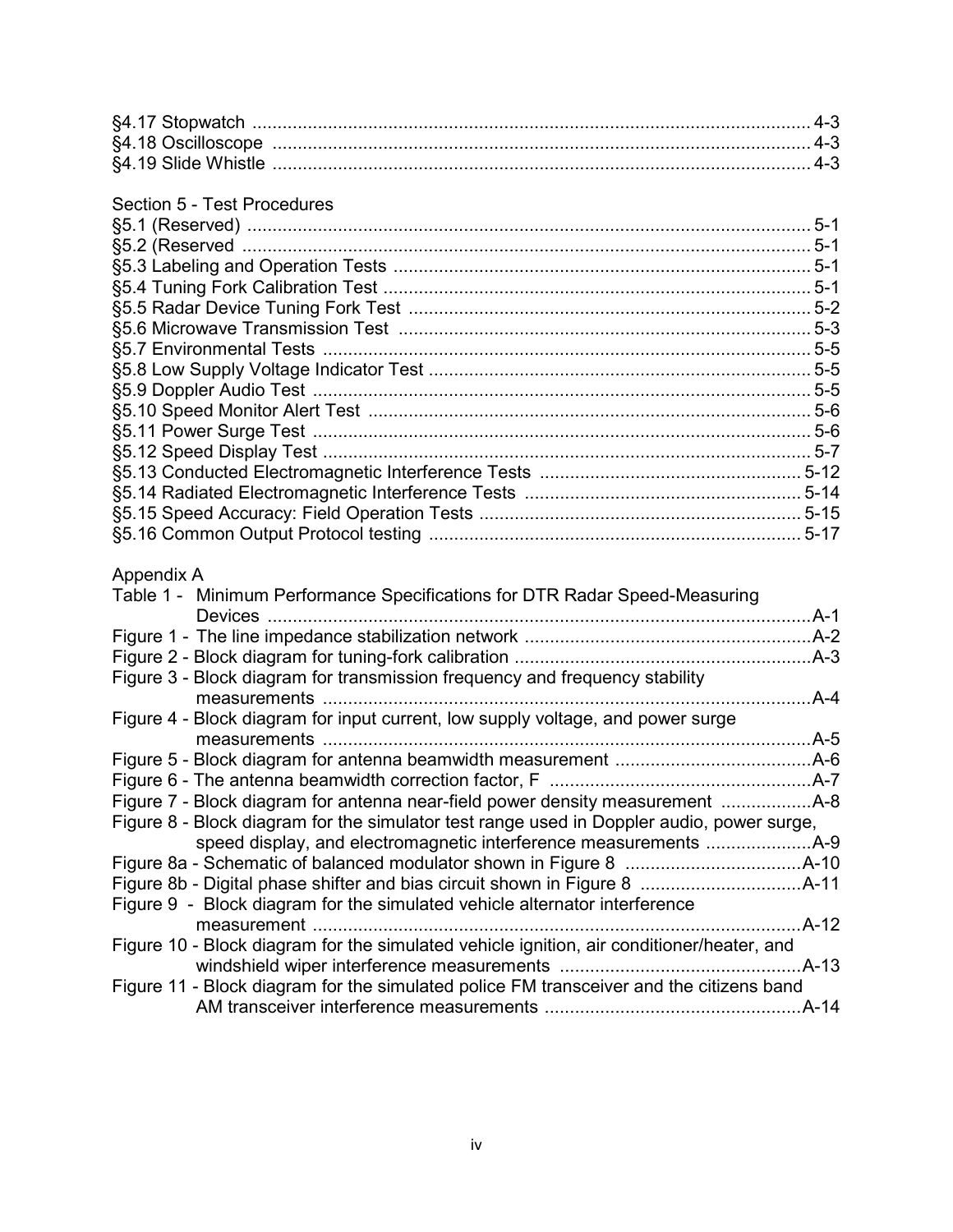§4.17 Stopwatch ............................................................................................................ 4-3
§4.18 Oscilloscope ........................................................................................................ 4-3
§4.19 Slide Whistle ........................................................................................................ 4-3

Section 5 - Test Procedures

§5.1 (Reserved) .............................................................................................................. 5-1
§5.2 (Reserved .............................................................................................................. 5-1
§5.3 Labeling and Operation Tests ............................................................................... 5-1
§5.4 Tuning Fork Calibration Test ................................................................................. 5-1
§5.5 Radar Device Tuning Fork Test ............................................................................ 5-2
§5.6 Microwave Transmission Test .............................................................................. 5-3
§5.7 Environmental Tests .............................................................................................. 5-5
§5.8 Low Supply Voltage Indicator Test ........................................................................ 5-5
§5.9 Doppler Audio Test ................................................................................................ 5-5
§5.10 Speed Monitor Alert Test ..................................................................................... 5-6
§5.11 Power Surge Test ................................................................................................ 5-6
§5.12 Speed Display Test .............................................................................................. 5-7
§5.13 Conducted Electromagnetic Interference Tests ................................................... 5-12
§5.14 Radiated Electromagnetic Interference Tests ...................................................... 5-14
§5.15 Speed Accuracy: Field Operation Tests ............................................................... 5-15
§5.16 Common Output Protocol testing ......................................................................... 5-17

Appendix A

Table 1 - Minimum Performance Specifications for DTR Radar Speed-Measuring Devices ..........................................................................................................A-1
Figure 1 - The line impedance stabilization network ......................................................A-2
Figure 2 - Block diagram for tuning-fork calibration ........................................................A-3
Figure 3 - Block diagram for transmission frequency and frequency stability measurements ...............................................................................................A-4
Figure 4 - Block diagram for input current, low supply voltage, and power surge measurements ...............................................................................................A-5
Figure 5 - Block diagram for antenna beamwidth measurement ....................................A-6
Figure 6 - The antenna beamwidth correction factor, F ..................................................A-7
Figure 7 - Block diagram for antenna near-field power density measurement ................A-8
Figure 8 - Block diagram for the simulator test range used in Doppler audio, power surge, speed display, and electromagnetic interference measurements .....................A-9
Figure 8a - Schematic of balanced modulator shown in Figure 8 ..................................A-10
Figure 8b - Digital phase shifter and bias circuit shown in Figure 8 ...............................A-11
Figure 9 - Block diagram for the simulated vehicle alternator interference measurement ................................................................................................A-12
Figure 10 - Block diagram for the simulated vehicle ignition, air conditioner/heater, and windshield wiper interference measurements ..............................................A-13
Figure 11 - Block diagram for the simulated police FM transceiver and the citizens band AM transceiver interference measurements ..................................................A-14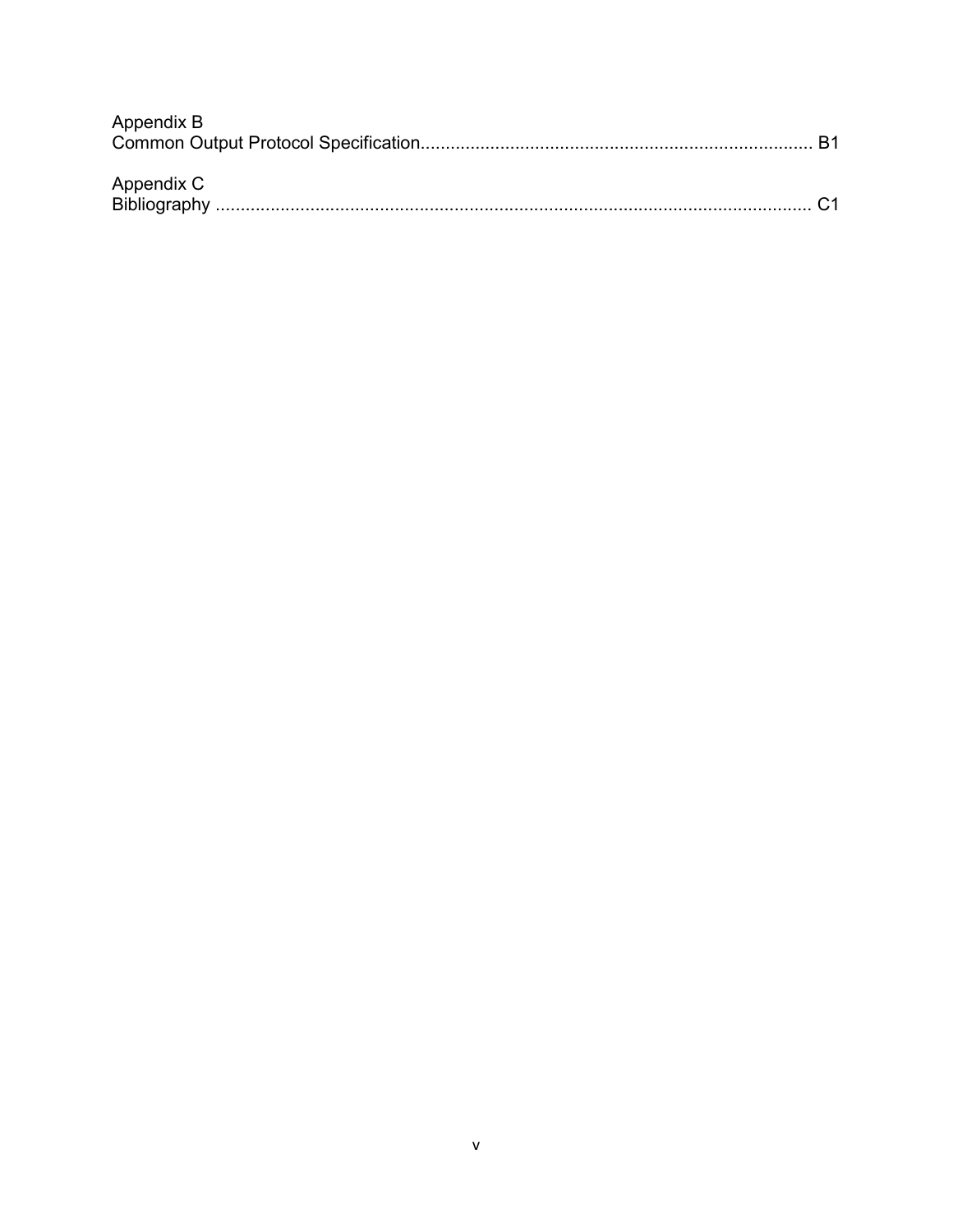Appendix B
Common Output Protocol Specification.............................................................................. B1

Appendix C
Bibliography ........................................................................................................................ C1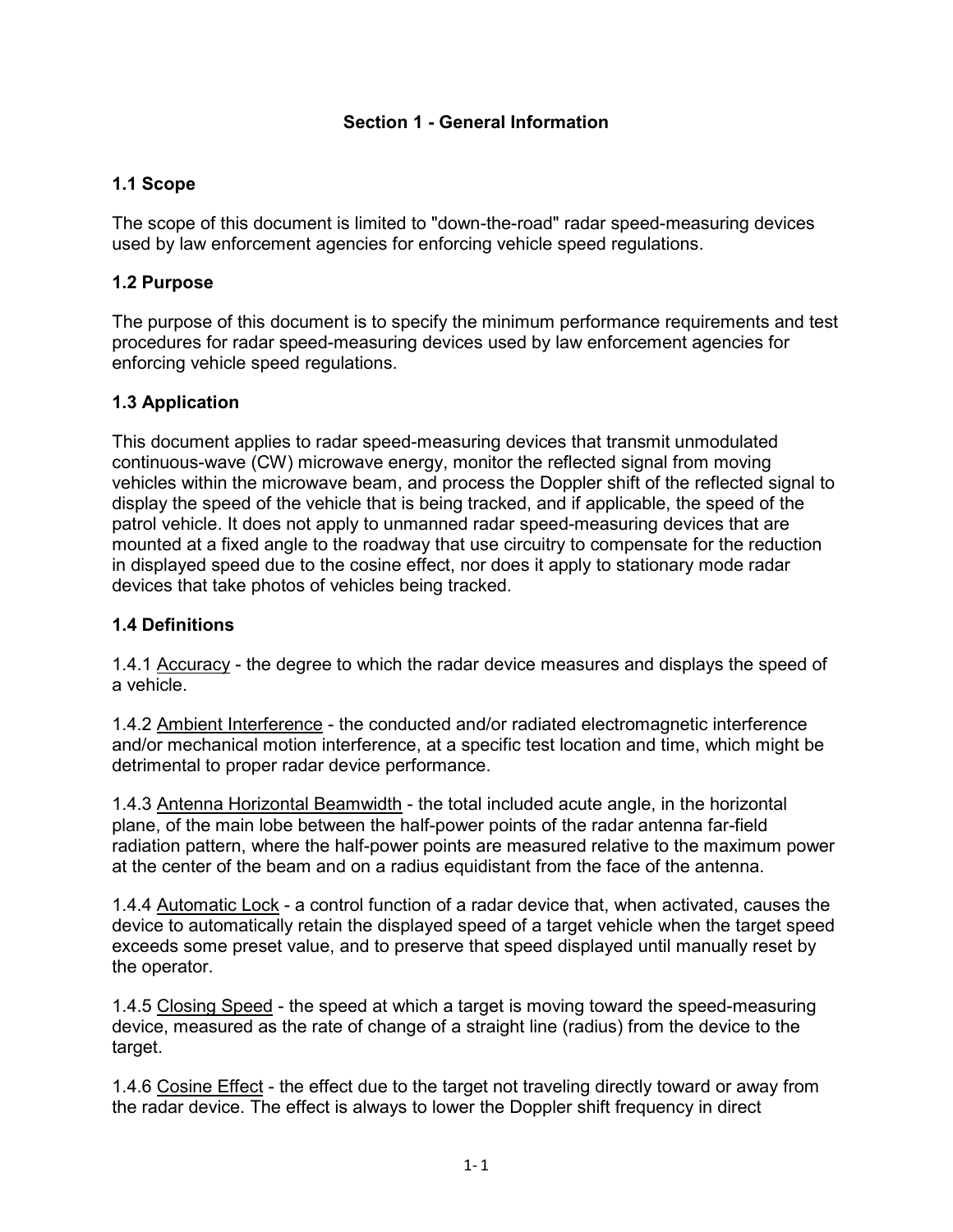## Section 1 - General Information

### 1.1 Scope

The scope of this document is limited to "down-the-road" radar speed-measuring devices used by law enforcement agencies for enforcing vehicle speed regulations.

### 1.2 Purpose

The purpose of this document is to specify the minimum performance requirements and test procedures for radar speed-measuring devices used by law enforcement agencies for enforcing vehicle speed regulations.

### 1.3 Application

This document applies to radar speed-measuring devices that transmit unmodulated continuous-wave (CW) microwave energy, monitor the reflected signal from moving vehicles within the microwave beam, and process the Doppler shift of the reflected signal to display the speed of the vehicle that is being tracked, and if applicable, the speed of the patrol vehicle. It does not apply to unmanned radar speed-measuring devices that are mounted at a fixed angle to the roadway that use circuitry to compensate for the reduction in displayed speed due to the cosine effect, nor does it apply to stationary mode radar devices that take photos of vehicles being tracked.

### 1.4 Definitions

1.4.1 Accuracy - the degree to which the radar device measures and displays the speed of a vehicle.

1.4.2 Ambient Interference - the conducted and/or radiated electromagnetic interference and/or mechanical motion interference, at a specific test location and time, which might be detrimental to proper radar device performance.

1.4.3 Antenna Horizontal Beamwidth - the total included acute angle, in the horizontal plane, of the main lobe between the half-power points of the radar antenna far-field radiation pattern, where the half-power points are measured relative to the maximum power at the center of the beam and on a radius equidistant from the face of the antenna.

1.4.4 Automatic Lock - a control function of a radar device that, when activated, causes the device to automatically retain the displayed speed of a target vehicle when the target speed exceeds some preset value, and to preserve that speed displayed until manually reset by the operator.

1.4.5 Closing Speed - the speed at which a target is moving toward the speed-measuring device, measured as the rate of change of a straight line (radius) from the device to the target.

1.4.6 Cosine Effect - the effect due to the target not traveling directly toward or away from the radar device. The effect is always to lower the Doppler shift frequency in direct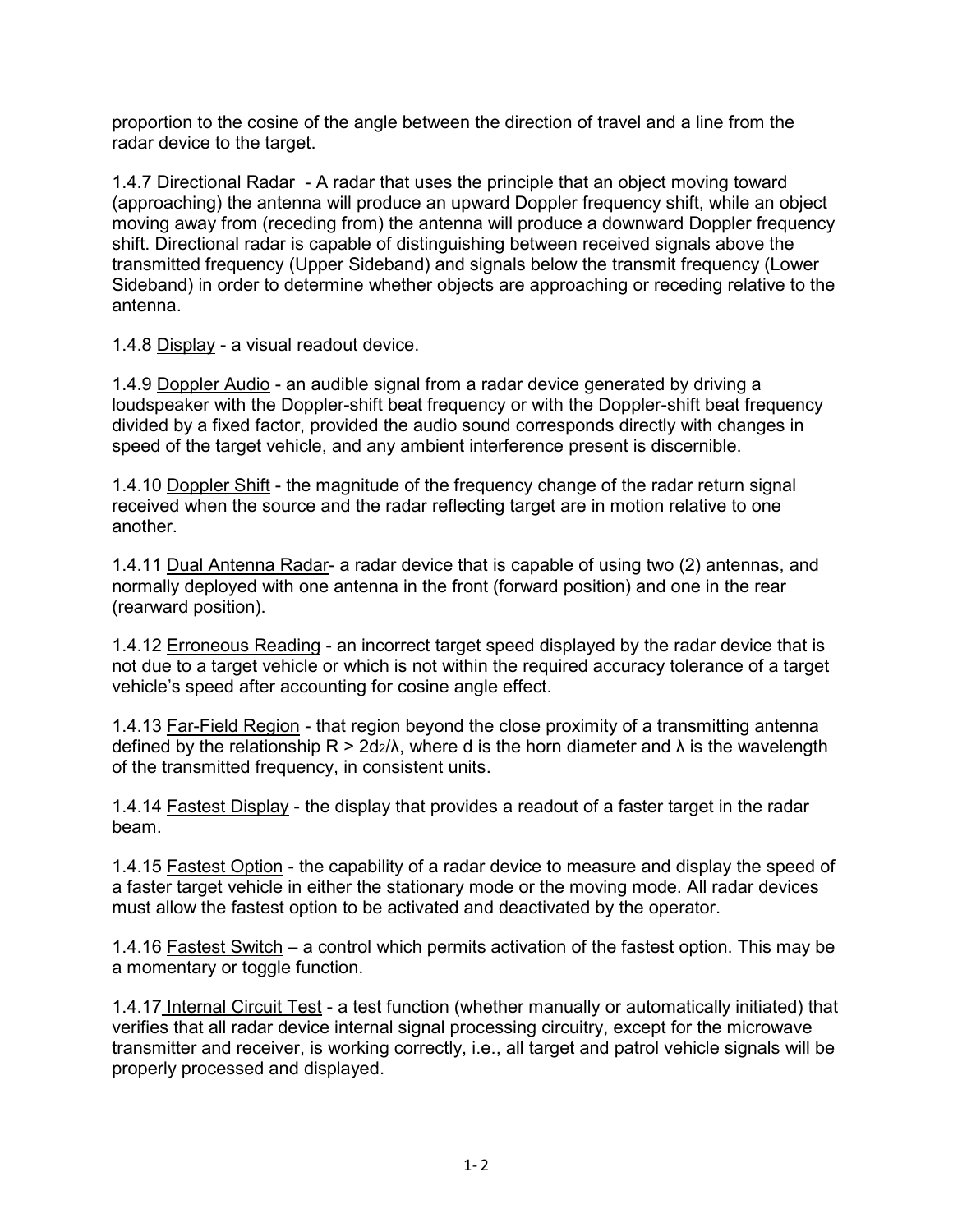proportion to the cosine of the angle between the direction of travel and a line from the radar device to the target.

1.4.7 Directional Radar - A radar that uses the principle that an object moving toward (approaching) the antenna will produce an upward Doppler frequency shift, while an object moving away from (receding from) the antenna will produce a downward Doppler frequency shift. Directional radar is capable of distinguishing between received signals above the transmitted frequency (Upper Sideband) and signals below the transmit frequency (Lower Sideband) in order to determine whether objects are approaching or receding relative to the antenna.

1.4.8 Display - a visual readout device.

1.4.9 Doppler Audio - an audible signal from a radar device generated by driving a loudspeaker with the Doppler-shift beat frequency or with the Doppler-shift beat frequency divided by a fixed factor, provided the audio sound corresponds directly with changes in speed of the target vehicle, and any ambient interference present is discernible.

1.4.10 Doppler Shift - the magnitude of the frequency change of the radar return signal received when the source and the radar reflecting target are in motion relative to one another.

1.4.11 Dual Antenna Radar- a radar device that is capable of using two (2) antennas, and normally deployed with one antenna in the front (forward position) and one in the rear (rearward position).

1.4.12 Erroneous Reading - an incorrect target speed displayed by the radar device that is not due to a target vehicle or which is not within the required accuracy tolerance of a target vehicle's speed after accounting for cosine angle effect.

1.4.13 Far-Field Region - that region beyond the close proximity of a transmitting antenna defined by the relationship $R > 2d_2/\lambda$, where d is the horn diameter and $\lambda$ is the wavelength of the transmitted frequency, in consistent units.

1.4.14 Fastest Display - the display that provides a readout of a faster target in the radar beam.

1.4.15 Fastest Option - the capability of a radar device to measure and display the speed of a faster target vehicle in either the stationary mode or the moving mode. All radar devices must allow the fastest option to be activated and deactivated by the operator.

1.4.16 Fastest Switch – a control which permits activation of the fastest option. This may be a momentary or toggle function.

1.4.17 Internal Circuit Test - a test function (whether manually or automatically initiated) that verifies that all radar device internal signal processing circuitry, except for the microwave transmitter and receiver, is working correctly, i.e., all target and patrol vehicle signals will be properly processed and displayed.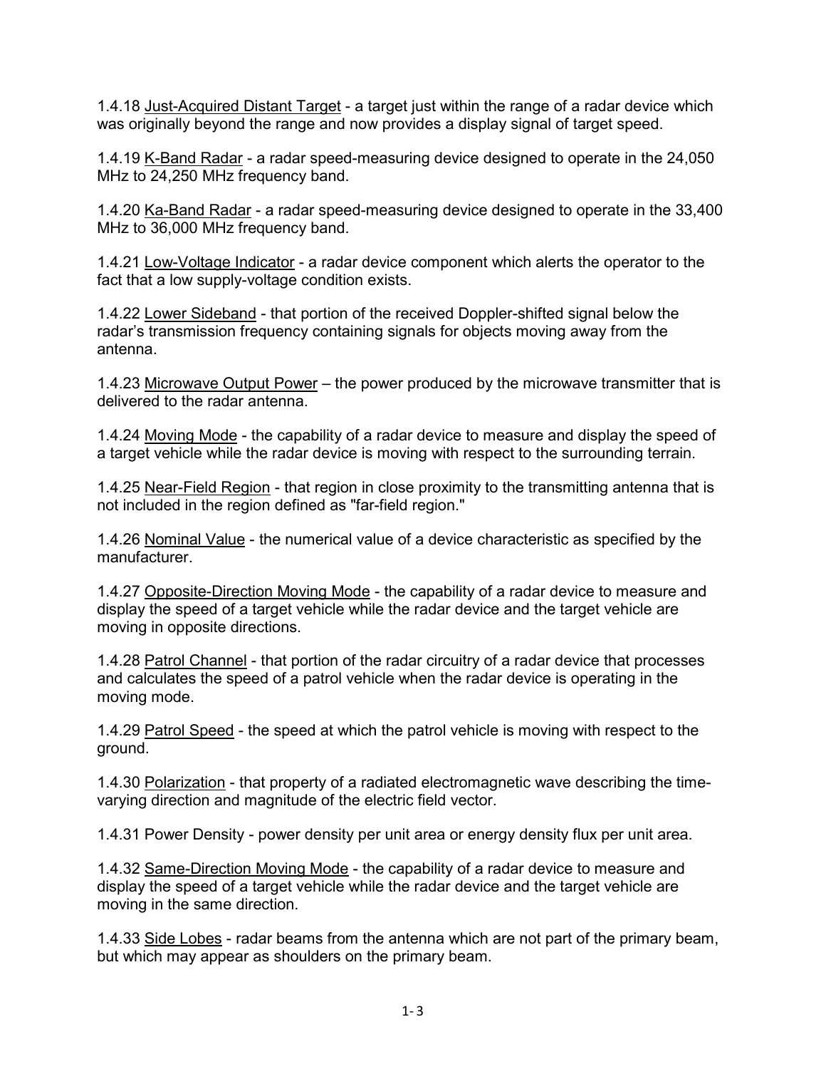1.4.18 Just-Acquired Distant Target - a target just within the range of a radar device which was originally beyond the range and now provides a display signal of target speed.

1.4.19 K-Band Radar - a radar speed-measuring device designed to operate in the 24,050 MHz to 24,250 MHz frequency band.

1.4.20 Ka-Band Radar - a radar speed-measuring device designed to operate in the 33,400 MHz to 36,000 MHz frequency band.

1.4.21 Low-Voltage Indicator - a radar device component which alerts the operator to the fact that a low supply-voltage condition exists.

1.4.22 Lower Sideband - that portion of the received Doppler-shifted signal below the radar's transmission frequency containing signals for objects moving away from the antenna.

1.4.23 Microwave Output Power – the power produced by the microwave transmitter that is delivered to the radar antenna.

1.4.24 Moving Mode - the capability of a radar device to measure and display the speed of a target vehicle while the radar device is moving with respect to the surrounding terrain.

1.4.25 Near-Field Region - that region in close proximity to the transmitting antenna that is not included in the region defined as "far-field region."

1.4.26 Nominal Value - the numerical value of a device characteristic as specified by the manufacturer.

1.4.27 Opposite-Direction Moving Mode - the capability of a radar device to measure and display the speed of a target vehicle while the radar device and the target vehicle are moving in opposite directions.

1.4.28 Patrol Channel - that portion of the radar circuitry of a radar device that processes and calculates the speed of a patrol vehicle when the radar device is operating in the moving mode.

1.4.29 Patrol Speed - the speed at which the patrol vehicle is moving with respect to the ground.

1.4.30 Polarization - that property of a radiated electromagnetic wave describing the time-varying direction and magnitude of the electric field vector.

1.4.31 Power Density - power density per unit area or energy density flux per unit area.

1.4.32 Same-Direction Moving Mode - the capability of a radar device to measure and display the speed of a target vehicle while the radar device and the target vehicle are moving in the same direction.

1.4.33 Side Lobes - radar beams from the antenna which are not part of the primary beam, but which may appear as shoulders on the primary beam.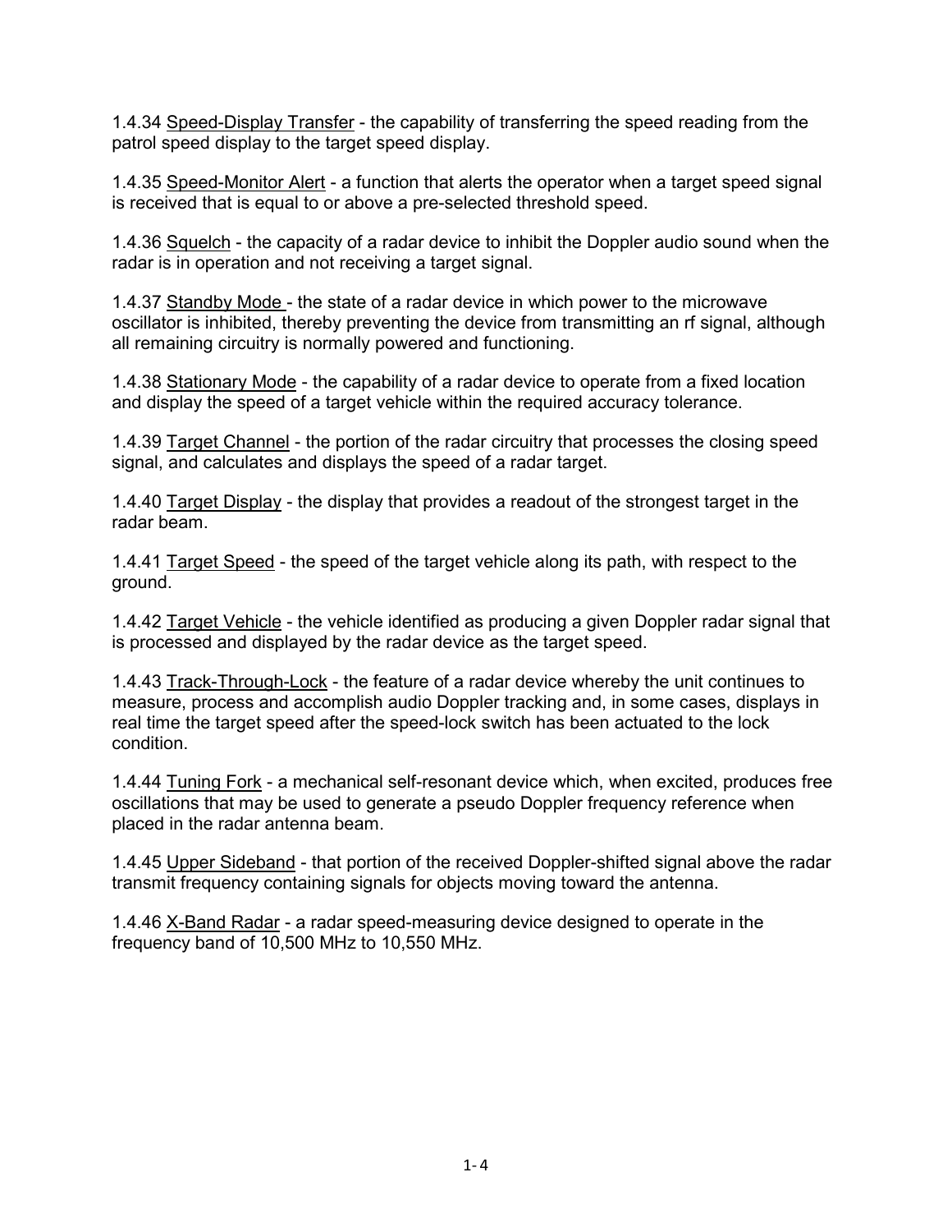1.4.34 <u>Speed-Display Transfer</u> - the capability of transferring the speed reading from the patrol speed display to the target speed display.

1.4.35 <u>Speed-Monitor Alert</u> - a function that alerts the operator when a target speed signal is received that is equal to or above a pre-selected threshold speed.

1.4.36 <u>Squelch</u> - the capacity of a radar device to inhibit the Doppler audio sound when the radar is in operation and not receiving a target signal.

1.4.37 <u>Standby Mode</u> - the state of a radar device in which power to the microwave oscillator is inhibited, thereby preventing the device from transmitting an rf signal, although all remaining circuitry is normally powered and functioning.

1.4.38 <u>Stationary Mode</u> - the capability of a radar device to operate from a fixed location and display the speed of a target vehicle within the required accuracy tolerance.

1.4.39 <u>Target Channel</u> - the portion of the radar circuitry that processes the closing speed signal, and calculates and displays the speed of a radar target.

1.4.40 <u>Target Display</u> - the display that provides a readout of the strongest target in the radar beam.

1.4.41 <u>Target Speed</u> - the speed of the target vehicle along its path, with respect to the ground.

1.4.42 <u>Target Vehicle</u> - the vehicle identified as producing a given Doppler radar signal that is processed and displayed by the radar device as the target speed.

1.4.43 <u>Track-Through-Lock</u> - the feature of a radar device whereby the unit continues to measure, process and accomplish audio Doppler tracking and, in some cases, displays in real time the target speed after the speed-lock switch has been actuated to the lock condition.

1.4.44 <u>Tuning Fork</u> - a mechanical self-resonant device which, when excited, produces free oscillations that may be used to generate a pseudo Doppler frequency reference when placed in the radar antenna beam.

1.4.45 <u>Upper Sideband</u> - that portion of the received Doppler-shifted signal above the radar transmit frequency containing signals for objects moving toward the antenna.

1.4.46 <u>X-Band Radar</u> - a radar speed-measuring device designed to operate in the frequency band of 10,500 MHz to 10,550 MHz.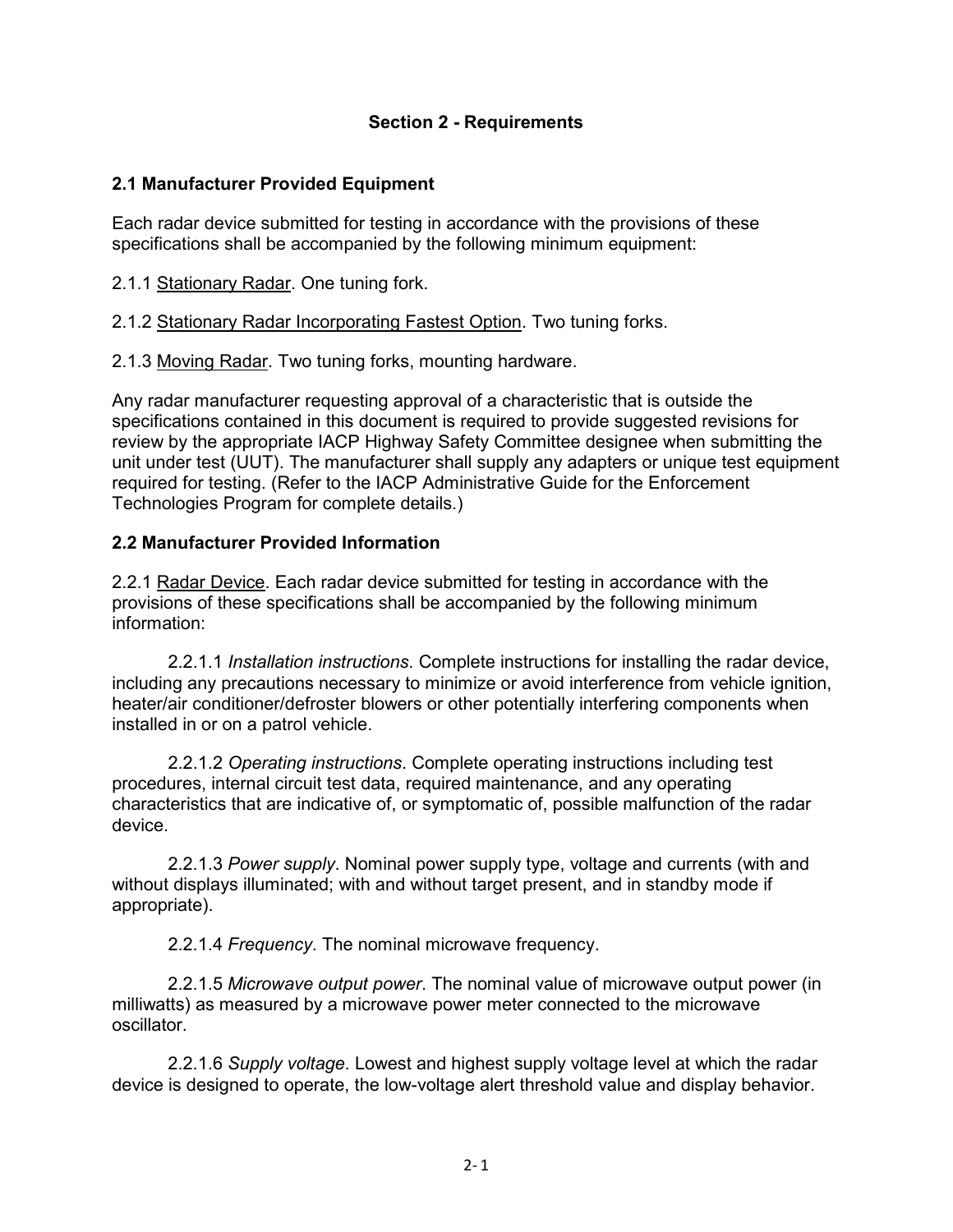## Section 2 - Requirements

### 2.1 Manufacturer Provided Equipment

Each radar device submitted for testing in accordance with the provisions of these specifications shall be accompanied by the following minimum equipment:

2.1.1 <u>Stationary Radar</u>. One tuning fork.

2.1.2 <u>Stationary Radar Incorporating Fastest Option</u>. Two tuning forks.

2.1.3 <u>Moving Radar</u>. Two tuning forks, mounting hardware.

Any radar manufacturer requesting approval of a characteristic that is outside the specifications contained in this document is required to provide suggested revisions for review by the appropriate IACP Highway Safety Committee designee when submitting the unit under test (UUT). The manufacturer shall supply any adapters or unique test equipment required for testing. (Refer to the IACP Administrative Guide for the Enforcement Technologies Program for complete details.)

### 2.2 Manufacturer Provided Information

2.2.1 <u>Radar Device</u>. Each radar device submitted for testing in accordance with the provisions of these specifications shall be accompanied by the following minimum information:

2.2.1.1 *Installation instructions*. Complete instructions for installing the radar device, including any precautions necessary to minimize or avoid interference from vehicle ignition, heater/air conditioner/defroster blowers or other potentially interfering components when installed in or on a patrol vehicle.

2.2.1.2 *Operating instructions*. Complete operating instructions including test procedures, internal circuit test data, required maintenance, and any operating characteristics that are indicative of, or symptomatic of, possible malfunction of the radar device.

2.2.1.3 *Power supply*. Nominal power supply type, voltage and currents (with and without displays illuminated; with and without target present, and in standby mode if appropriate).

2.2.1.4 *Frequency*. The nominal microwave frequency.

2.2.1.5 *Microwave output power*. The nominal value of microwave output power (in milliwatts) as measured by a microwave power meter connected to the microwave oscillator.

2.2.1.6 *Supply voltage*. Lowest and highest supply voltage level at which the radar device is designed to operate, the low-voltage alert threshold value and display behavior.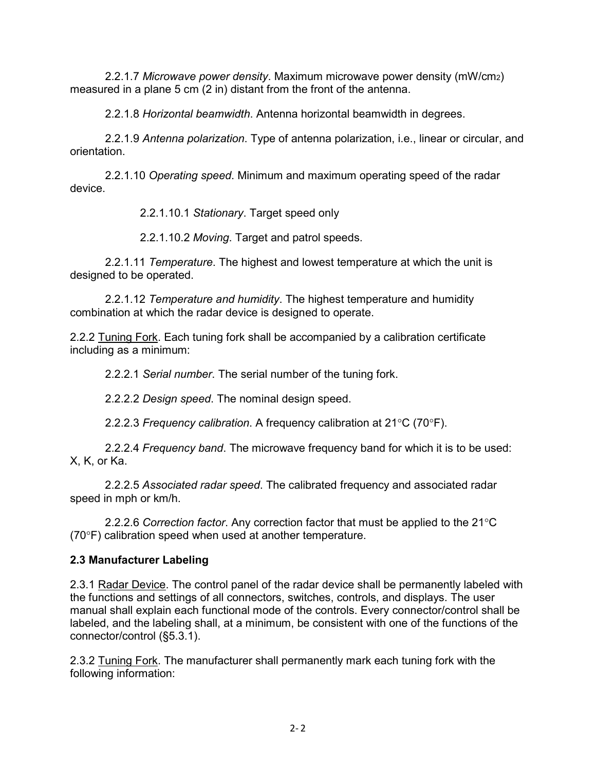2.2.1.7 *Microwave power density*. Maximum microwave power density ($mW/cm^2$) measured in a plane 5 cm (2 in) distant from the front of the antenna.

2.2.1.8 *Horizontal beamwidth*. Antenna horizontal beamwidth in degrees.

2.2.1.9 *Antenna polarization*. Type of antenna polarization, i.e., linear or circular, and orientation.

2.2.1.10 *Operating speed*. Minimum and maximum operating speed of the radar device.

2.2.1.10.1 *Stationary*. Target speed only

2.2.1.10.2 *Moving*. Target and patrol speeds.

2.2.1.11 *Temperature*. The highest and lowest temperature at which the unit is designed to be operated.

2.2.1.12 *Temperature and humidity*. The highest temperature and humidity combination at which the radar device is designed to operate.

2.2.2 Tuning Fork. Each tuning fork shall be accompanied by a calibration certificate including as a minimum:

2.2.2.1 *Serial number*. The serial number of the tuning fork.

2.2.2.2 *Design speed*. The nominal design speed.

2.2.2.3 *Frequency calibration*. A frequency calibration at 21°C (70°F).

2.2.2.4 *Frequency band*. The microwave frequency band for which it is to be used: X, K, or Ka.

2.2.2.5 *Associated radar speed*. The calibrated frequency and associated radar speed in mph or km/h.

2.2.2.6 *Correction factor*. Any correction factor that must be applied to the 21°C (70°F) calibration speed when used at another temperature.

### 2.3 Manufacturer Labeling

2.3.1 Radar Device. The control panel of the radar device shall be permanently labeled with the functions and settings of all connectors, switches, controls, and displays. The user manual shall explain each functional mode of the controls. Every connector/control shall be labeled, and the labeling shall, at a minimum, be consistent with one of the functions of the connector/control (§5.3.1).

2.3.2 Tuning Fork. The manufacturer shall permanently mark each tuning fork with the following information: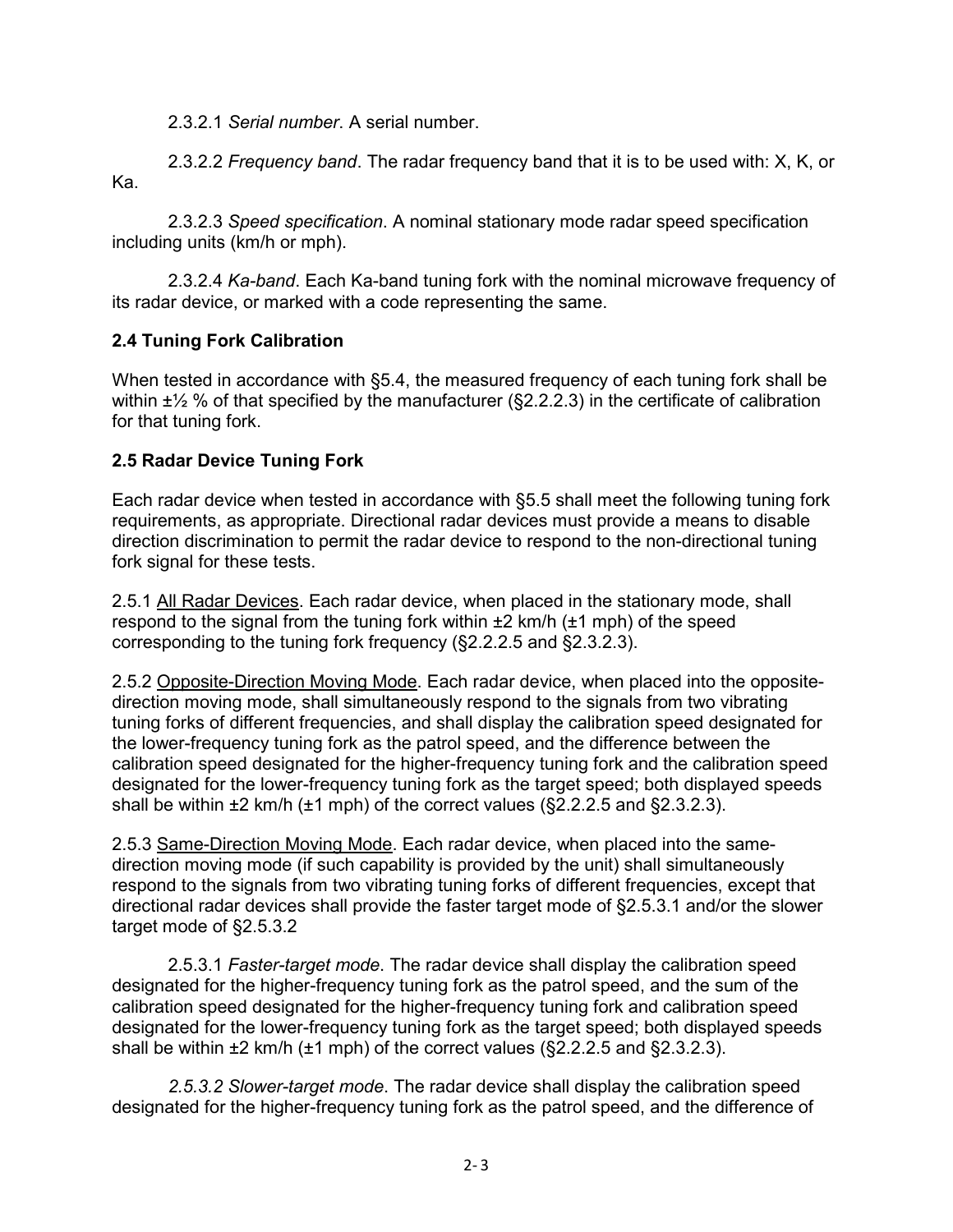2.3.2.1 *Serial number*. A serial number.

2.3.2.2 *Frequency band*. The radar frequency band that it is to be used with: X, K, or Ka.

2.3.2.3 *Speed specification*. A nominal stationary mode radar speed specification including units (km/h or mph).

2.3.2.4 *Ka-band*. Each Ka-band tuning fork with the nominal microwave frequency of its radar device, or marked with a code representing the same.

### 2.4 Tuning Fork Calibration

When tested in accordance with §5.4, the measured frequency of each tuning fork shall be within ±½ % of that specified by the manufacturer (§2.2.2.3) in the certificate of calibration for that tuning fork.

### 2.5 Radar Device Tuning Fork

Each radar device when tested in accordance with §5.5 shall meet the following tuning fork requirements, as appropriate. Directional radar devices must provide a means to disable direction discrimination to permit the radar device to respond to the non-directional tuning fork signal for these tests.

2.5.1 All Radar Devices. Each radar device, when placed in the stationary mode, shall respond to the signal from the tuning fork within ±2 km/h (±1 mph) of the speed corresponding to the tuning fork frequency (§2.2.2.5 and §2.3.2.3).

2.5.2 Opposite-Direction Moving Mode. Each radar device, when placed into the opposite-direction moving mode, shall simultaneously respond to the signals from two vibrating tuning forks of different frequencies, and shall display the calibration speed designated for the lower-frequency tuning fork as the patrol speed, and the difference between the calibration speed designated for the higher-frequency tuning fork and the calibration speed designated for the lower-frequency tuning fork as the target speed; both displayed speeds shall be within ±2 km/h (±1 mph) of the correct values (§2.2.2.5 and §2.3.2.3).

2.5.3 Same-Direction Moving Mode. Each radar device, when placed into the same-direction moving mode (if such capability is provided by the unit) shall simultaneously respond to the signals from two vibrating tuning forks of different frequencies, except that directional radar devices shall provide the faster target mode of §2.5.3.1 and/or the slower target mode of §2.5.3.2

2.5.3.1 *Faster-target mode*. The radar device shall display the calibration speed designated for the higher-frequency tuning fork as the patrol speed, and the sum of the calibration speed designated for the higher-frequency tuning fork and calibration speed designated for the lower-frequency tuning fork as the target speed; both displayed speeds shall be within ±2 km/h (±1 mph) of the correct values (§2.2.2.5 and §2.3.2.3).

*2.5.3.2 Slower-target mode*. The radar device shall display the calibration speed designated for the higher-frequency tuning fork as the patrol speed, and the difference of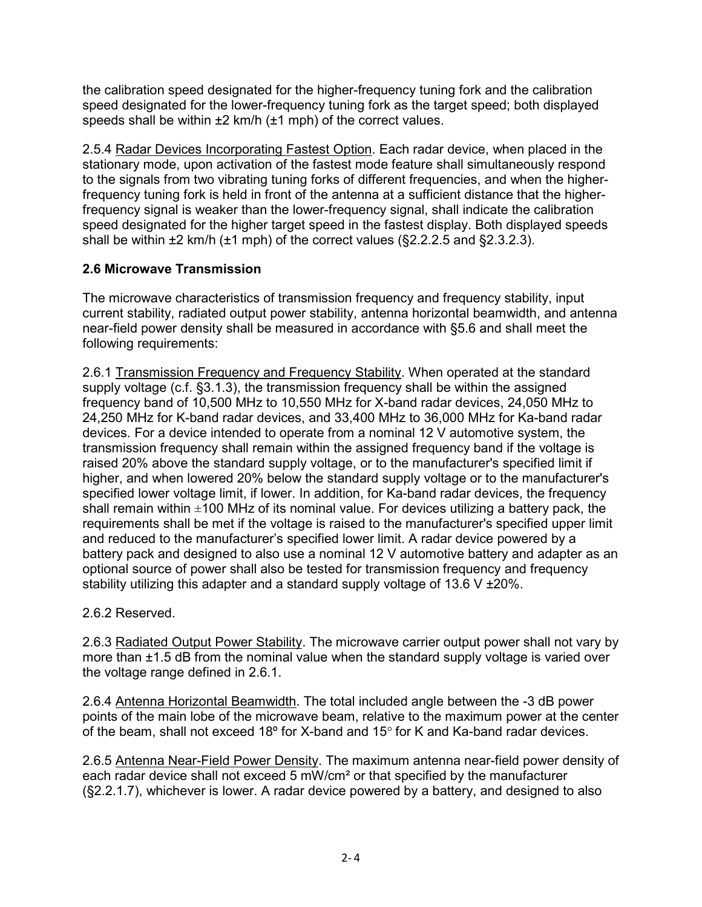the calibration speed designated for the higher-frequency tuning fork and the calibration speed designated for the lower-frequency tuning fork as the target speed; both displayed speeds shall be within ±2 km/h (±1 mph) of the correct values.

2.5.4 Radar Devices Incorporating Fastest Option. Each radar device, when placed in the stationary mode, upon activation of the fastest mode feature shall simultaneously respond to the signals from two vibrating tuning forks of different frequencies, and when the higher-frequency tuning fork is held in front of the antenna at a sufficient distance that the higher-frequency signal is weaker than the lower-frequency signal, shall indicate the calibration speed designated for the higher target speed in the fastest display. Both displayed speeds shall be within ±2 km/h (±1 mph) of the correct values (§2.2.2.5 and §2.3.2.3).

## 2.6 Microwave Transmission

The microwave characteristics of transmission frequency and frequency stability, input current stability, radiated output power stability, antenna horizontal beamwidth, and antenna near-field power density shall be measured in accordance with §5.6 and shall meet the following requirements:

2.6.1 Transmission Frequency and Frequency Stability. When operated at the standard supply voltage (c.f. §3.1.3), the transmission frequency shall be within the assigned frequency band of 10,500 MHz to 10,550 MHz for X-band radar devices, 24,050 MHz to 24,250 MHz for K-band radar devices, and 33,400 MHz to 36,000 MHz for Ka-band radar devices. For a device intended to operate from a nominal 12 V automotive system, the transmission frequency shall remain within the assigned frequency band if the voltage is raised 20% above the standard supply voltage, or to the manufacturer's specified limit if higher, and when lowered 20% below the standard supply voltage or to the manufacturer's specified lower voltage limit, if lower. In addition, for Ka-band radar devices, the frequency shall remain within ±100 MHz of its nominal value. For devices utilizing a battery pack, the requirements shall be met if the voltage is raised to the manufacturer's specified upper limit and reduced to the manufacturer's specified lower limit. A radar device powered by a battery pack and designed to also use a nominal 12 V automotive battery and adapter as an optional source of power shall also be tested for transmission frequency and frequency stability utilizing this adapter and a standard supply voltage of 13.6 V ±20%.

2.6.2 Reserved.

2.6.3 Radiated Output Power Stability. The microwave carrier output power shall not vary by more than ±1.5 dB from the nominal value when the standard supply voltage is varied over the voltage range defined in 2.6.1.

2.6.4 Antenna Horizontal Beamwidth. The total included angle between the -3 dB power points of the main lobe of the microwave beam, relative to the maximum power at the center of the beam, shall not exceed 18º for X-band and 15° for K and Ka-band radar devices.

2.6.5 Antenna Near-Field Power Density. The maximum antenna near-field power density of each radar device shall not exceed 5 mW/cm² or that specified by the manufacturer (§2.2.1.7), whichever is lower. A radar device powered by a battery, and designed to also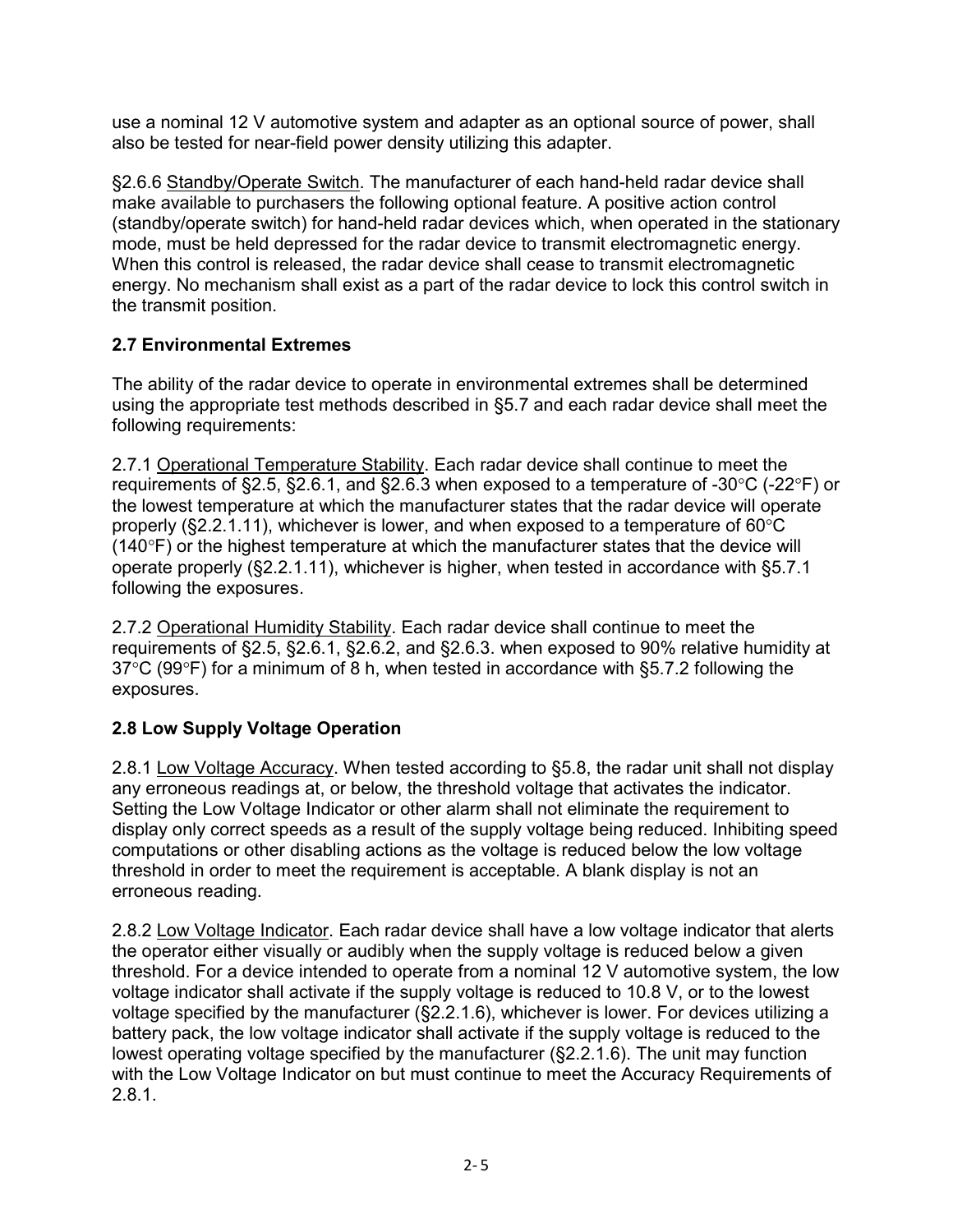use a nominal 12 V automotive system and adapter as an optional source of power, shall also be tested for near-field power density utilizing this adapter.

§2.6.6 Standby/Operate Switch. The manufacturer of each hand-held radar device shall make available to purchasers the following optional feature. A positive action control (standby/operate switch) for hand-held radar devices which, when operated in the stationary mode, must be held depressed for the radar device to transmit electromagnetic energy. When this control is released, the radar device shall cease to transmit electromagnetic energy. No mechanism shall exist as a part of the radar device to lock this control switch in the transmit position.

## 2.7 Environmental Extremes

The ability of the radar device to operate in environmental extremes shall be determined using the appropriate test methods described in §5.7 and each radar device shall meet the following requirements:

2.7.1 Operational Temperature Stability. Each radar device shall continue to meet the requirements of §2.5, §2.6.1, and §2.6.3 when exposed to a temperature of -30°C (-22°F) or the lowest temperature at which the manufacturer states that the radar device will operate properly (§2.2.1.11), whichever is lower, and when exposed to a temperature of 60°C (140°F) or the highest temperature at which the manufacturer states that the device will operate properly (§2.2.1.11), whichever is higher, when tested in accordance with §5.7.1 following the exposures.

2.7.2 Operational Humidity Stability. Each radar device shall continue to meet the requirements of §2.5, §2.6.1, §2.6.2, and §2.6.3. when exposed to 90% relative humidity at 37°C (99°F) for a minimum of 8 h, when tested in accordance with §5.7.2 following the exposures.

## 2.8 Low Supply Voltage Operation

2.8.1 Low Voltage Accuracy. When tested according to §5.8, the radar unit shall not display any erroneous readings at, or below, the threshold voltage that activates the indicator. Setting the Low Voltage Indicator or other alarm shall not eliminate the requirement to display only correct speeds as a result of the supply voltage being reduced. Inhibiting speed computations or other disabling actions as the voltage is reduced below the low voltage threshold in order to meet the requirement is acceptable. A blank display is not an erroneous reading.

2.8.2 Low Voltage Indicator. Each radar device shall have a low voltage indicator that alerts the operator either visually or audibly when the supply voltage is reduced below a given threshold. For a device intended to operate from a nominal 12 V automotive system, the low voltage indicator shall activate if the supply voltage is reduced to 10.8 V, or to the lowest voltage specified by the manufacturer (§2.2.1.6), whichever is lower. For devices utilizing a battery pack, the low voltage indicator shall activate if the supply voltage is reduced to the lowest operating voltage specified by the manufacturer (§2.2.1.6). The unit may function with the Low Voltage Indicator on but must continue to meet the Accuracy Requirements of 2.8.1.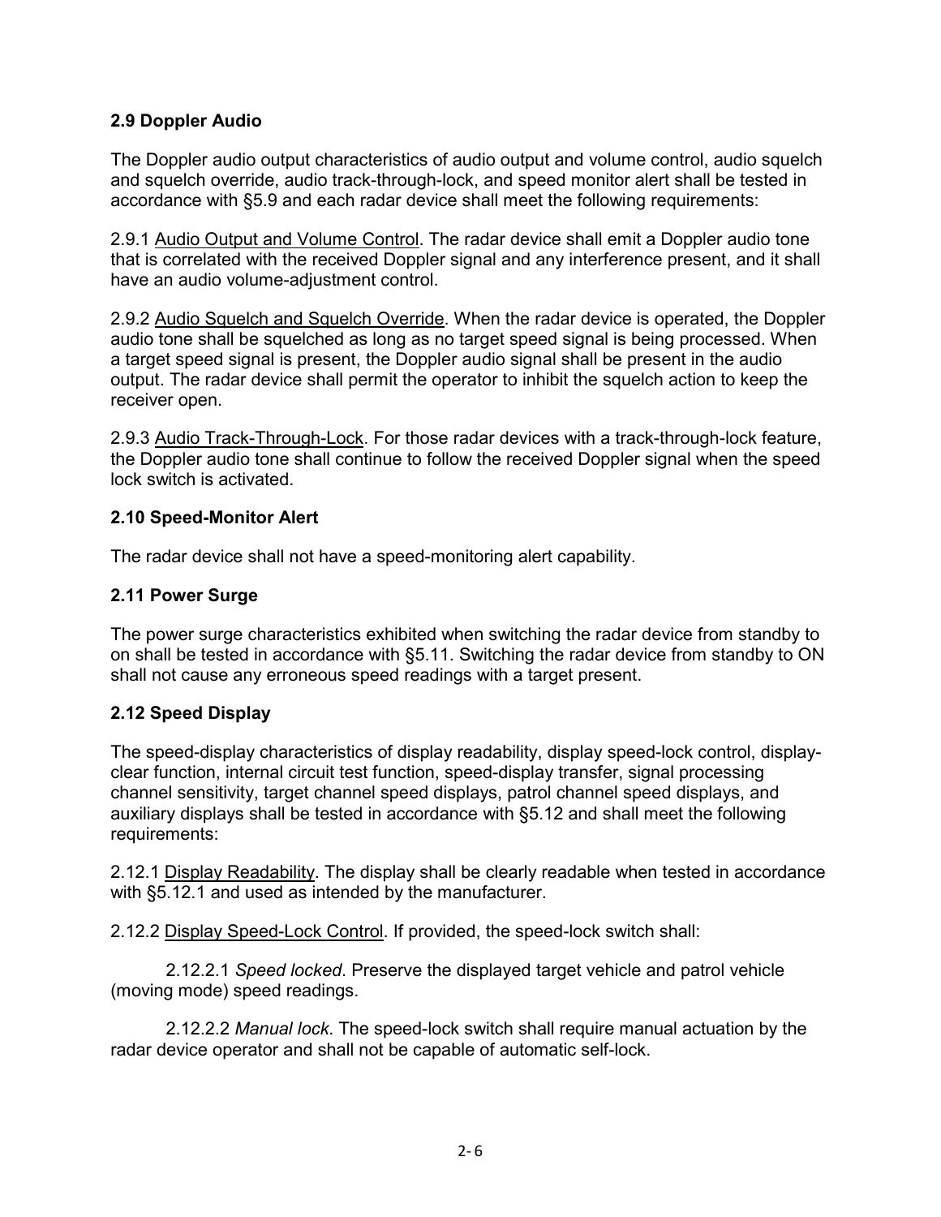### 2.9 Doppler Audio

The Doppler audio output characteristics of audio output and volume control, audio squelch and squelch override, audio track-through-lock, and speed monitor alert shall be tested in accordance with §5.9 and each radar device shall meet the following requirements:

2.9.1 Audio Output and Volume Control. The radar device shall emit a Doppler audio tone that is correlated with the received Doppler signal and any interference present, and it shall have an audio volume-adjustment control.

2.9.2 Audio Squelch and Squelch Override. When the radar device is operated, the Doppler audio tone shall be squelched as long as no target speed signal is being processed. When a target speed signal is present, the Doppler audio signal shall be present in the audio output. The radar device shall permit the operator to inhibit the squelch action to keep the receiver open.

2.9.3 Audio Track-Through-Lock. For those radar devices with a track-through-lock feature, the Doppler audio tone shall continue to follow the received Doppler signal when the speed lock switch is activated.

### 2.10 Speed-Monitor Alert

The radar device shall not have a speed-monitoring alert capability.

### 2.11 Power Surge

The power surge characteristics exhibited when switching the radar device from standby to on shall be tested in accordance with §5.11. Switching the radar device from standby to ON shall not cause any erroneous speed readings with a target present.

### 2.12 Speed Display

The speed-display characteristics of display readability, display speed-lock control, display-clear function, internal circuit test function, speed-display transfer, signal processing channel sensitivity, target channel speed displays, patrol channel speed displays, and auxiliary displays shall be tested in accordance with §5.12 and shall meet the following requirements:

2.12.1 Display Readability. The display shall be clearly readable when tested in accordance with §5.12.1 and used as intended by the manufacturer.

2.12.2 Display Speed-Lock Control. If provided, the speed-lock switch shall:

2.12.2.1 *Speed locked*. Preserve the displayed target vehicle and patrol vehicle (moving mode) speed readings.

2.12.2.2 *Manual lock*. The speed-lock switch shall require manual actuation by the radar device operator and shall not be capable of automatic self-lock.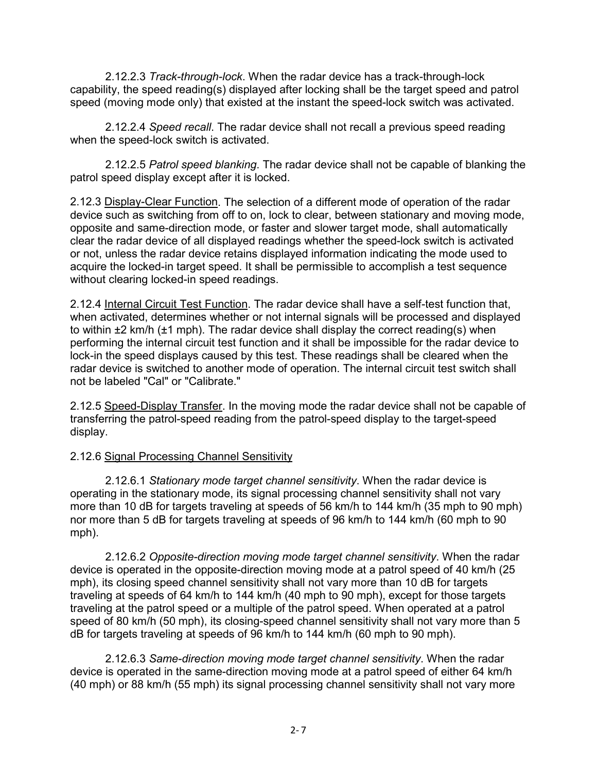2.12.2.3 *Track-through-lock*. When the radar device has a track-through-lock capability, the speed reading(s) displayed after locking shall be the target speed and patrol speed (moving mode only) that existed at the instant the speed-lock switch was activated.

2.12.2.4 *Speed recall*. The radar device shall not recall a previous speed reading when the speed-lock switch is activated.

2.12.2.5 *Patrol speed blanking*. The radar device shall not be capable of blanking the patrol speed display except after it is locked.

2.12.3 <u>Display-Clear Function</u>. The selection of a different mode of operation of the radar device such as switching from off to on, lock to clear, between stationary and moving mode, opposite and same-direction mode, or faster and slower target mode, shall automatically clear the radar device of all displayed readings whether the speed-lock switch is activated or not, unless the radar device retains displayed information indicating the mode used to acquire the locked-in target speed. It shall be permissible to accomplish a test sequence without clearing locked-in speed readings.

2.12.4 <u>Internal Circuit Test Function</u>. The radar device shall have a self-test function that, when activated, determines whether or not internal signals will be processed and displayed to within ±2 km/h (±1 mph). The radar device shall display the correct reading(s) when performing the internal circuit test function and it shall be impossible for the radar device to lock-in the speed displays caused by this test. These readings shall be cleared when the radar device is switched to another mode of operation. The internal circuit test switch shall not be labeled "Cal" or "Calibrate."

2.12.5 <u>Speed-Display Transfer</u>. In the moving mode the radar device shall not be capable of transferring the patrol-speed reading from the patrol-speed display to the target-speed display.

2.12.6 <u>Signal Processing Channel Sensitivity</u>

2.12.6.1 *Stationary mode target channel sensitivity*. When the radar device is operating in the stationary mode, its signal processing channel sensitivity shall not vary more than 10 dB for targets traveling at speeds of 56 km/h to 144 km/h (35 mph to 90 mph) nor more than 5 dB for targets traveling at speeds of 96 km/h to 144 km/h (60 mph to 90 mph).

2.12.6.2 *Opposite-direction moving mode target channel sensitivity*. When the radar device is operated in the opposite-direction moving mode at a patrol speed of 40 km/h (25 mph), its closing speed channel sensitivity shall not vary more than 10 dB for targets traveling at speeds of 64 km/h to 144 km/h (40 mph to 90 mph), except for those targets traveling at the patrol speed or a multiple of the patrol speed. When operated at a patrol speed of 80 km/h (50 mph), its closing-speed channel sensitivity shall not vary more than 5 dB for targets traveling at speeds of 96 km/h to 144 km/h (60 mph to 90 mph).

2.12.6.3 *Same-direction moving mode target channel sensitivity*. When the radar device is operated in the same-direction moving mode at a patrol speed of either 64 km/h (40 mph) or 88 km/h (55 mph) its signal processing channel sensitivity shall not vary more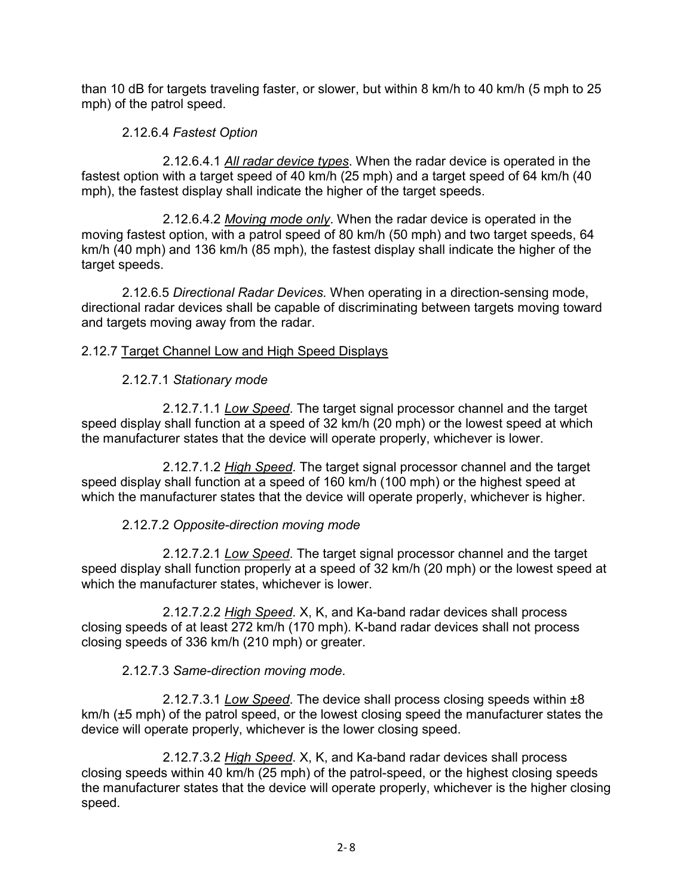than 10 dB for targets traveling faster, or slower, but within 8 km/h to 40 km/h (5 mph to 25 mph) of the patrol speed.

2.12.6.4 *Fastest Option*

2.12.6.4.1 *<u>All radar device types</u>*. When the radar device is operated in the fastest option with a target speed of 40 km/h (25 mph) and a target speed of 64 km/h (40 mph), the fastest display shall indicate the higher of the target speeds.

2.12.6.4.2 *<u>Moving mode only</u>*. When the radar device is operated in the moving fastest option, with a patrol speed of 80 km/h (50 mph) and two target speeds, 64 km/h (40 mph) and 136 km/h (85 mph), the fastest display shall indicate the higher of the target speeds.

2.12.6.5 *Directional Radar Devices.* When operating in a direction-sensing mode, directional radar devices shall be capable of discriminating between targets moving toward and targets moving away from the radar.

2.12.7 <u>Target Channel Low and High Speed Displays</u>

2.12.7.1 *Stationary mode*

2.12.7.1.1 *<u>Low Speed</u>*. The target signal processor channel and the target speed display shall function at a speed of 32 km/h (20 mph) or the lowest speed at which the manufacturer states that the device will operate properly, whichever is lower.

2.12.7.1.2 *<u>High Speed</u>*. The target signal processor channel and the target speed display shall function at a speed of 160 km/h (100 mph) or the highest speed at which the manufacturer states that the device will operate properly, whichever is higher.

2.12.7.2 *Opposite-direction moving mode*

2.12.7.2.1 *<u>Low Speed</u>*. The target signal processor channel and the target speed display shall function properly at a speed of 32 km/h (20 mph) or the lowest speed at which the manufacturer states, whichever is lower.

2.12.7.2.2 *<u>High Speed</u>*. X, K, and Ka-band radar devices shall process closing speeds of at least 272 km/h (170 mph). K-band radar devices shall not process closing speeds of 336 km/h (210 mph) or greater.

2.12.7.3 *Same-direction moving mode*.

2.12.7.3.1 *<u>Low Speed</u>*. The device shall process closing speeds within ±8 km/h (±5 mph) of the patrol speed, or the lowest closing speed the manufacturer states the device will operate properly, whichever is the lower closing speed.

2.12.7.3.2 *<u>High Speed</u>*. X, K, and Ka-band radar devices shall process closing speeds within 40 km/h (25 mph) of the patrol-speed, or the highest closing speeds the manufacturer states that the device will operate properly, whichever is the higher closing speed.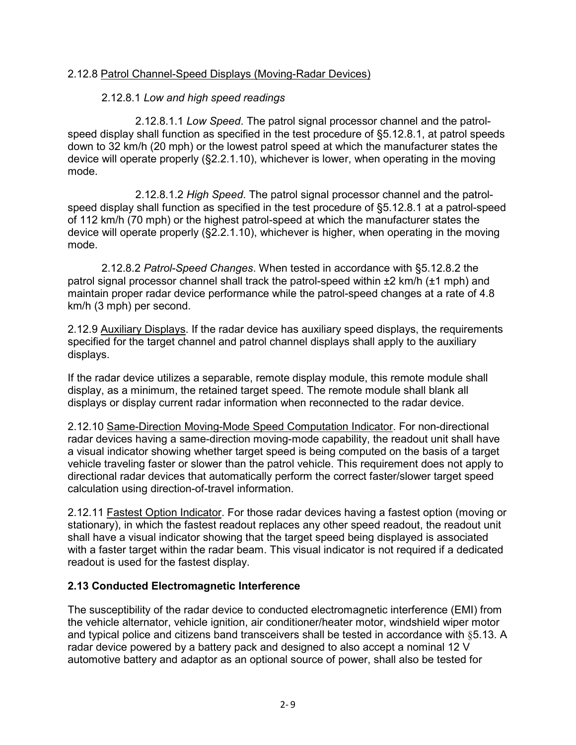2.12.8 Patrol Channel-Speed Displays (Moving-Radar Devices)

2.12.8.1 *Low and high speed readings*

2.12.8.1.1 *Low Speed*. The patrol signal processor channel and the patrol-speed display shall function as specified in the test procedure of §5.12.8.1, at patrol speeds down to 32 km/h (20 mph) or the lowest patrol speed at which the manufacturer states the device will operate properly (§2.2.1.10), whichever is lower, when operating in the moving mode.

2.12.8.1.2 *High Speed*. The patrol signal processor channel and the patrol-speed display shall function as specified in the test procedure of §5.12.8.1 at a patrol-speed of 112 km/h (70 mph) or the highest patrol-speed at which the manufacturer states the device will operate properly (§2.2.1.10), whichever is higher, when operating in the moving mode.

2.12.8.2 *Patrol-Speed Changes*. When tested in accordance with §5.12.8.2 the patrol signal processor channel shall track the patrol-speed within ±2 km/h (±1 mph) and maintain proper radar device performance while the patrol-speed changes at a rate of 4.8 km/h (3 mph) per second.

2.12.9 Auxiliary Displays. If the radar device has auxiliary speed displays, the requirements specified for the target channel and patrol channel displays shall apply to the auxiliary displays.

If the radar device utilizes a separable, remote display module, this remote module shall display, as a minimum, the retained target speed. The remote module shall blank all displays or display current radar information when reconnected to the radar device.

2.12.10 Same-Direction Moving-Mode Speed Computation Indicator. For non-directional radar devices having a same-direction moving-mode capability, the readout unit shall have a visual indicator showing whether target speed is being computed on the basis of a target vehicle traveling faster or slower than the patrol vehicle. This requirement does not apply to directional radar devices that automatically perform the correct faster/slower target speed calculation using direction-of-travel information.

2.12.11 Fastest Option Indicator. For those radar devices having a fastest option (moving or stationary), in which the fastest readout replaces any other speed readout, the readout unit shall have a visual indicator showing that the target speed being displayed is associated with a faster target within the radar beam. This visual indicator is not required if a dedicated readout is used for the fastest display.

## 2.13 Conducted Electromagnetic Interference

The susceptibility of the radar device to conducted electromagnetic interference (EMI) from the vehicle alternator, vehicle ignition, air conditioner/heater motor, windshield wiper motor and typical police and citizens band transceivers shall be tested in accordance with §5.13. A radar device powered by a battery pack and designed to also accept a nominal 12 V automotive battery and adaptor as an optional source of power, shall also be tested for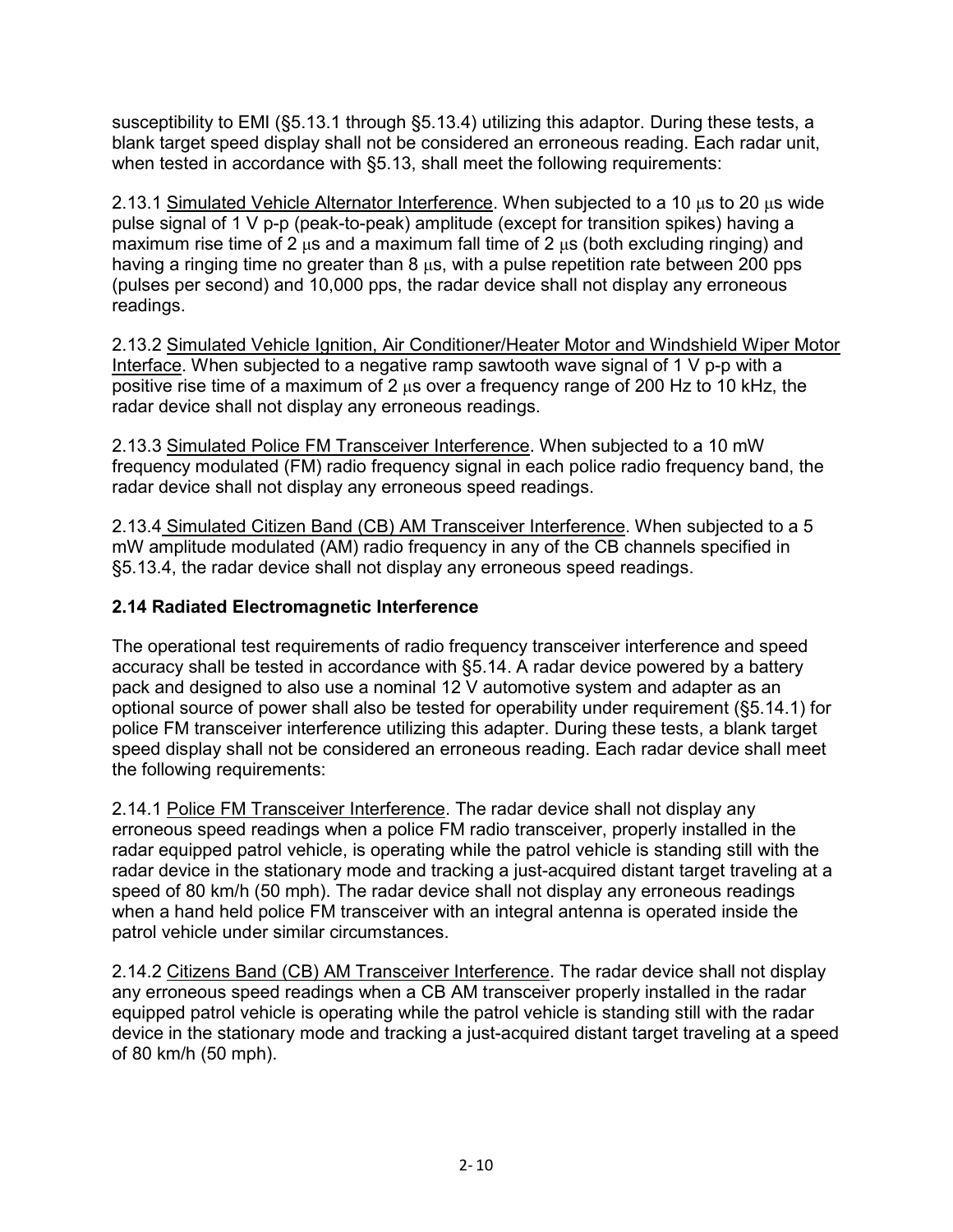susceptibility to EMI (§5.13.1 through §5.13.4) utilizing this adaptor. During these tests, a blank target speed display shall not be considered an erroneous reading. Each radar unit, when tested in accordance with §5.13, shall meet the following requirements:

2.13.1 Simulated Vehicle Alternator Interference. When subjected to a 10 μs to 20 μs wide pulse signal of 1 V p-p (peak-to-peak) amplitude (except for transition spikes) having a maximum rise time of 2 μs and a maximum fall time of 2 μs (both excluding ringing) and having a ringing time no greater than 8 μs, with a pulse repetition rate between 200 pps (pulses per second) and 10,000 pps, the radar device shall not display any erroneous readings.

2.13.2 Simulated Vehicle Ignition, Air Conditioner/Heater Motor and Windshield Wiper Motor Interface. When subjected to a negative ramp sawtooth wave signal of 1 V p-p with a positive rise time of a maximum of 2 μs over a frequency range of 200 Hz to 10 kHz, the radar device shall not display any erroneous readings.

2.13.3 Simulated Police FM Transceiver Interference. When subjected to a 10 mW frequency modulated (FM) radio frequency signal in each police radio frequency band, the radar device shall not display any erroneous speed readings.

2.13.4 Simulated Citizen Band (CB) AM Transceiver Interference. When subjected to a 5 mW amplitude modulated (AM) radio frequency in any of the CB channels specified in §5.13.4, the radar device shall not display any erroneous speed readings.

### 2.14 Radiated Electromagnetic Interference

The operational test requirements of radio frequency transceiver interference and speed accuracy shall be tested in accordance with §5.14. A radar device powered by a battery pack and designed to also use a nominal 12 V automotive system and adapter as an optional source of power shall also be tested for operability under requirement (§5.14.1) for police FM transceiver interference utilizing this adapter. During these tests, a blank target speed display shall not be considered an erroneous reading. Each radar device shall meet the following requirements:

2.14.1 Police FM Transceiver Interference. The radar device shall not display any erroneous speed readings when a police FM radio transceiver, properly installed in the radar equipped patrol vehicle, is operating while the patrol vehicle is standing still with the radar device in the stationary mode and tracking a just-acquired distant target traveling at a speed of 80 km/h (50 mph). The radar device shall not display any erroneous readings when a hand held police FM transceiver with an integral antenna is operated inside the patrol vehicle under similar circumstances.

2.14.2 Citizens Band (CB) AM Transceiver Interference. The radar device shall not display any erroneous speed readings when a CB AM transceiver properly installed in the radar equipped patrol vehicle is operating while the patrol vehicle is standing still with the radar device in the stationary mode and tracking a just-acquired distant target traveling at a speed of 80 km/h (50 mph).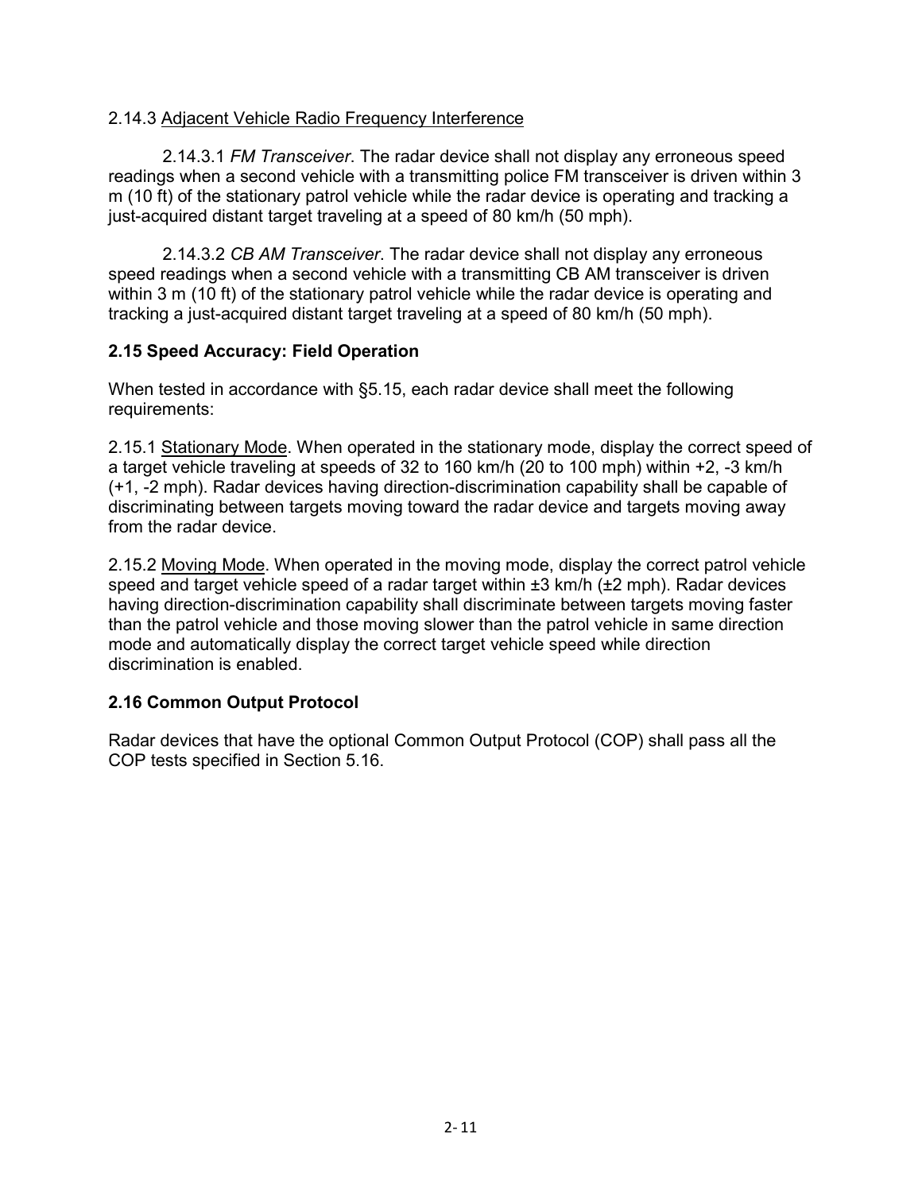2.14.3 Adjacent Vehicle Radio Frequency Interference

2.14.3.1 *FM Transceiver*. The radar device shall not display any erroneous speed readings when a second vehicle with a transmitting police FM transceiver is driven within 3 m (10 ft) of the stationary patrol vehicle while the radar device is operating and tracking a just-acquired distant target traveling at a speed of 80 km/h (50 mph).

2.14.3.2 *CB AM Transceiver*. The radar device shall not display any erroneous speed readings when a second vehicle with a transmitting CB AM transceiver is driven within 3 m (10 ft) of the stationary patrol vehicle while the radar device is operating and tracking a just-acquired distant target traveling at a speed of 80 km/h (50 mph).

### 2.15 Speed Accuracy: Field Operation

When tested in accordance with §5.15, each radar device shall meet the following requirements:

2.15.1 Stationary Mode. When operated in the stationary mode, display the correct speed of a target vehicle traveling at speeds of 32 to 160 km/h (20 to 100 mph) within +2, -3 km/h (+1, -2 mph). Radar devices having direction-discrimination capability shall be capable of discriminating between targets moving toward the radar device and targets moving away from the radar device.

2.15.2 Moving Mode. When operated in the moving mode, display the correct patrol vehicle speed and target vehicle speed of a radar target within ±3 km/h (±2 mph). Radar devices having direction-discrimination capability shall discriminate between targets moving faster than the patrol vehicle and those moving slower than the patrol vehicle in same direction mode and automatically display the correct target vehicle speed while direction discrimination is enabled.

### 2.16 Common Output Protocol

Radar devices that have the optional Common Output Protocol (COP) shall pass all the COP tests specified in Section 5.16.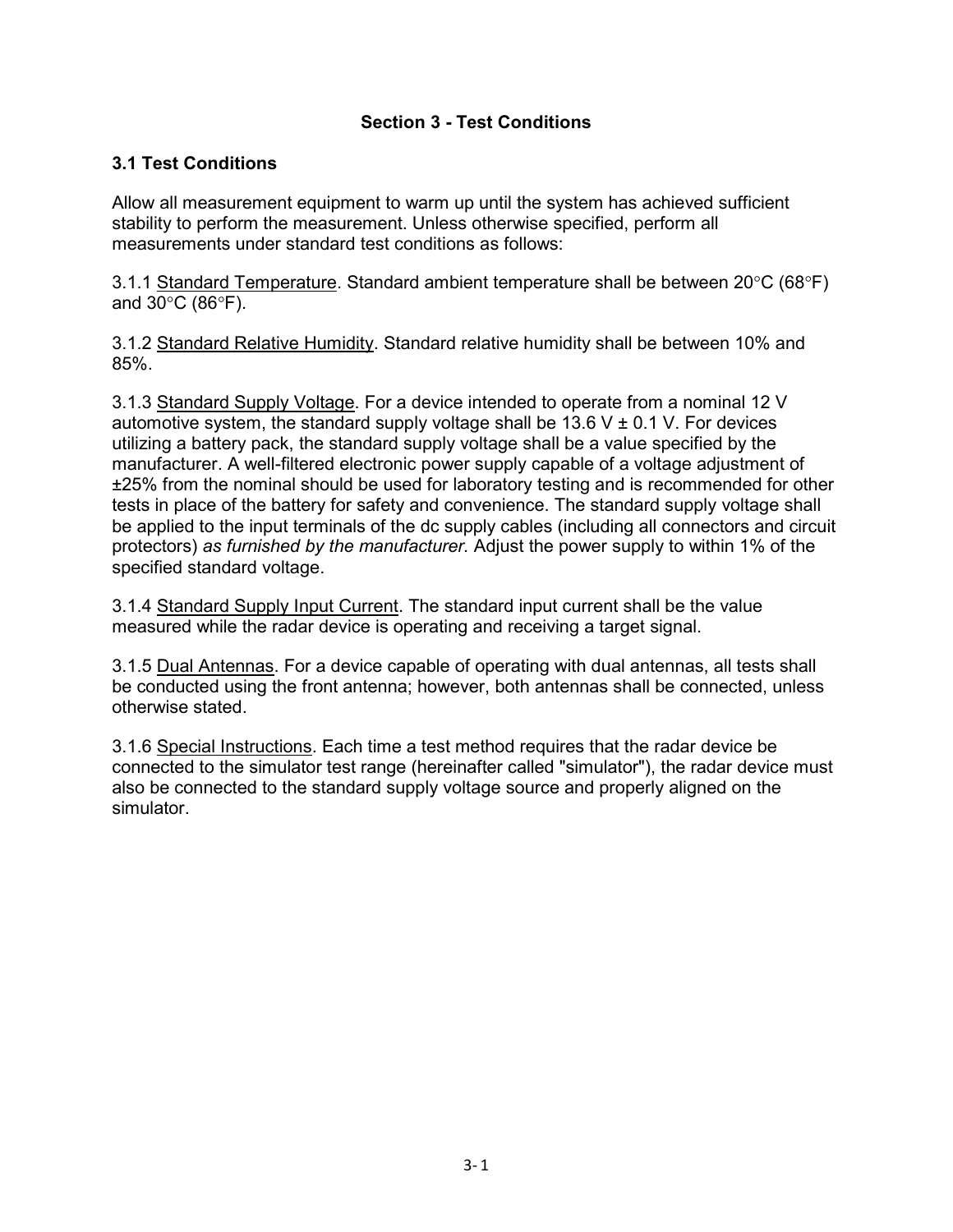## Section 3 - Test Conditions

### 3.1 Test Conditions

Allow all measurement equipment to warm up until the system has achieved sufficient stability to perform the measurement. Unless otherwise specified, perform all measurements under standard test conditions as follows:

3.1.1 Standard Temperature. Standard ambient temperature shall be between 20°C (68°F) and 30°C (86°F).

3.1.2 Standard Relative Humidity. Standard relative humidity shall be between 10% and 85%.

3.1.3 Standard Supply Voltage. For a device intended to operate from a nominal 12 V automotive system, the standard supply voltage shall be 13.6 V ± 0.1 V. For devices utilizing a battery pack, the standard supply voltage shall be a value specified by the manufacturer. A well-filtered electronic power supply capable of a voltage adjustment of ±25% from the nominal should be used for laboratory testing and is recommended for other tests in place of the battery for safety and convenience. The standard supply voltage shall be applied to the input terminals of the dc supply cables (including all connectors and circuit protectors) *as furnished by the manufacturer.* Adjust the power supply to within 1% of the specified standard voltage.

3.1.4 Standard Supply Input Current. The standard input current shall be the value measured while the radar device is operating and receiving a target signal.

3.1.5 Dual Antennas. For a device capable of operating with dual antennas, all tests shall be conducted using the front antenna; however, both antennas shall be connected, unless otherwise stated.

3.1.6 Special Instructions. Each time a test method requires that the radar device be connected to the simulator test range (hereinafter called "simulator"), the radar device must also be connected to the standard supply voltage source and properly aligned on the simulator.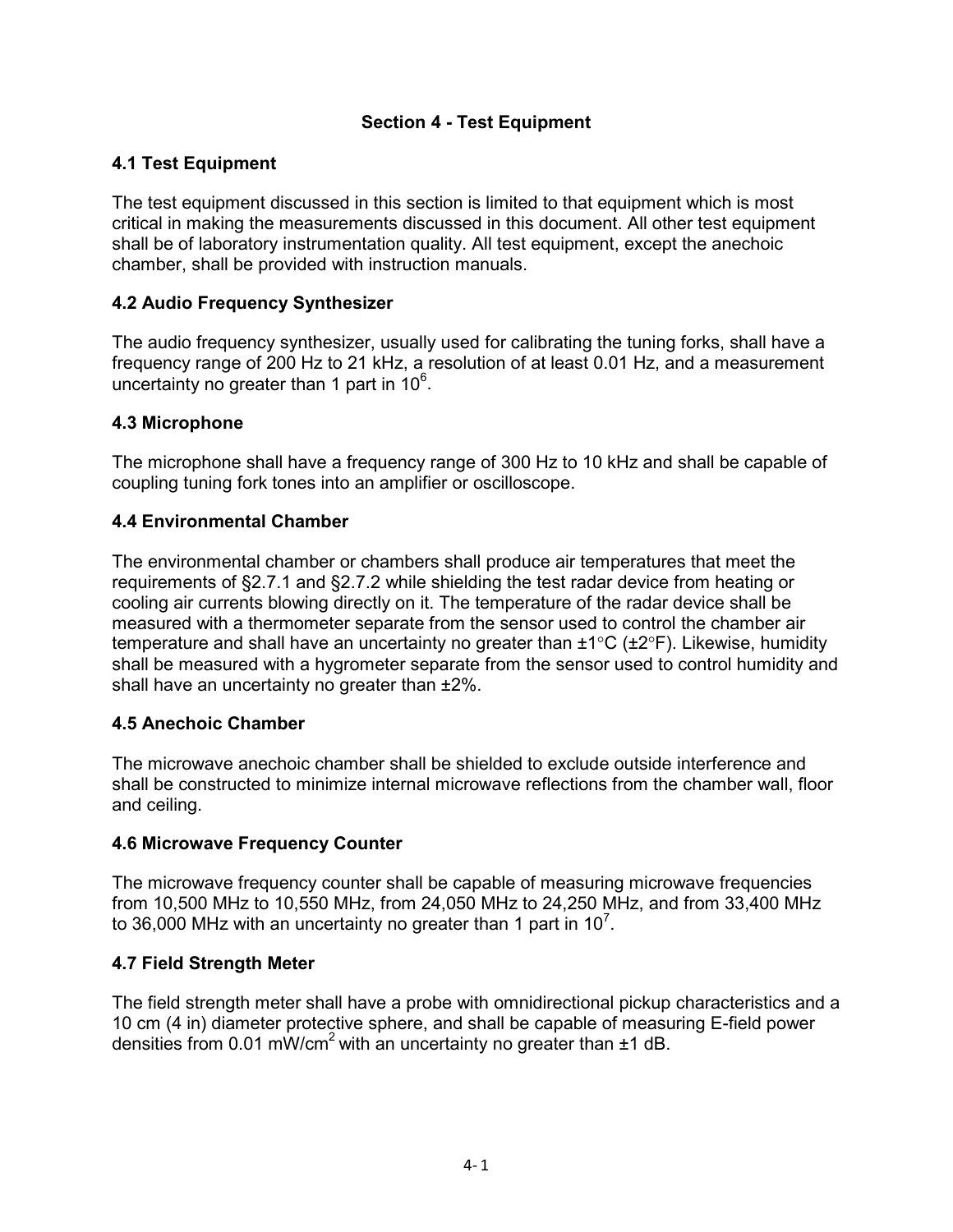# Section 4 - Test Equipment

## 4.1 Test Equipment

The test equipment discussed in this section is limited to that equipment which is most critical in making the measurements discussed in this document. All other test equipment shall be of laboratory instrumentation quality. All test equipment, except the anechoic chamber, shall be provided with instruction manuals.

## 4.2 Audio Frequency Synthesizer

The audio frequency synthesizer, usually used for calibrating the tuning forks, shall have a frequency range of 200 Hz to 21 kHz, a resolution of at least 0.01 Hz, and a measurement uncertainty no greater than 1 part in $10^6$.

## 4.3 Microphone

The microphone shall have a frequency range of 300 Hz to 10 kHz and shall be capable of coupling tuning fork tones into an amplifier or oscilloscope.

## 4.4 Environmental Chamber

The environmental chamber or chambers shall produce air temperatures that meet the requirements of §2.7.1 and §2.7.2 while shielding the test radar device from heating or cooling air currents blowing directly on it. The temperature of the radar device shall be measured with a thermometer separate from the sensor used to control the chamber air temperature and shall have an uncertainty no greater than ±1°C (±2°F). Likewise, humidity shall be measured with a hygrometer separate from the sensor used to control humidity and shall have an uncertainty no greater than ±2%.

## 4.5 Anechoic Chamber

The microwave anechoic chamber shall be shielded to exclude outside interference and shall be constructed to minimize internal microwave reflections from the chamber wall, floor and ceiling.

## 4.6 Microwave Frequency Counter

The microwave frequency counter shall be capable of measuring microwave frequencies from 10,500 MHz to 10,550 MHz, from 24,050 MHz to 24,250 MHz, and from 33,400 MHz to 36,000 MHz with an uncertainty no greater than 1 part in $10^7$.

## 4.7 Field Strength Meter

The field strength meter shall have a probe with omnidirectional pickup characteristics and a 10 cm (4 in) diameter protective sphere, and shall be capable of measuring E-field power densities from 0.01 $mW/cm^2$ with an uncertainty no greater than ±1 dB.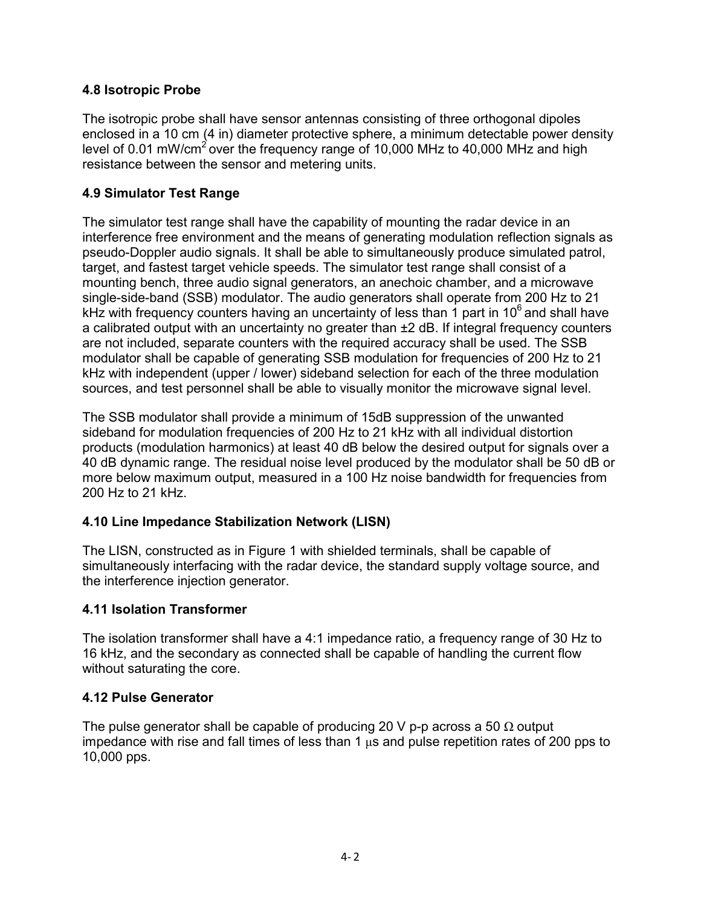### 4.8 Isotropic Probe

The isotropic probe shall have sensor antennas consisting of three orthogonal dipoles enclosed in a 10 cm (4 in) diameter protective sphere, a minimum detectable power density level of 0.01 $mW/cm^2$ over the frequency range of 10,000 MHz to 40,000 MHz and high resistance between the sensor and metering units.

### 4.9 Simulator Test Range

The simulator test range shall have the capability of mounting the radar device in an interference free environment and the means of generating modulation reflection signals as pseudo-Doppler audio signals. It shall be able to simultaneously produce simulated patrol, target, and fastest target vehicle speeds. The simulator test range shall consist of a mounting bench, three audio signal generators, an anechoic chamber, and a microwave single-side-band (SSB) modulator. The audio generators shall operate from 200 Hz to 21 kHz with frequency counters having an uncertainty of less than 1 part in $10^6$ and shall have a calibrated output with an uncertainty no greater than ±2 dB. If integral frequency counters are not included, separate counters with the required accuracy shall be used. The SSB modulator shall be capable of generating SSB modulation for frequencies of 200 Hz to 21 kHz with independent (upper / lower) sideband selection for each of the three modulation sources, and test personnel shall be able to visually monitor the microwave signal level.

The SSB modulator shall provide a minimum of 15dB suppression of the unwanted sideband for modulation frequencies of 200 Hz to 21 kHz with all individual distortion products (modulation harmonics) at least 40 dB below the desired output for signals over a 40 dB dynamic range. The residual noise level produced by the modulator shall be 50 dB or more below maximum output, measured in a 100 Hz noise bandwidth for frequencies from 200 Hz to 21 kHz.

### 4.10 Line Impedance Stabilization Network (LISN)

The LISN, constructed as in Figure 1 with shielded terminals, shall be capable of simultaneously interfacing with the radar device, the standard supply voltage source, and the interference injection generator.

### 4.11 Isolation Transformer

The isolation transformer shall have a 4:1 impedance ratio, a frequency range of 30 Hz to 16 kHz, and the secondary as connected shall be capable of handling the current flow without saturating the core.

### 4.12 Pulse Generator

The pulse generator shall be capable of producing 20 V p-p across a 50 Ω output impedance with rise and fall times of less than 1 μs and pulse repetition rates of 200 pps to 10,000 pps.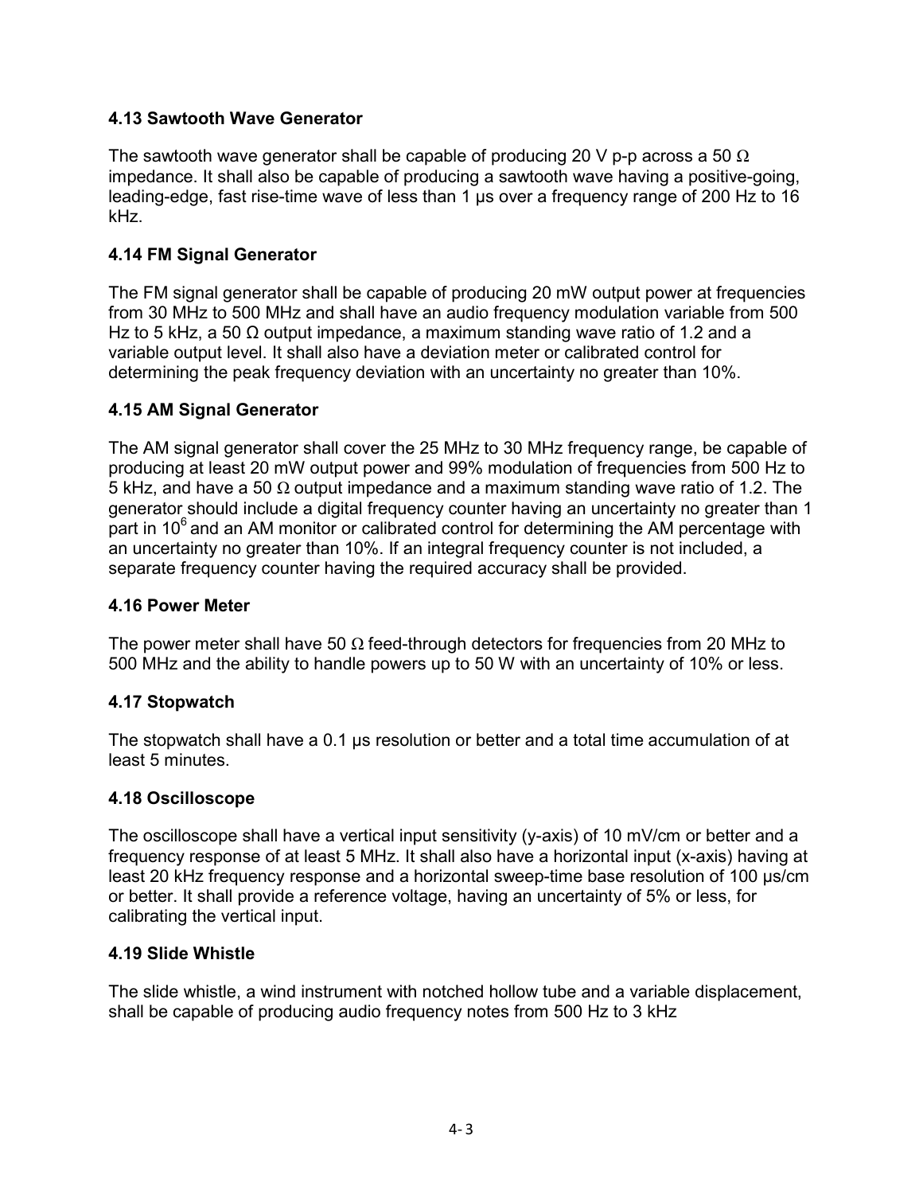### 4.13 Sawtooth Wave Generator

The sawtooth wave generator shall be capable of producing 20 V p-p across a 50 Ω impedance. It shall also be capable of producing a sawtooth wave having a positive-going, leading-edge, fast rise-time wave of less than 1 µs over a frequency range of 200 Hz to 16 kHz.

### 4.14 FM Signal Generator

The FM signal generator shall be capable of producing 20 mW output power at frequencies from 30 MHz to 500 MHz and shall have an audio frequency modulation variable from 500 Hz to 5 kHz, a 50 Ω output impedance, a maximum standing wave ratio of 1.2 and a variable output level. It shall also have a deviation meter or calibrated control for determining the peak frequency deviation with an uncertainty no greater than 10%.

### 4.15 AM Signal Generator

The AM signal generator shall cover the 25 MHz to 30 MHz frequency range, be capable of producing at least 20 mW output power and 99% modulation of frequencies from 500 Hz to 5 kHz, and have a 50 Ω output impedance and a maximum standing wave ratio of 1.2. The generator should include a digital frequency counter having an uncertainty no greater than 1 part in $10^6$ and an AM monitor or calibrated control for determining the AM percentage with an uncertainty no greater than 10%. If an integral frequency counter is not included, a separate frequency counter having the required accuracy shall be provided.

### 4.16 Power Meter

The power meter shall have 50 Ω feed-through detectors for frequencies from 20 MHz to 500 MHz and the ability to handle powers up to 50 W with an uncertainty of 10% or less.

### 4.17 Stopwatch

The stopwatch shall have a 0.1 µs resolution or better and a total time accumulation of at least 5 minutes.

### 4.18 Oscilloscope

The oscilloscope shall have a vertical input sensitivity (y-axis) of 10 mV/cm or better and a frequency response of at least 5 MHz. It shall also have a horizontal input (x-axis) having at least 20 kHz frequency response and a horizontal sweep-time base resolution of 100 µs/cm or better. It shall provide a reference voltage, having an uncertainty of 5% or less, for calibrating the vertical input.

### 4.19 Slide Whistle

The slide whistle, a wind instrument with notched hollow tube and a variable displacement, shall be capable of producing audio frequency notes from 500 Hz to 3 kHz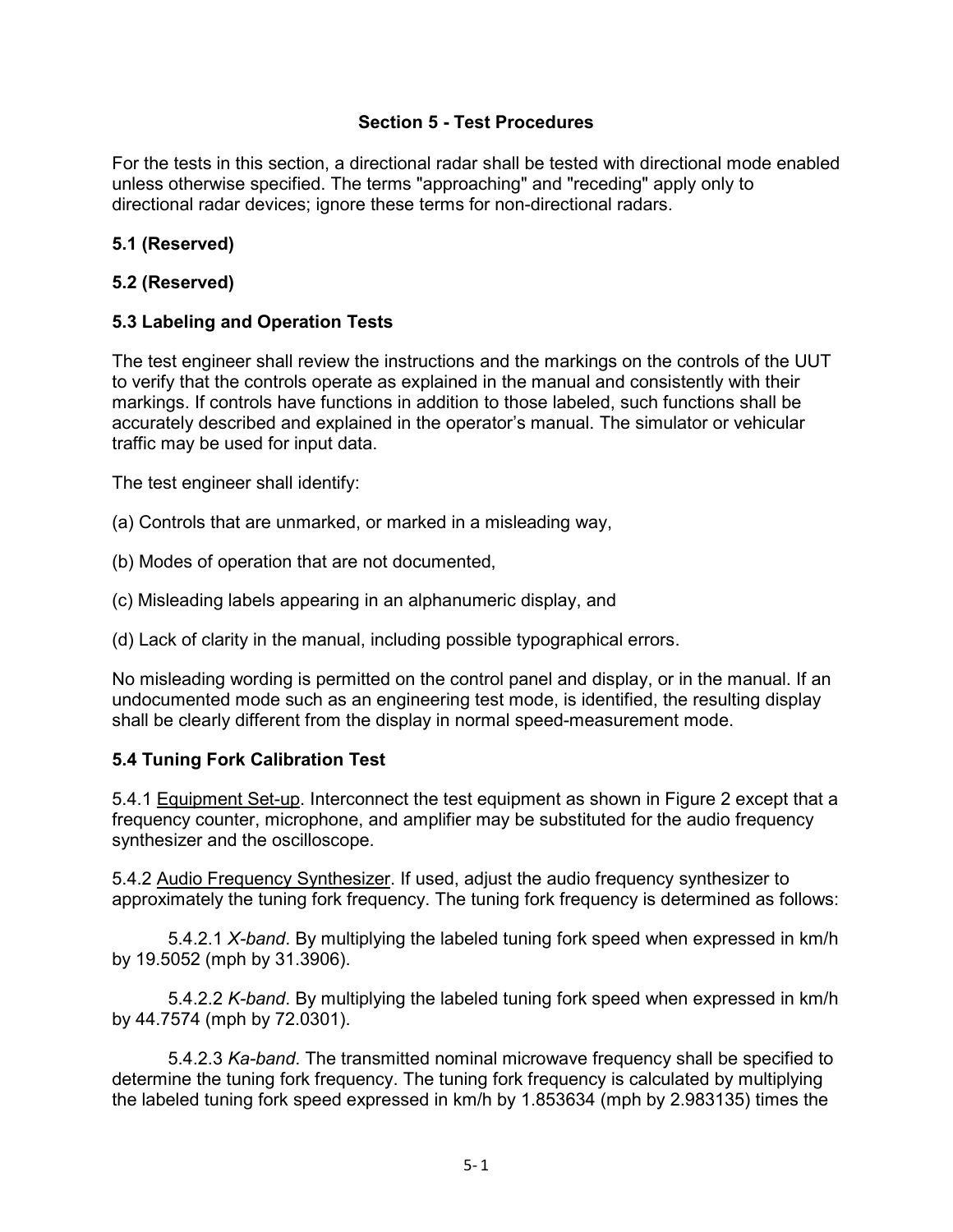## Section 5 - Test Procedures

For the tests in this section, a directional radar shall be tested with directional mode enabled unless otherwise specified. The terms "approaching" and "receding" apply only to directional radar devices; ignore these terms for non-directional radars.

### 5.1 (Reserved)

### 5.2 (Reserved)

### 5.3 Labeling and Operation Tests

The test engineer shall review the instructions and the markings on the controls of the UUT to verify that the controls operate as explained in the manual and consistently with their markings. If controls have functions in addition to those labeled, such functions shall be accurately described and explained in the operator's manual. The simulator or vehicular traffic may be used for input data.

The test engineer shall identify:

(a) Controls that are unmarked, or marked in a misleading way,

(b) Modes of operation that are not documented,

(c) Misleading labels appearing in an alphanumeric display, and

(d) Lack of clarity in the manual, including possible typographical errors.

No misleading wording is permitted on the control panel and display, or in the manual. If an undocumented mode such as an engineering test mode, is identified, the resulting display shall be clearly different from the display in normal speed-measurement mode.

### 5.4 Tuning Fork Calibration Test

5.4.1 Equipment Set-up. Interconnect the test equipment as shown in Figure 2 except that a frequency counter, microphone, and amplifier may be substituted for the audio frequency synthesizer and the oscilloscope.

5.4.2 Audio Frequency Synthesizer. If used, adjust the audio frequency synthesizer to approximately the tuning fork frequency. The tuning fork frequency is determined as follows:

5.4.2.1 *X-band*. By multiplying the labeled tuning fork speed when expressed in km/h by 19.5052 (mph by 31.3906).

5.4.2.2 *K-band*. By multiplying the labeled tuning fork speed when expressed in km/h by 44.7574 (mph by 72.0301).

5.4.2.3 *Ka-band*. The transmitted nominal microwave frequency shall be specified to determine the tuning fork frequency. The tuning fork frequency is calculated by multiplying the labeled tuning fork speed expressed in km/h by 1.853634 (mph by 2.983135) times the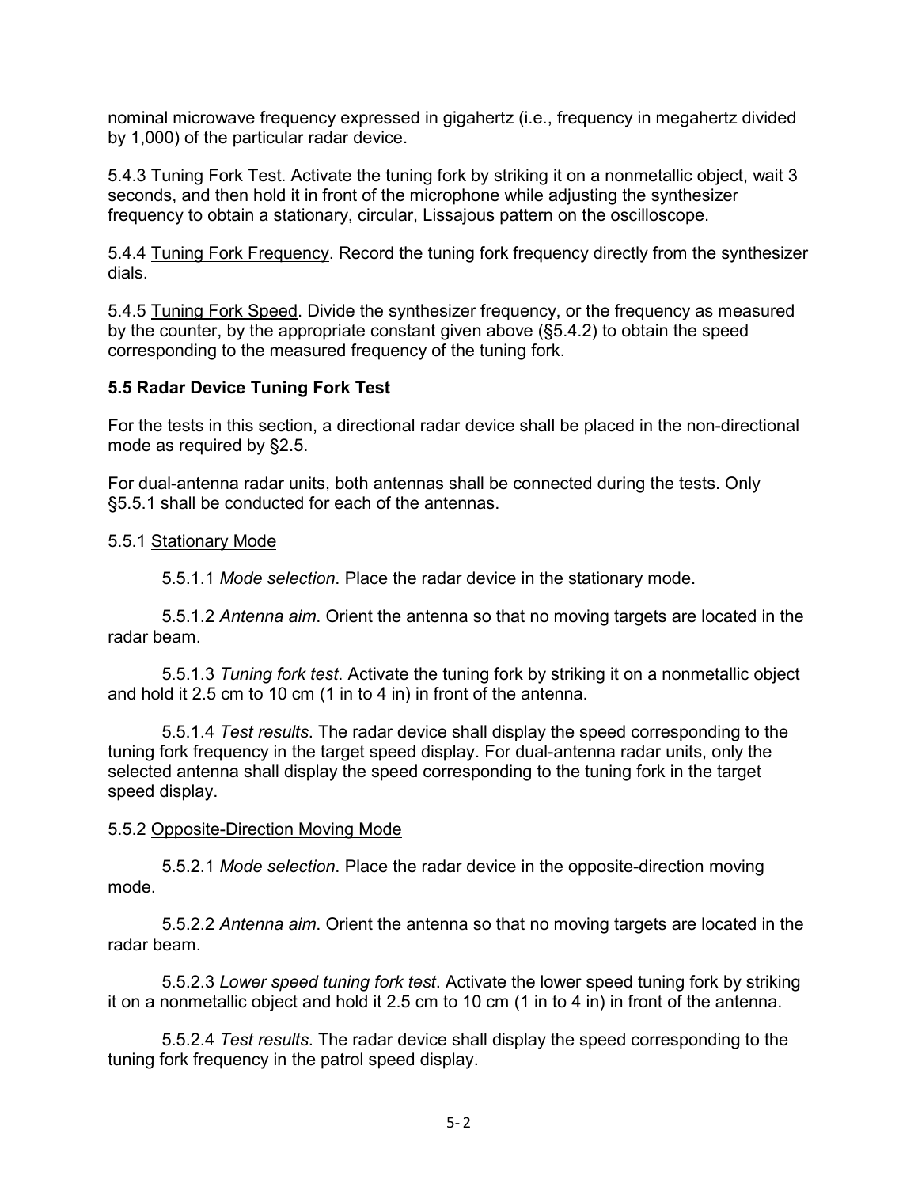nominal microwave frequency expressed in gigahertz (i.e., frequency in megahertz divided by 1,000) of the particular radar device.

5.4.3 Tuning Fork Test. Activate the tuning fork by striking it on a nonmetallic object, wait 3 seconds, and then hold it in front of the microphone while adjusting the synthesizer frequency to obtain a stationary, circular, Lissajous pattern on the oscilloscope.

5.4.4 Tuning Fork Frequency. Record the tuning fork frequency directly from the synthesizer dials.

5.4.5 Tuning Fork Speed. Divide the synthesizer frequency, or the frequency as measured by the counter, by the appropriate constant given above (§5.4.2) to obtain the speed corresponding to the measured frequency of the tuning fork.

### 5.5 Radar Device Tuning Fork Test

For the tests in this section, a directional radar device shall be placed in the non-directional mode as required by §2.5.

For dual-antenna radar units, both antennas shall be connected during the tests. Only §5.5.1 shall be conducted for each of the antennas.

5.5.1 Stationary Mode

5.5.1.1 *Mode selection*. Place the radar device in the stationary mode.

5.5.1.2 *Antenna aim*. Orient the antenna so that no moving targets are located in the radar beam.

5.5.1.3 *Tuning fork test*. Activate the tuning fork by striking it on a nonmetallic object and hold it 2.5 cm to 10 cm (1 in to 4 in) in front of the antenna.

5.5.1.4 *Test results*. The radar device shall display the speed corresponding to the tuning fork frequency in the target speed display. For dual-antenna radar units, only the selected antenna shall display the speed corresponding to the tuning fork in the target speed display.

5.5.2 Opposite-Direction Moving Mode

5.5.2.1 *Mode selection*. Place the radar device in the opposite-direction moving mode.

5.5.2.2 *Antenna aim*. Orient the antenna so that no moving targets are located in the radar beam.

5.5.2.3 *Lower speed tuning fork test*. Activate the lower speed tuning fork by striking it on a nonmetallic object and hold it 2.5 cm to 10 cm (1 in to 4 in) in front of the antenna.

5.5.2.4 *Test results*. The radar device shall display the speed corresponding to the tuning fork frequency in the patrol speed display.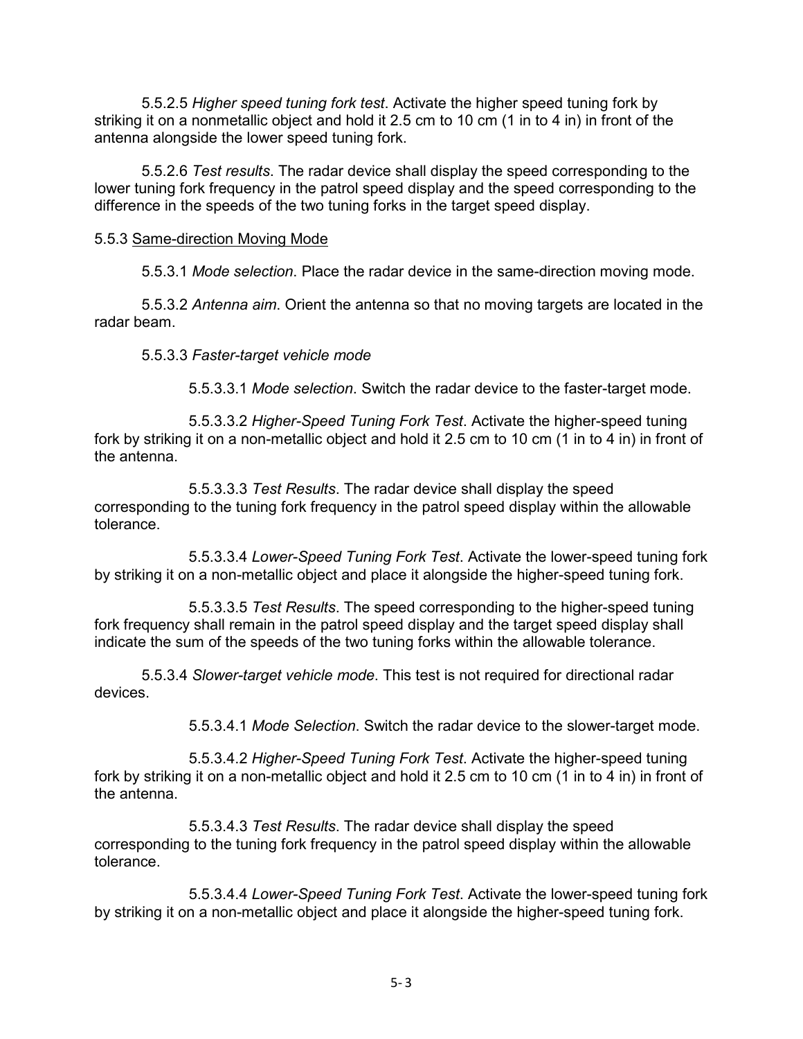5.5.2.5 *Higher speed tuning fork test*. Activate the higher speed tuning fork by striking it on a nonmetallic object and hold it 2.5 cm to 10 cm (1 in to 4 in) in front of the antenna alongside the lower speed tuning fork.

5.5.2.6 *Test results*. The radar device shall display the speed corresponding to the lower tuning fork frequency in the patrol speed display and the speed corresponding to the difference in the speeds of the two tuning forks in the target speed display.

5.5.3 <u>Same-direction Moving Mode</u>

5.5.3.1 *Mode selection*. Place the radar device in the same-direction moving mode.

5.5.3.2 *Antenna aim*. Orient the antenna so that no moving targets are located in the radar beam.

5.5.3.3 *Faster-target vehicle mode*

5.5.3.3.1 *Mode selection*. Switch the radar device to the faster-target mode.

5.5.3.3.2 *Higher-Speed Tuning Fork Test*. Activate the higher-speed tuning fork by striking it on a non-metallic object and hold it 2.5 cm to 10 cm (1 in to 4 in) in front of the antenna.

5.5.3.3.3 *Test Results*. The radar device shall display the speed corresponding to the tuning fork frequency in the patrol speed display within the allowable tolerance.

5.5.3.3.4 *Lower-Speed Tuning Fork Test*. Activate the lower-speed tuning fork by striking it on a non-metallic object and place it alongside the higher-speed tuning fork.

5.5.3.3.5 *Test Results*. The speed corresponding to the higher-speed tuning fork frequency shall remain in the patrol speed display and the target speed display shall indicate the sum of the speeds of the two tuning forks within the allowable tolerance.

5.5.3.4 *Slower-target vehicle mode*. This test is not required for directional radar devices.

5.5.3.4.1 *Mode Selection*. Switch the radar device to the slower-target mode.

5.5.3.4.2 *Higher-Speed Tuning Fork Test*. Activate the higher-speed tuning fork by striking it on a non-metallic object and hold it 2.5 cm to 10 cm (1 in to 4 in) in front of the antenna.

5.5.3.4.3 *Test Results*. The radar device shall display the speed corresponding to the tuning fork frequency in the patrol speed display within the allowable tolerance.

5.5.3.4.4 *Lower-Speed Tuning Fork Test*. Activate the lower-speed tuning fork by striking it on a non-metallic object and place it alongside the higher-speed tuning fork.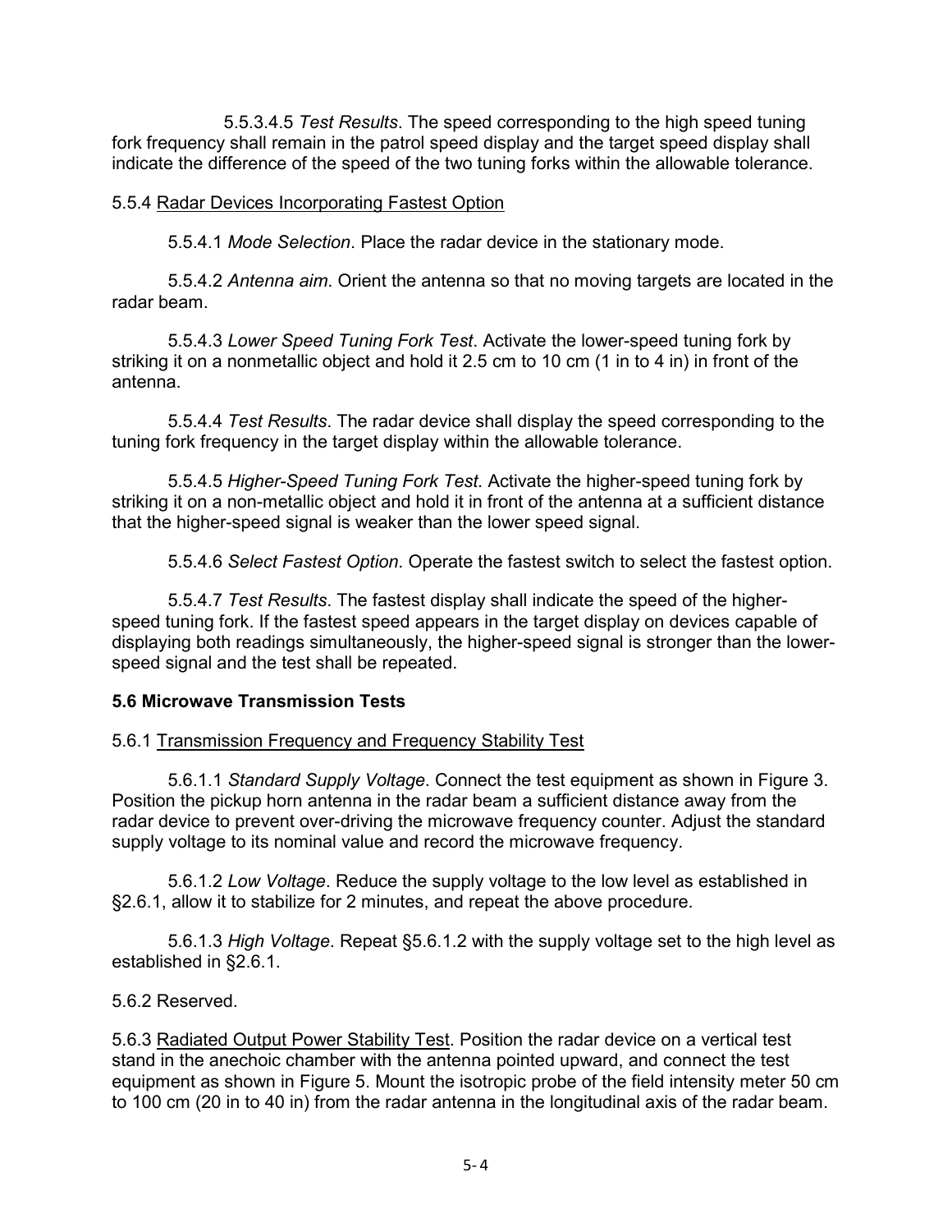5.5.3.4.5 *Test Results*. The speed corresponding to the high speed tuning fork frequency shall remain in the patrol speed display and the target speed display shall indicate the difference of the speed of the two tuning forks within the allowable tolerance.

5.5.4 <u>Radar Devices Incorporating Fastest Option</u>

5.5.4.1 *Mode Selection*. Place the radar device in the stationary mode.

5.5.4.2 *Antenna aim*. Orient the antenna so that no moving targets are located in the radar beam.

5.5.4.3 *Lower Speed Tuning Fork Test*. Activate the lower-speed tuning fork by striking it on a nonmetallic object and hold it 2.5 cm to 10 cm (1 in to 4 in) in front of the antenna.

5.5.4.4 *Test Results*. The radar device shall display the speed corresponding to the tuning fork frequency in the target display within the allowable tolerance.

5.5.4.5 *Higher-Speed Tuning Fork Test*. Activate the higher-speed tuning fork by striking it on a non-metallic object and hold it in front of the antenna at a sufficient distance that the higher-speed signal is weaker than the lower speed signal.

5.5.4.6 *Select Fastest Option*. Operate the fastest switch to select the fastest option.

5.5.4.7 *Test Results*. The fastest display shall indicate the speed of the higher-speed tuning fork. If the fastest speed appears in the target display on devices capable of displaying both readings simultaneously, the higher-speed signal is stronger than the lower-speed signal and the test shall be repeated.

### 5.6 Microwave Transmission Tests

5.6.1 <u>Transmission Frequency and Frequency Stability Test</u>

5.6.1.1 *Standard Supply Voltage*. Connect the test equipment as shown in Figure 3. Position the pickup horn antenna in the radar beam a sufficient distance away from the radar device to prevent over-driving the microwave frequency counter. Adjust the standard supply voltage to its nominal value and record the microwave frequency.

5.6.1.2 *Low Voltage*. Reduce the supply voltage to the low level as established in §2.6.1, allow it to stabilize for 2 minutes, and repeat the above procedure.

5.6.1.3 *High Voltage*. Repeat §5.6.1.2 with the supply voltage set to the high level as established in §2.6.1.

5.6.2 Reserved.

5.6.3 <u>Radiated Output Power Stability Test</u>. Position the radar device on a vertical test stand in the anechoic chamber with the antenna pointed upward, and connect the test equipment as shown in Figure 5. Mount the isotropic probe of the field intensity meter 50 cm to 100 cm (20 in to 40 in) from the radar antenna in the longitudinal axis of the radar beam.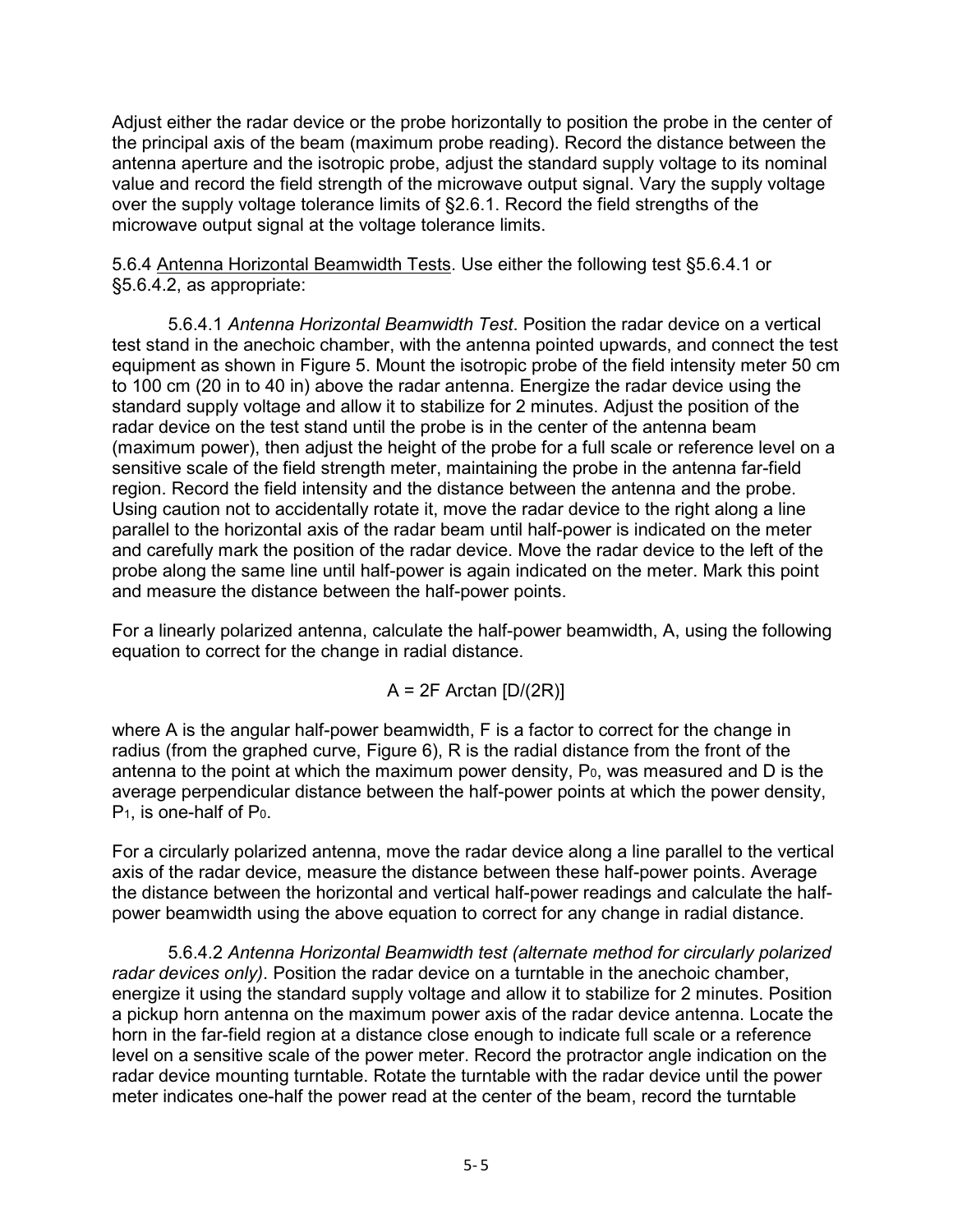Adjust either the radar device or the probe horizontally to position the probe in the center of the principal axis of the beam (maximum probe reading). Record the distance between the antenna aperture and the isotropic probe, adjust the standard supply voltage to its nominal value and record the field strength of the microwave output signal. Vary the supply voltage over the supply voltage tolerance limits of §2.6.1. Record the field strengths of the microwave output signal at the voltage tolerance limits.

5.6.4 Antenna Horizontal Beamwidth Tests. Use either the following test §5.6.4.1 or §5.6.4.2, as appropriate:

5.6.4.1 *Antenna Horizontal Beamwidth Test*. Position the radar device on a vertical test stand in the anechoic chamber, with the antenna pointed upwards, and connect the test equipment as shown in Figure 5. Mount the isotropic probe of the field intensity meter 50 cm to 100 cm (20 in to 40 in) above the radar antenna. Energize the radar device using the standard supply voltage and allow it to stabilize for 2 minutes. Adjust the position of the radar device on the test stand until the probe is in the center of the antenna beam (maximum power), then adjust the height of the probe for a full scale or reference level on a sensitive scale of the field strength meter, maintaining the probe in the antenna far-field region. Record the field intensity and the distance between the antenna and the probe. Using caution not to accidentally rotate it, move the radar device to the right along a line parallel to the horizontal axis of the radar beam until half-power is indicated on the meter and carefully mark the position of the radar device. Move the radar device to the left of the probe along the same line until half-power is again indicated on the meter. Mark this point and measure the distance between the half-power points.

For a linearly polarized antenna, calculate the half-power beamwidth, A, using the following equation to correct for the change in radial distance.

$$A = 2F \text{ Arctan } [D/(2R)]$$

where A is the angular half-power beamwidth, F is a factor to correct for the change in radius (from the graphed curve, Figure 6), R is the radial distance from the front of the antenna to the point at which the maximum power density, $P_0$, was measured and D is the average perpendicular distance between the half-power points at which the power density, $P_1$, is one-half of $P_0$.

For a circularly polarized antenna, move the radar device along a line parallel to the vertical axis of the radar device, measure the distance between these half-power points. Average the distance between the horizontal and vertical half-power readings and calculate the half-power beamwidth using the above equation to correct for any change in radial distance.

5.6.4.2 *Antenna Horizontal Beamwidth test (alternate method for circularly polarized radar devices only)*. Position the radar device on a turntable in the anechoic chamber, energize it using the standard supply voltage and allow it to stabilize for 2 minutes. Position a pickup horn antenna on the maximum power axis of the radar device antenna. Locate the horn in the far-field region at a distance close enough to indicate full scale or a reference level on a sensitive scale of the power meter. Record the protractor angle indication on the radar device mounting turntable. Rotate the turntable with the radar device until the power meter indicates one-half the power read at the center of the beam, record the turntable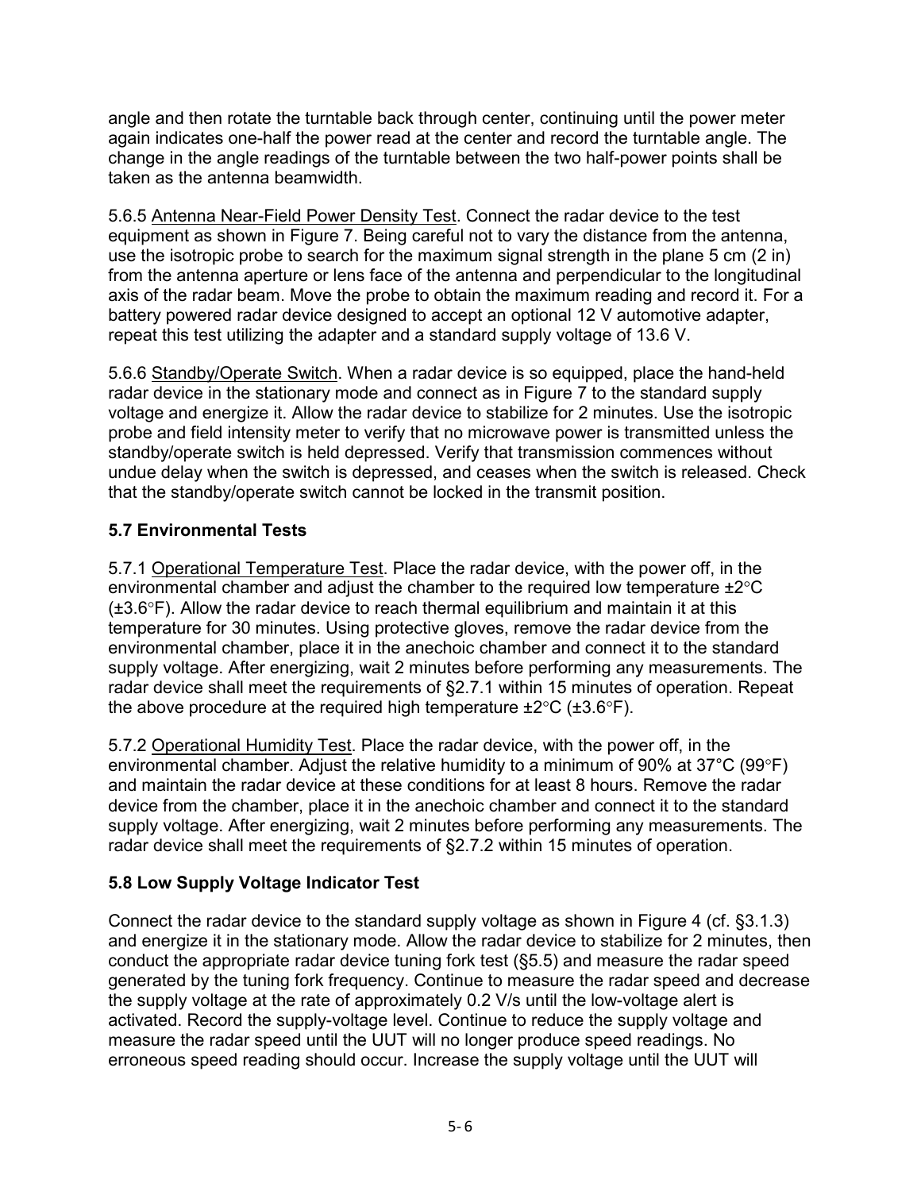angle and then rotate the turntable back through center, continuing until the power meter again indicates one-half the power read at the center and record the turntable angle. The change in the angle readings of the turntable between the two half-power points shall be taken as the antenna beamwidth.

5.6.5 Antenna Near-Field Power Density Test. Connect the radar device to the test equipment as shown in Figure 7. Being careful not to vary the distance from the antenna, use the isotropic probe to search for the maximum signal strength in the plane 5 cm (2 in) from the antenna aperture or lens face of the antenna and perpendicular to the longitudinal axis of the radar beam. Move the probe to obtain the maximum reading and record it. For a battery powered radar device designed to accept an optional 12 V automotive adapter, repeat this test utilizing the adapter and a standard supply voltage of 13.6 V.

5.6.6 Standby/Operate Switch. When a radar device is so equipped, place the hand-held radar device in the stationary mode and connect as in Figure 7 to the standard supply voltage and energize it. Allow the radar device to stabilize for 2 minutes. Use the isotropic probe and field intensity meter to verify that no microwave power is transmitted unless the standby/operate switch is held depressed. Verify that transmission commences without undue delay when the switch is depressed, and ceases when the switch is released. Check that the standby/operate switch cannot be locked in the transmit position.

### 5.7 Environmental Tests

5.7.1 Operational Temperature Test. Place the radar device, with the power off, in the environmental chamber and adjust the chamber to the required low temperature ±2°C (±3.6°F). Allow the radar device to reach thermal equilibrium and maintain it at this temperature for 30 minutes. Using protective gloves, remove the radar device from the environmental chamber, place it in the anechoic chamber and connect it to the standard supply voltage. After energizing, wait 2 minutes before performing any measurements. The radar device shall meet the requirements of §2.7.1 within 15 minutes of operation. Repeat the above procedure at the required high temperature ±2°C (±3.6°F).

5.7.2 Operational Humidity Test. Place the radar device, with the power off, in the environmental chamber. Adjust the relative humidity to a minimum of 90% at 37°C (99°F) and maintain the radar device at these conditions for at least 8 hours. Remove the radar device from the chamber, place it in the anechoic chamber and connect it to the standard supply voltage. After energizing, wait 2 minutes before performing any measurements. The radar device shall meet the requirements of §2.7.2 within 15 minutes of operation.

### 5.8 Low Supply Voltage Indicator Test

Connect the radar device to the standard supply voltage as shown in Figure 4 (cf. §3.1.3) and energize it in the stationary mode. Allow the radar device to stabilize for 2 minutes, then conduct the appropriate radar device tuning fork test (§5.5) and measure the radar speed generated by the tuning fork frequency. Continue to measure the radar speed and decrease the supply voltage at the rate of approximately 0.2 V/s until the low-voltage alert is activated. Record the supply-voltage level. Continue to reduce the supply voltage and measure the radar speed until the UUT will no longer produce speed readings. No erroneous speed reading should occur. Increase the supply voltage until the UUT will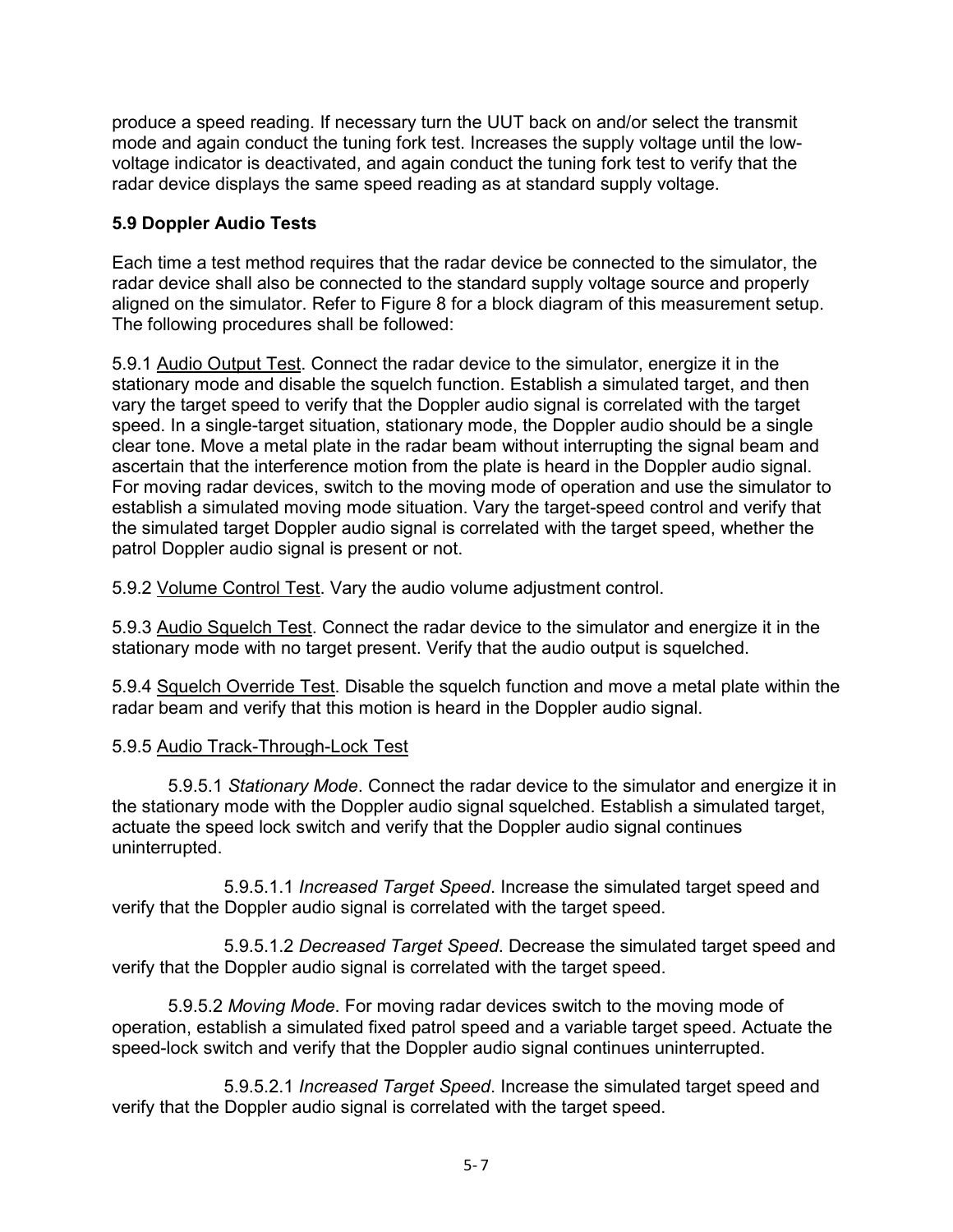produce a speed reading. If necessary turn the UUT back on and/or select the transmit mode and again conduct the tuning fork test. Increases the supply voltage until the low-voltage indicator is deactivated, and again conduct the tuning fork test to verify that the radar device displays the same speed reading as at standard supply voltage.

### 5.9 Doppler Audio Tests

Each time a test method requires that the radar device be connected to the simulator, the radar device shall also be connected to the standard supply voltage source and properly aligned on the simulator. Refer to Figure 8 for a block diagram of this measurement setup. The following procedures shall be followed:

5.9.1 Audio Output Test. Connect the radar device to the simulator, energize it in the stationary mode and disable the squelch function. Establish a simulated target, and then vary the target speed to verify that the Doppler audio signal is correlated with the target speed. In a single-target situation, stationary mode, the Doppler audio should be a single clear tone. Move a metal plate in the radar beam without interrupting the signal beam and ascertain that the interference motion from the plate is heard in the Doppler audio signal. For moving radar devices, switch to the moving mode of operation and use the simulator to establish a simulated moving mode situation. Vary the target-speed control and verify that the simulated target Doppler audio signal is correlated with the target speed, whether the patrol Doppler audio signal is present or not.

5.9.2 Volume Control Test. Vary the audio volume adjustment control.

5.9.3 Audio Squelch Test. Connect the radar device to the simulator and energize it in the stationary mode with no target present. Verify that the audio output is squelched.

5.9.4 Squelch Override Test. Disable the squelch function and move a metal plate within the radar beam and verify that this motion is heard in the Doppler audio signal.

5.9.5 Audio Track-Through-Lock Test

5.9.5.1 *Stationary Mode*. Connect the radar device to the simulator and energize it in the stationary mode with the Doppler audio signal squelched. Establish a simulated target, actuate the speed lock switch and verify that the Doppler audio signal continues uninterrupted.

5.9.5.1.1 *Increased Target Speed*. Increase the simulated target speed and verify that the Doppler audio signal is correlated with the target speed.

5.9.5.1.2 *Decreased Target Speed*. Decrease the simulated target speed and verify that the Doppler audio signal is correlated with the target speed.

5.9.5.2 *Moving Mode*. For moving radar devices switch to the moving mode of operation, establish a simulated fixed patrol speed and a variable target speed. Actuate the speed-lock switch and verify that the Doppler audio signal continues uninterrupted.

5.9.5.2.1 *Increased Target Speed*. Increase the simulated target speed and verify that the Doppler audio signal is correlated with the target speed.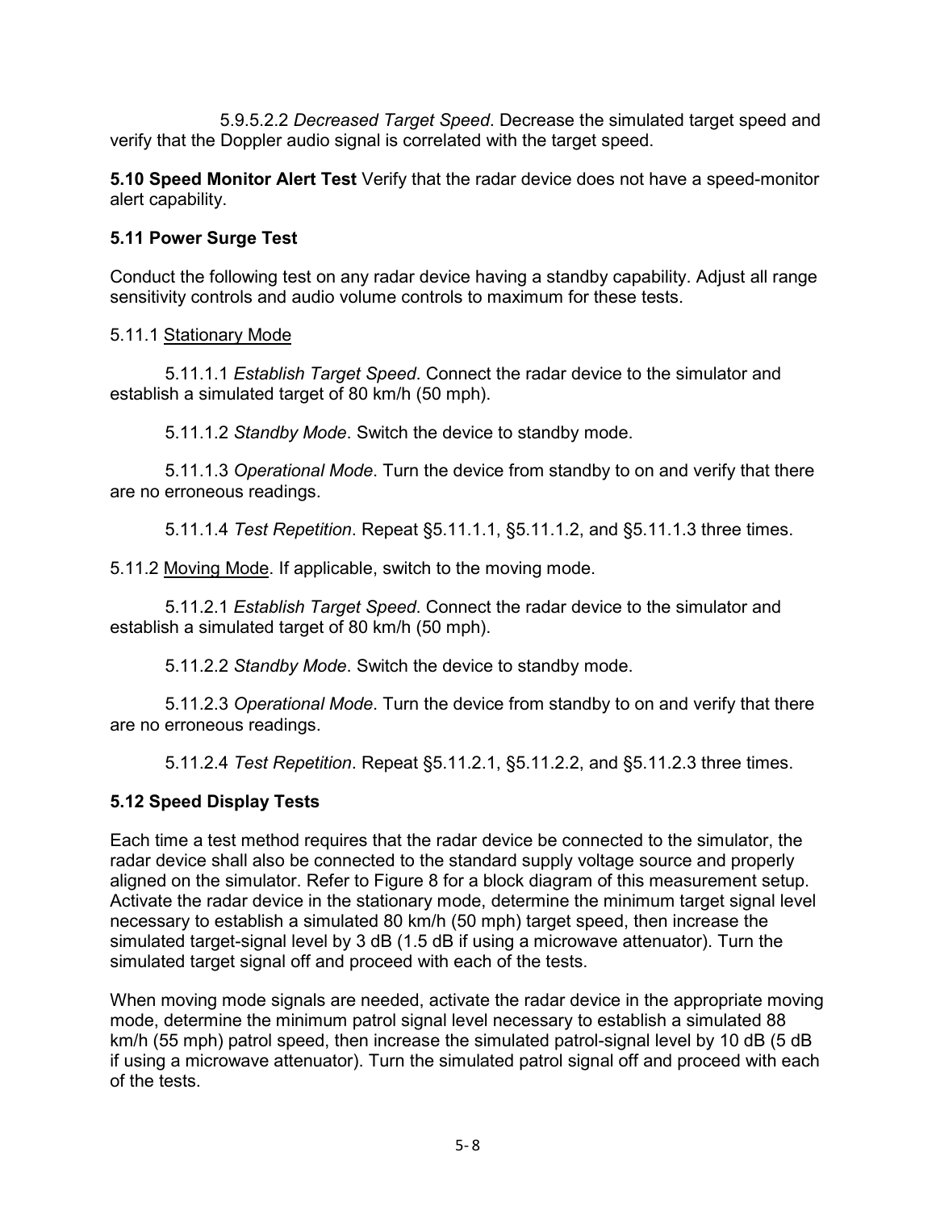5.9.5.2.2 *Decreased Target Speed*. Decrease the simulated target speed and verify that the Doppler audio signal is correlated with the target speed.

**5.10 Speed Monitor Alert Test** Verify that the radar device does not have a speed-monitor alert capability.

### 5.11 Power Surge Test

Conduct the following test on any radar device having a standby capability. Adjust all range sensitivity controls and audio volume controls to maximum for these tests.

5.11.1 <u>Stationary Mode</u>

5.11.1.1 *Establish Target Speed*. Connect the radar device to the simulator and establish a simulated target of 80 km/h (50 mph).

5.11.1.2 *Standby Mode*. Switch the device to standby mode.

5.11.1.3 *Operational Mode*. Turn the device from standby to on and verify that there are no erroneous readings.

5.11.1.4 *Test Repetition*. Repeat §5.11.1.1, §5.11.1.2, and §5.11.1.3 three times.

5.11.2 <u>Moving Mode</u>. If applicable, switch to the moving mode.

5.11.2.1 *Establish Target Speed*. Connect the radar device to the simulator and establish a simulated target of 80 km/h (50 mph).

5.11.2.2 *Standby Mode*. Switch the device to standby mode.

5.11.2.3 *Operational Mode*. Turn the device from standby to on and verify that there are no erroneous readings.

5.11.2.4 *Test Repetition*. Repeat §5.11.2.1, §5.11.2.2, and §5.11.2.3 three times.

### 5.12 Speed Display Tests

Each time a test method requires that the radar device be connected to the simulator, the radar device shall also be connected to the standard supply voltage source and properly aligned on the simulator. Refer to Figure 8 for a block diagram of this measurement setup. Activate the radar device in the stationary mode, determine the minimum target signal level necessary to establish a simulated 80 km/h (50 mph) target speed, then increase the simulated target-signal level by 3 dB (1.5 dB if using a microwave attenuator). Turn the simulated target signal off and proceed with each of the tests.

When moving mode signals are needed, activate the radar device in the appropriate moving mode, determine the minimum patrol signal level necessary to establish a simulated 88 km/h (55 mph) patrol speed, then increase the simulated patrol-signal level by 10 dB (5 dB if using a microwave attenuator). Turn the simulated patrol signal off and proceed with each of the tests.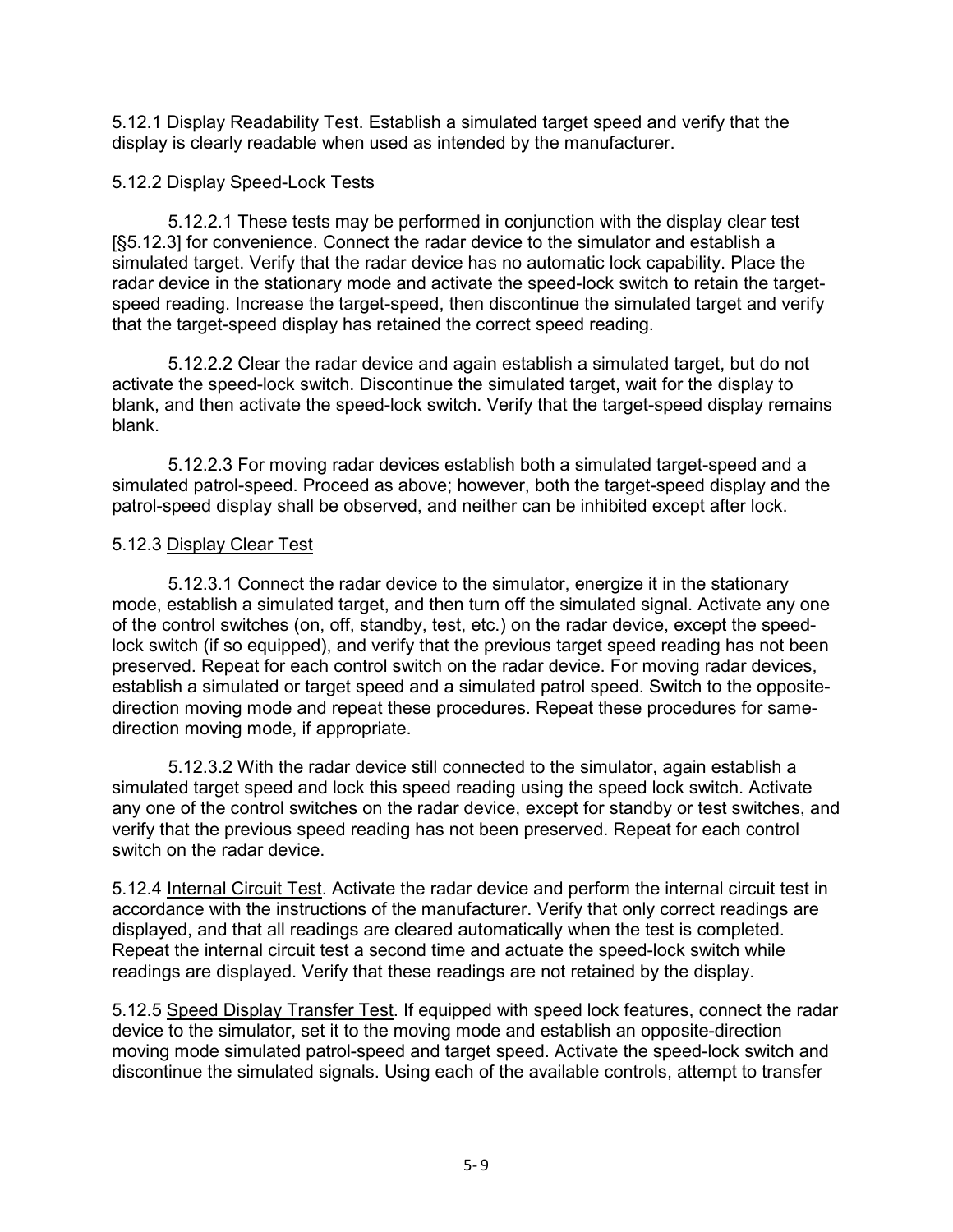5.12.1 Display Readability Test. Establish a simulated target speed and verify that the display is clearly readable when used as intended by the manufacturer.

5.12.2 Display Speed-Lock Tests

5.12.2.1 These tests may be performed in conjunction with the display clear test [§5.12.3] for convenience. Connect the radar device to the simulator and establish a simulated target. Verify that the radar device has no automatic lock capability. Place the radar device in the stationary mode and activate the speed-lock switch to retain the target-speed reading. Increase the target-speed, then discontinue the simulated target and verify that the target-speed display has retained the correct speed reading.

5.12.2.2 Clear the radar device and again establish a simulated target, but do not activate the speed-lock switch. Discontinue the simulated target, wait for the display to blank, and then activate the speed-lock switch. Verify that the target-speed display remains blank.

5.12.2.3 For moving radar devices establish both a simulated target-speed and a simulated patrol-speed. Proceed as above; however, both the target-speed display and the patrol-speed display shall be observed, and neither can be inhibited except after lock.

5.12.3 Display Clear Test

5.12.3.1 Connect the radar device to the simulator, energize it in the stationary mode, establish a simulated target, and then turn off the simulated signal. Activate any one of the control switches (on, off, standby, test, etc.) on the radar device, except the speed-lock switch (if so equipped), and verify that the previous target speed reading has not been preserved. Repeat for each control switch on the radar device. For moving radar devices, establish a simulated or target speed and a simulated patrol speed. Switch to the opposite-direction moving mode and repeat these procedures. Repeat these procedures for same-direction moving mode, if appropriate.

5.12.3.2 With the radar device still connected to the simulator, again establish a simulated target speed and lock this speed reading using the speed lock switch. Activate any one of the control switches on the radar device, except for standby or test switches, and verify that the previous speed reading has not been preserved. Repeat for each control switch on the radar device.

5.12.4 Internal Circuit Test. Activate the radar device and perform the internal circuit test in accordance with the instructions of the manufacturer. Verify that only correct readings are displayed, and that all readings are cleared automatically when the test is completed. Repeat the internal circuit test a second time and actuate the speed-lock switch while readings are displayed. Verify that these readings are not retained by the display.

5.12.5 Speed Display Transfer Test. If equipped with speed lock features, connect the radar device to the simulator, set it to the moving mode and establish an opposite-direction moving mode simulated patrol-speed and target speed. Activate the speed-lock switch and discontinue the simulated signals. Using each of the available controls, attempt to transfer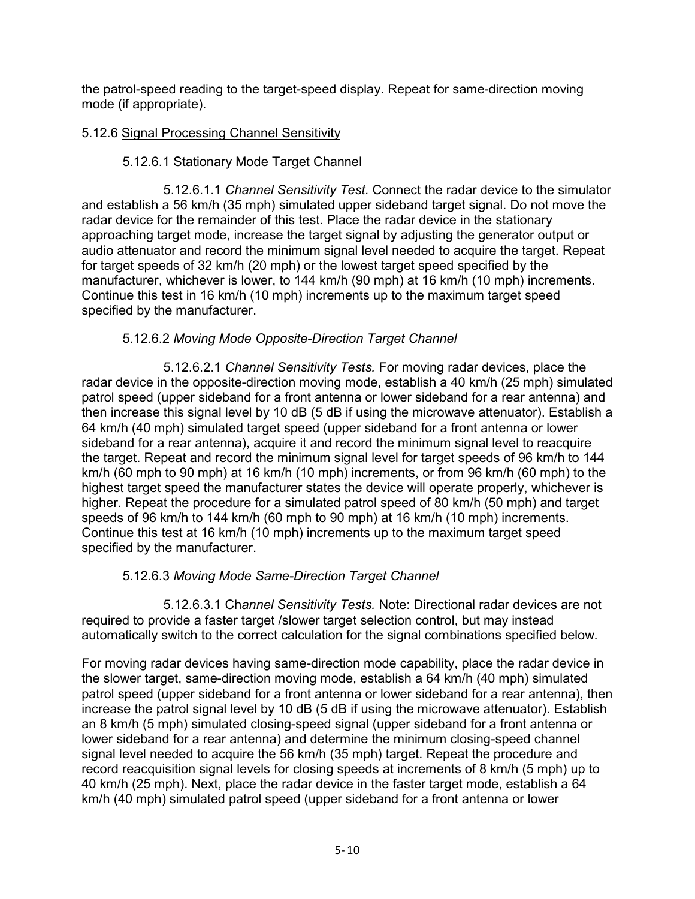the patrol-speed reading to the target-speed display. Repeat for same-direction moving mode (if appropriate).

5.12.6 Signal Processing Channel Sensitivity

5.12.6.1 Stationary Mode Target Channel

5.12.6.1.1 *Channel Sensitivity Test.* Connect the radar device to the simulator and establish a 56 km/h (35 mph) simulated upper sideband target signal. Do not move the radar device for the remainder of this test. Place the radar device in the stationary approaching target mode, increase the target signal by adjusting the generator output or audio attenuator and record the minimum signal level needed to acquire the target. Repeat for target speeds of 32 km/h (20 mph) or the lowest target speed specified by the manufacturer, whichever is lower, to 144 km/h (90 mph) at 16 km/h (10 mph) increments. Continue this test in 16 km/h (10 mph) increments up to the maximum target speed specified by the manufacturer.

5.12.6.2 *Moving Mode Opposite-Direction Target Channel*

5.12.6.2.1 *Channel Sensitivity Tests.* For moving radar devices, place the radar device in the opposite-direction moving mode, establish a 40 km/h (25 mph) simulated patrol speed (upper sideband for a front antenna or lower sideband for a rear antenna) and then increase this signal level by 10 dB (5 dB if using the microwave attenuator). Establish a 64 km/h (40 mph) simulated target speed (upper sideband for a front antenna or lower sideband for a rear antenna), acquire it and record the minimum signal level to reacquire the target. Repeat and record the minimum signal level for target speeds of 96 km/h to 144 km/h (60 mph to 90 mph) at 16 km/h (10 mph) increments, or from 96 km/h (60 mph) to the highest target speed the manufacturer states the device will operate properly, whichever is higher. Repeat the procedure for a simulated patrol speed of 80 km/h (50 mph) and target speeds of 96 km/h to 144 km/h (60 mph to 90 mph) at 16 km/h (10 mph) increments. Continue this test at 16 km/h (10 mph) increments up to the maximum target speed specified by the manufacturer.

5.12.6.3 *Moving Mode Same-Direction Target Channel*

5.12.6.3.1 *Channel Sensitivity Tests.* Note: Directional radar devices are not required to provide a faster target /slower target selection control, but may instead automatically switch to the correct calculation for the signal combinations specified below.

For moving radar devices having same-direction mode capability, place the radar device in the slower target, same-direction moving mode, establish a 64 km/h (40 mph) simulated patrol speed (upper sideband for a front antenna or lower sideband for a rear antenna), then increase the patrol signal level by 10 dB (5 dB if using the microwave attenuator). Establish an 8 km/h (5 mph) simulated closing-speed signal (upper sideband for a front antenna or lower sideband for a rear antenna) and determine the minimum closing-speed channel signal level needed to acquire the 56 km/h (35 mph) target. Repeat the procedure and record reacquisition signal levels for closing speeds at increments of 8 km/h (5 mph) up to 40 km/h (25 mph). Next, place the radar device in the faster target mode, establish a 64 km/h (40 mph) simulated patrol speed (upper sideband for a front antenna or lower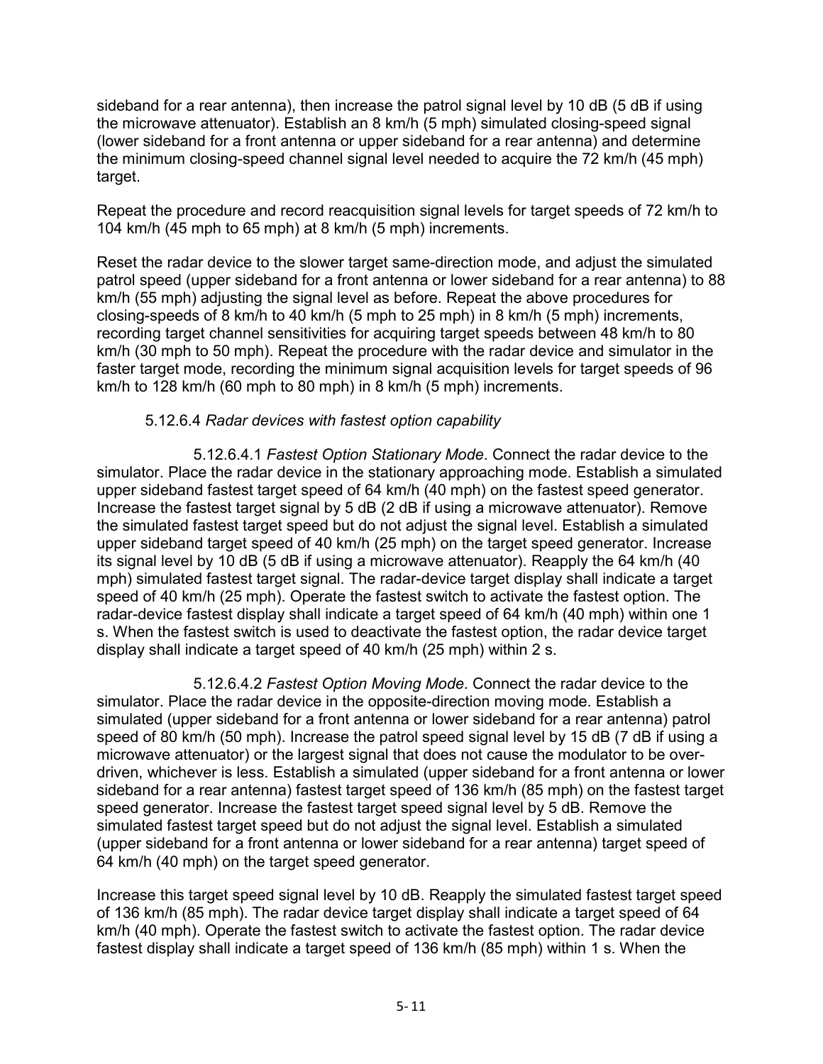sideband for a rear antenna), then increase the patrol signal level by 10 dB (5 dB if using the microwave attenuator). Establish an 8 km/h (5 mph) simulated closing-speed signal (lower sideband for a front antenna or upper sideband for a rear antenna) and determine the minimum closing-speed channel signal level needed to acquire the 72 km/h (45 mph) target.

Repeat the procedure and record reacquisition signal levels for target speeds of 72 km/h to 104 km/h (45 mph to 65 mph) at 8 km/h (5 mph) increments.

Reset the radar device to the slower target same-direction mode, and adjust the simulated patrol speed (upper sideband for a front antenna or lower sideband for a rear antenna) to 88 km/h (55 mph) adjusting the signal level as before. Repeat the above procedures for closing-speeds of 8 km/h to 40 km/h (5 mph to 25 mph) in 8 km/h (5 mph) increments, recording target channel sensitivities for acquiring target speeds between 48 km/h to 80 km/h (30 mph to 50 mph). Repeat the procedure with the radar device and simulator in the faster target mode, recording the minimum signal acquisition levels for target speeds of 96 km/h to 128 km/h (60 mph to 80 mph) in 8 km/h (5 mph) increments.

5.12.6.4 *Radar devices with fastest option capability*

5.12.6.4.1 *Fastest Option Stationary Mode*. Connect the radar device to the simulator. Place the radar device in the stationary approaching mode. Establish a simulated upper sideband fastest target speed of 64 km/h (40 mph) on the fastest speed generator. Increase the fastest target signal by 5 dB (2 dB if using a microwave attenuator). Remove the simulated fastest target speed but do not adjust the signal level. Establish a simulated upper sideband target speed of 40 km/h (25 mph) on the target speed generator. Increase its signal level by 10 dB (5 dB if using a microwave attenuator). Reapply the 64 km/h (40 mph) simulated fastest target signal. The radar-device target display shall indicate a target speed of 40 km/h (25 mph). Operate the fastest switch to activate the fastest option. The radar-device fastest display shall indicate a target speed of 64 km/h (40 mph) within one 1 s. When the fastest switch is used to deactivate the fastest option, the radar device target display shall indicate a target speed of 40 km/h (25 mph) within 2 s.

5.12.6.4.2 *Fastest Option Moving Mode*. Connect the radar device to the simulator. Place the radar device in the opposite-direction moving mode. Establish a simulated (upper sideband for a front antenna or lower sideband for a rear antenna) patrol speed of 80 km/h (50 mph). Increase the patrol speed signal level by 15 dB (7 dB if using a microwave attenuator) or the largest signal that does not cause the modulator to be over-driven, whichever is less. Establish a simulated (upper sideband for a front antenna or lower sideband for a rear antenna) fastest target speed of 136 km/h (85 mph) on the fastest target speed generator. Increase the fastest target speed signal level by 5 dB. Remove the simulated fastest target speed but do not adjust the signal level. Establish a simulated (upper sideband for a front antenna or lower sideband for a rear antenna) target speed of 64 km/h (40 mph) on the target speed generator.

Increase this target speed signal level by 10 dB. Reapply the simulated fastest target speed of 136 km/h (85 mph). The radar device target display shall indicate a target speed of 64 km/h (40 mph). Operate the fastest switch to activate the fastest option. The radar device fastest display shall indicate a target speed of 136 km/h (85 mph) within 1 s. When the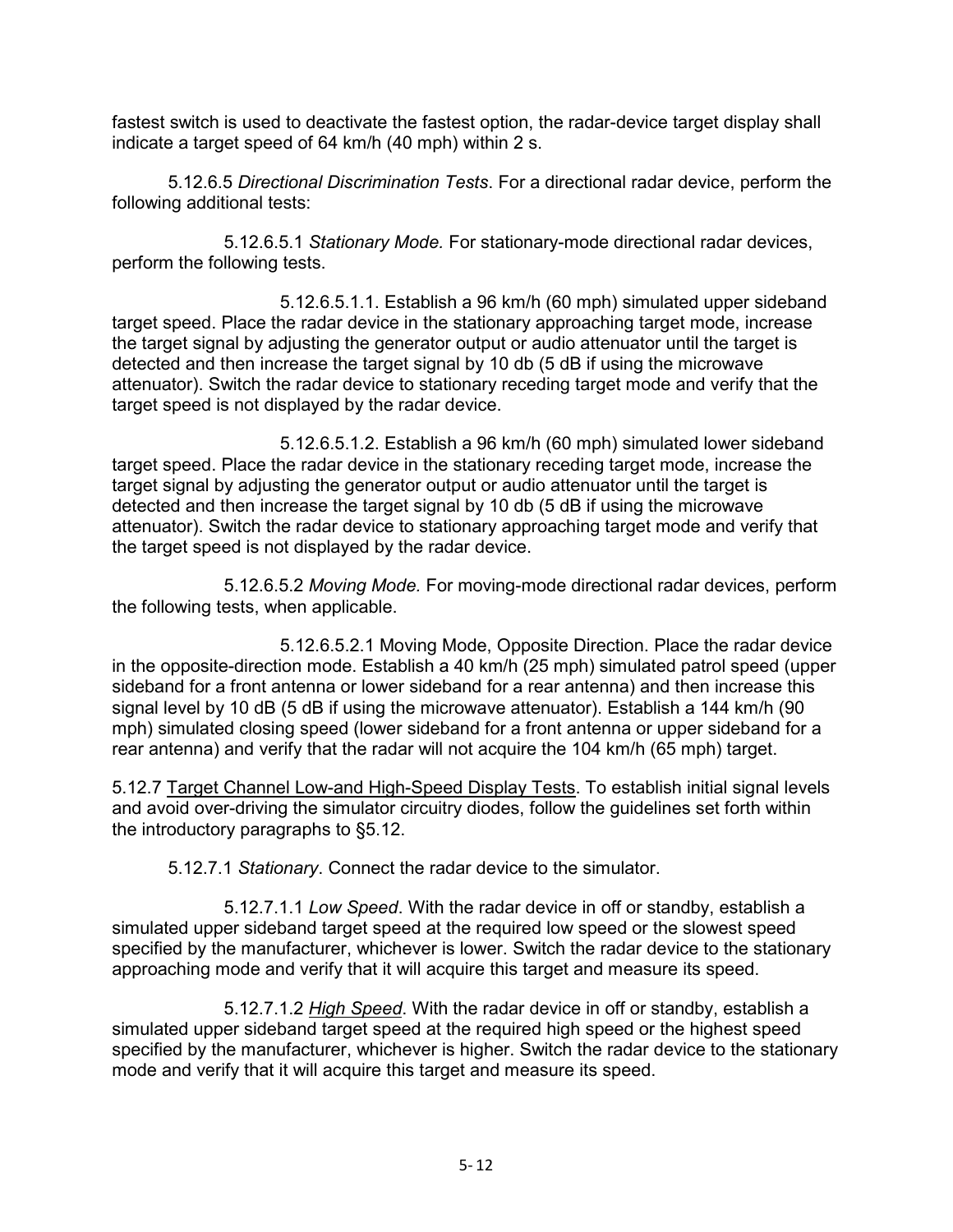fastest switch is used to deactivate the fastest option, the radar-device target display shall indicate a target speed of 64 km/h (40 mph) within 2 s.

5.12.6.5 *Directional Discrimination Tests*. For a directional radar device, perform the following additional tests:

5.12.6.5.1 *Stationary Mode.* For stationary-mode directional radar devices, perform the following tests.

5.12.6.5.1.1. Establish a 96 km/h (60 mph) simulated upper sideband target speed. Place the radar device in the stationary approaching target mode, increase the target signal by adjusting the generator output or audio attenuator until the target is detected and then increase the target signal by 10 db (5 dB if using the microwave attenuator). Switch the radar device to stationary receding target mode and verify that the target speed is not displayed by the radar device.

5.12.6.5.1.2. Establish a 96 km/h (60 mph) simulated lower sideband target speed. Place the radar device in the stationary receding target mode, increase the target signal by adjusting the generator output or audio attenuator until the target is detected and then increase the target signal by 10 db (5 dB if using the microwave attenuator). Switch the radar device to stationary approaching target mode and verify that the target speed is not displayed by the radar device.

5.12.6.5.2 *Moving Mode.* For moving-mode directional radar devices, perform the following tests, when applicable.

5.12.6.5.2.1 Moving Mode, Opposite Direction. Place the radar device in the opposite-direction mode. Establish a 40 km/h (25 mph) simulated patrol speed (upper sideband for a front antenna or lower sideband for a rear antenna) and then increase this signal level by 10 dB (5 dB if using the microwave attenuator). Establish a 144 km/h (90 mph) simulated closing speed (lower sideband for a front antenna or upper sideband for a rear antenna) and verify that the radar will not acquire the 104 km/h (65 mph) target.

5.12.7 Target Channel Low-and High-Speed Display Tests. To establish initial signal levels and avoid over-driving the simulator circuitry diodes, follow the guidelines set forth within the introductory paragraphs to §5.12.

5.12.7.1 *Stationary*. Connect the radar device to the simulator.

5.12.7.1.1 *Low Speed*. With the radar device in off or standby, establish a simulated upper sideband target speed at the required low speed or the slowest speed specified by the manufacturer, whichever is lower. Switch the radar device to the stationary approaching mode and verify that it will acquire this target and measure its speed.

5.12.7.1.2 *High Speed*. With the radar device in off or standby, establish a simulated upper sideband target speed at the required high speed or the highest speed specified by the manufacturer, whichever is higher. Switch the radar device to the stationary mode and verify that it will acquire this target and measure its speed.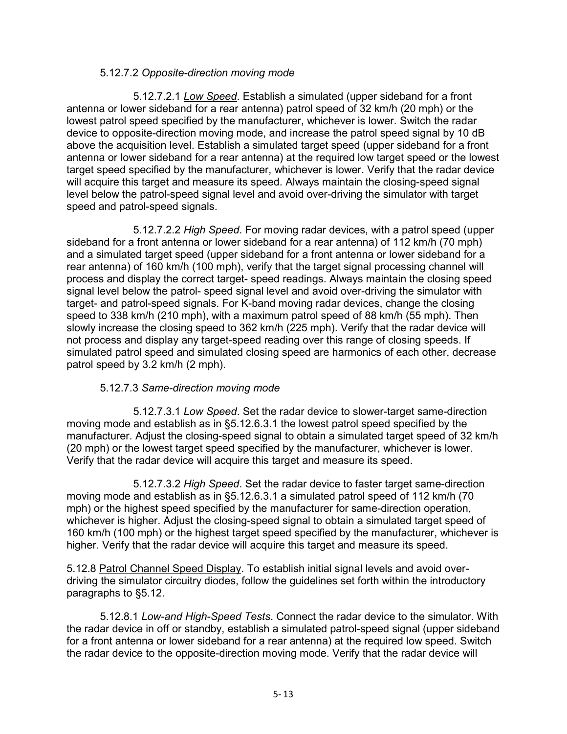5.12.7.2 *Opposite-direction moving mode*

5.12.7.2.1 *Low Speed*. Establish a simulated (upper sideband for a front antenna or lower sideband for a rear antenna) patrol speed of 32 km/h (20 mph) or the lowest patrol speed specified by the manufacturer, whichever is lower. Switch the radar device to opposite-direction moving mode, and increase the patrol speed signal by 10 dB above the acquisition level. Establish a simulated target speed (upper sideband for a front antenna or lower sideband for a rear antenna) at the required low target speed or the lowest target speed specified by the manufacturer, whichever is lower. Verify that the radar device will acquire this target and measure its speed. Always maintain the closing-speed signal level below the patrol-speed signal level and avoid over-driving the simulator with target speed and patrol-speed signals.

5.12.7.2.2 *High Speed*. For moving radar devices, with a patrol speed (upper sideband for a front antenna or lower sideband for a rear antenna) of 112 km/h (70 mph) and a simulated target speed (upper sideband for a front antenna or lower sideband for a rear antenna) of 160 km/h (100 mph), verify that the target signal processing channel will process and display the correct target- speed readings. Always maintain the closing speed signal level below the patrol- speed signal level and avoid over-driving the simulator with target- and patrol-speed signals. For K-band moving radar devices, change the closing speed to 338 km/h (210 mph), with a maximum patrol speed of 88 km/h (55 mph). Then slowly increase the closing speed to 362 km/h (225 mph). Verify that the radar device will not process and display any target-speed reading over this range of closing speeds. If simulated patrol speed and simulated closing speed are harmonics of each other, decrease patrol speed by 3.2 km/h (2 mph).

5.12.7.3 *Same-direction moving mode*

5.12.7.3.1 *Low Speed*. Set the radar device to slower-target same-direction moving mode and establish as in §5.12.6.3.1 the lowest patrol speed specified by the manufacturer. Adjust the closing-speed signal to obtain a simulated target speed of 32 km/h (20 mph) or the lowest target speed specified by the manufacturer, whichever is lower. Verify that the radar device will acquire this target and measure its speed.

5.12.7.3.2 *High Speed*. Set the radar device to faster target same-direction moving mode and establish as in §5.12.6.3.1 a simulated patrol speed of 112 km/h (70 mph) or the highest speed specified by the manufacturer for same-direction operation, whichever is higher. Adjust the closing-speed signal to obtain a simulated target speed of 160 km/h (100 mph) or the highest target speed specified by the manufacturer, whichever is higher. Verify that the radar device will acquire this target and measure its speed.

5.12.8 Patrol Channel Speed Display. To establish initial signal levels and avoid over-driving the simulator circuitry diodes, follow the guidelines set forth within the introductory paragraphs to §5.12.

5.12.8.1 *Low-and High-Speed Tests*. Connect the radar device to the simulator. With the radar device in off or standby, establish a simulated patrol-speed signal (upper sideband for a front antenna or lower sideband for a rear antenna) at the required low speed. Switch the radar device to the opposite-direction moving mode. Verify that the radar device will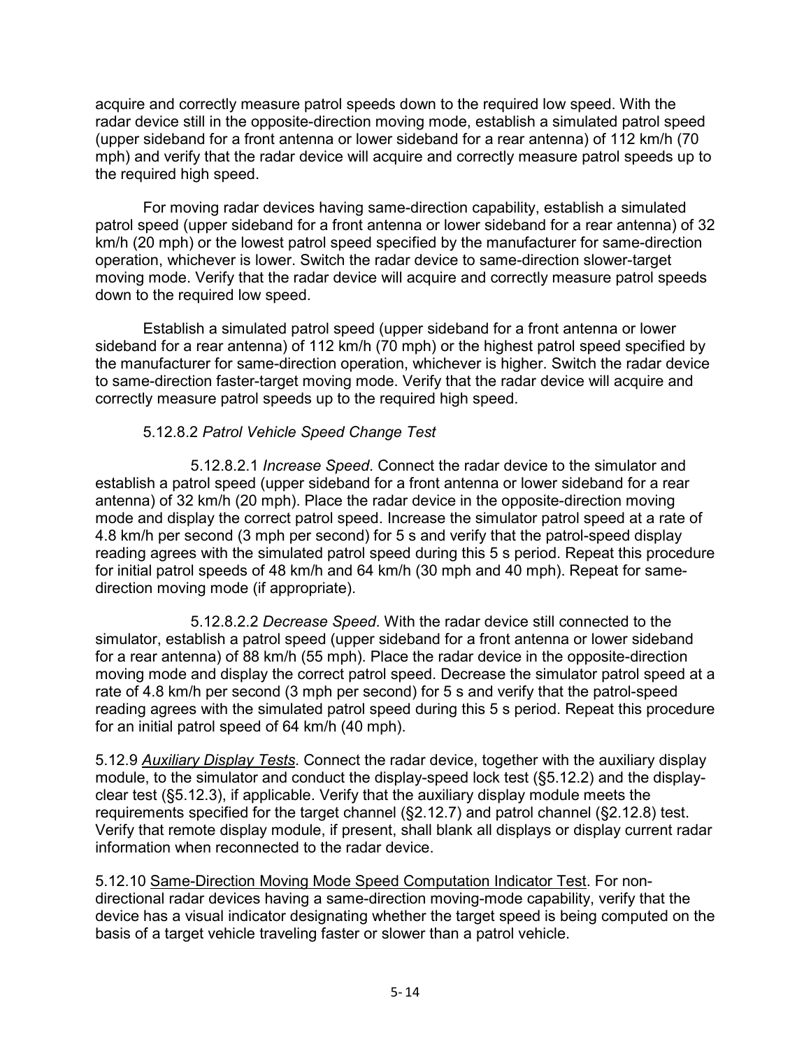acquire and correctly measure patrol speeds down to the required low speed. With the radar device still in the opposite-direction moving mode, establish a simulated patrol speed (upper sideband for a front antenna or lower sideband for a rear antenna) of 112 km/h (70 mph) and verify that the radar device will acquire and correctly measure patrol speeds up to the required high speed.

For moving radar devices having same-direction capability, establish a simulated patrol speed (upper sideband for a front antenna or lower sideband for a rear antenna) of 32 km/h (20 mph) or the lowest patrol speed specified by the manufacturer for same-direction operation, whichever is lower. Switch the radar device to same-direction slower-target moving mode. Verify that the radar device will acquire and correctly measure patrol speeds down to the required low speed.

Establish a simulated patrol speed (upper sideband for a front antenna or lower sideband for a rear antenna) of 112 km/h (70 mph) or the highest patrol speed specified by the manufacturer for same-direction operation, whichever is higher. Switch the radar device to same-direction faster-target moving mode. Verify that the radar device will acquire and correctly measure patrol speeds up to the required high speed.

5.12.8.2 *Patrol Vehicle Speed Change Test*

5.12.8.2.1 *Increase Speed*. Connect the radar device to the simulator and establish a patrol speed (upper sideband for a front antenna or lower sideband for a rear antenna) of 32 km/h (20 mph). Place the radar device in the opposite-direction moving mode and display the correct patrol speed. Increase the simulator patrol speed at a rate of 4.8 km/h per second (3 mph per second) for 5 s and verify that the patrol-speed display reading agrees with the simulated patrol speed during this 5 s period. Repeat this procedure for initial patrol speeds of 48 km/h and 64 km/h (30 mph and 40 mph). Repeat for same-direction moving mode (if appropriate).

5.12.8.2.2 *Decrease Speed*. With the radar device still connected to the simulator, establish a patrol speed (upper sideband for a front antenna or lower sideband for a rear antenna) of 88 km/h (55 mph). Place the radar device in the opposite-direction moving mode and display the correct patrol speed. Decrease the simulator patrol speed at a rate of 4.8 km/h per second (3 mph per second) for 5 s and verify that the patrol-speed reading agrees with the simulated patrol speed during this 5 s period. Repeat this procedure for an initial patrol speed of 64 km/h (40 mph).

5.12.9 *Auxiliary Display Tests*. Connect the radar device, together with the auxiliary display module, to the simulator and conduct the display-speed lock test (§5.12.2) and the display-clear test (§5.12.3), if applicable. Verify that the auxiliary display module meets the requirements specified for the target channel (§2.12.7) and patrol channel (§2.12.8) test. Verify that remote display module, if present, shall blank all displays or display current radar information when reconnected to the radar device.

5.12.10 Same-Direction Moving Mode Speed Computation Indicator Test. For non-directional radar devices having a same-direction moving-mode capability, verify that the device has a visual indicator designating whether the target speed is being computed on the basis of a target vehicle traveling faster or slower than a patrol vehicle.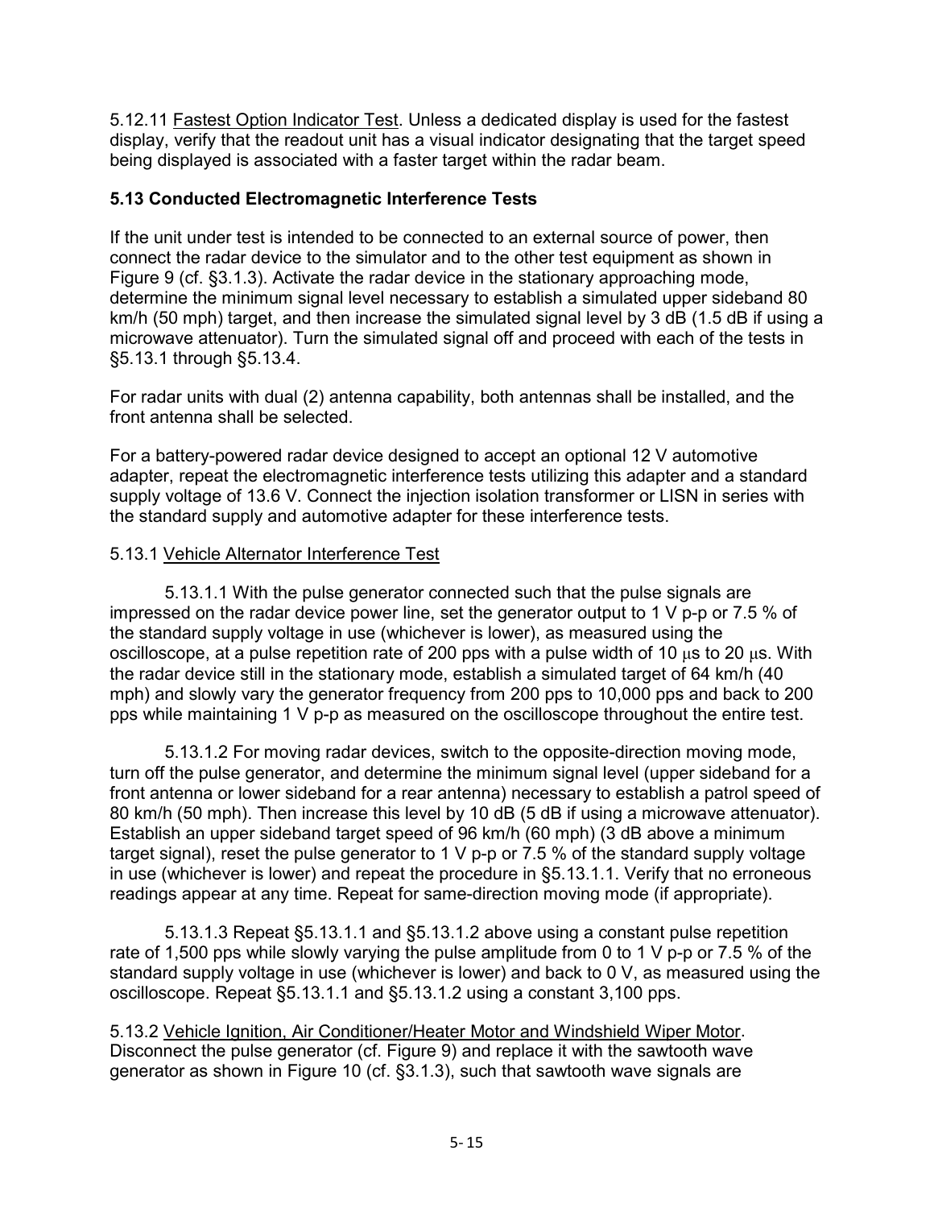5.12.11 Fastest Option Indicator Test. Unless a dedicated display is used for the fastest display, verify that the readout unit has a visual indicator designating that the target speed being displayed is associated with a faster target within the radar beam.

### 5.13 Conducted Electromagnetic Interference Tests

If the unit under test is intended to be connected to an external source of power, then connect the radar device to the simulator and to the other test equipment as shown in Figure 9 (cf. §3.1.3). Activate the radar device in the stationary approaching mode, determine the minimum signal level necessary to establish a simulated upper sideband 80 km/h (50 mph) target, and then increase the simulated signal level by 3 dB (1.5 dB if using a microwave attenuator). Turn the simulated signal off and proceed with each of the tests in §5.13.1 through §5.13.4.

For radar units with dual (2) antenna capability, both antennas shall be installed, and the front antenna shall be selected.

For a battery-powered radar device designed to accept an optional 12 V automotive adapter, repeat the electromagnetic interference tests utilizing this adapter and a standard supply voltage of 13.6 V. Connect the injection isolation transformer or LISN in series with the standard supply and automotive adapter for these interference tests.

5.13.1 Vehicle Alternator Interference Test

5.13.1.1 With the pulse generator connected such that the pulse signals are impressed on the radar device power line, set the generator output to 1 V p-p or 7.5 % of the standard supply voltage in use (whichever is lower), as measured using the oscilloscope, at a pulse repetition rate of 200 pps with a pulse width of 10 μs to 20 μs. With the radar device still in the stationary mode, establish a simulated target of 64 km/h (40 mph) and slowly vary the generator frequency from 200 pps to 10,000 pps and back to 200 pps while maintaining 1 V p-p as measured on the oscilloscope throughout the entire test.

5.13.1.2 For moving radar devices, switch to the opposite-direction moving mode, turn off the pulse generator, and determine the minimum signal level (upper sideband for a front antenna or lower sideband for a rear antenna) necessary to establish a patrol speed of 80 km/h (50 mph). Then increase this level by 10 dB (5 dB if using a microwave attenuator). Establish an upper sideband target speed of 96 km/h (60 mph) (3 dB above a minimum target signal), reset the pulse generator to 1 V p-p or 7.5 % of the standard supply voltage in use (whichever is lower) and repeat the procedure in §5.13.1.1. Verify that no erroneous readings appear at any time. Repeat for same-direction moving mode (if appropriate).

5.13.1.3 Repeat §5.13.1.1 and §5.13.1.2 above using a constant pulse repetition rate of 1,500 pps while slowly varying the pulse amplitude from 0 to 1 V p-p or 7.5 % of the standard supply voltage in use (whichever is lower) and back to 0 V, as measured using the oscilloscope. Repeat §5.13.1.1 and §5.13.1.2 using a constant 3,100 pps.

5.13.2 Vehicle Ignition, Air Conditioner/Heater Motor and Windshield Wiper Motor. Disconnect the pulse generator (cf. Figure 9) and replace it with the sawtooth wave generator as shown in Figure 10 (cf. §3.1.3), such that sawtooth wave signals are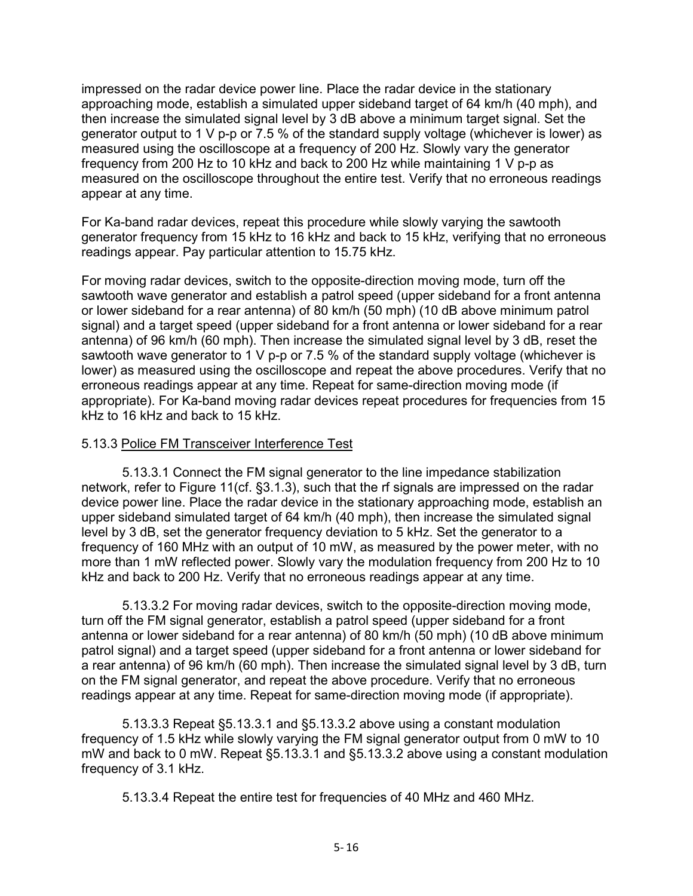impressed on the radar device power line. Place the radar device in the stationary approaching mode, establish a simulated upper sideband target of 64 km/h (40 mph), and then increase the simulated signal level by 3 dB above a minimum target signal. Set the generator output to 1 V p-p or 7.5 % of the standard supply voltage (whichever is lower) as measured using the oscilloscope at a frequency of 200 Hz. Slowly vary the generator frequency from 200 Hz to 10 kHz and back to 200 Hz while maintaining 1 V p-p as measured on the oscilloscope throughout the entire test. Verify that no erroneous readings appear at any time.

For Ka-band radar devices, repeat this procedure while slowly varying the sawtooth generator frequency from 15 kHz to 16 kHz and back to 15 kHz, verifying that no erroneous readings appear. Pay particular attention to 15.75 kHz.

For moving radar devices, switch to the opposite-direction moving mode, turn off the sawtooth wave generator and establish a patrol speed (upper sideband for a front antenna or lower sideband for a rear antenna) of 80 km/h (50 mph) (10 dB above minimum patrol signal) and a target speed (upper sideband for a front antenna or lower sideband for a rear antenna) of 96 km/h (60 mph). Then increase the simulated signal level by 3 dB, reset the sawtooth wave generator to 1 V p-p or 7.5 % of the standard supply voltage (whichever is lower) as measured using the oscilloscope and repeat the above procedures. Verify that no erroneous readings appear at any time. Repeat for same-direction moving mode (if appropriate). For Ka-band moving radar devices repeat procedures for frequencies from 15 kHz to 16 kHz and back to 15 kHz.

5.13.3 Police FM Transceiver Interference Test

5.13.3.1 Connect the FM signal generator to the line impedance stabilization network, refer to Figure 11(cf. §3.1.3), such that the rf signals are impressed on the radar device power line. Place the radar device in the stationary approaching mode, establish an upper sideband simulated target of 64 km/h (40 mph), then increase the simulated signal level by 3 dB, set the generator frequency deviation to 5 kHz. Set the generator to a frequency of 160 MHz with an output of 10 mW, as measured by the power meter, with no more than 1 mW reflected power. Slowly vary the modulation frequency from 200 Hz to 10 kHz and back to 200 Hz. Verify that no erroneous readings appear at any time.

5.13.3.2 For moving radar devices, switch to the opposite-direction moving mode, turn off the FM signal generator, establish a patrol speed (upper sideband for a front antenna or lower sideband for a rear antenna) of 80 km/h (50 mph) (10 dB above minimum patrol signal) and a target speed (upper sideband for a front antenna or lower sideband for a rear antenna) of 96 km/h (60 mph). Then increase the simulated signal level by 3 dB, turn on the FM signal generator, and repeat the above procedure. Verify that no erroneous readings appear at any time. Repeat for same-direction moving mode (if appropriate).

5.13.3.3 Repeat §5.13.3.1 and §5.13.3.2 above using a constant modulation frequency of 1.5 kHz while slowly varying the FM signal generator output from 0 mW to 10 mW and back to 0 mW. Repeat §5.13.3.1 and §5.13.3.2 above using a constant modulation frequency of 3.1 kHz.

5.13.3.4 Repeat the entire test for frequencies of 40 MHz and 460 MHz.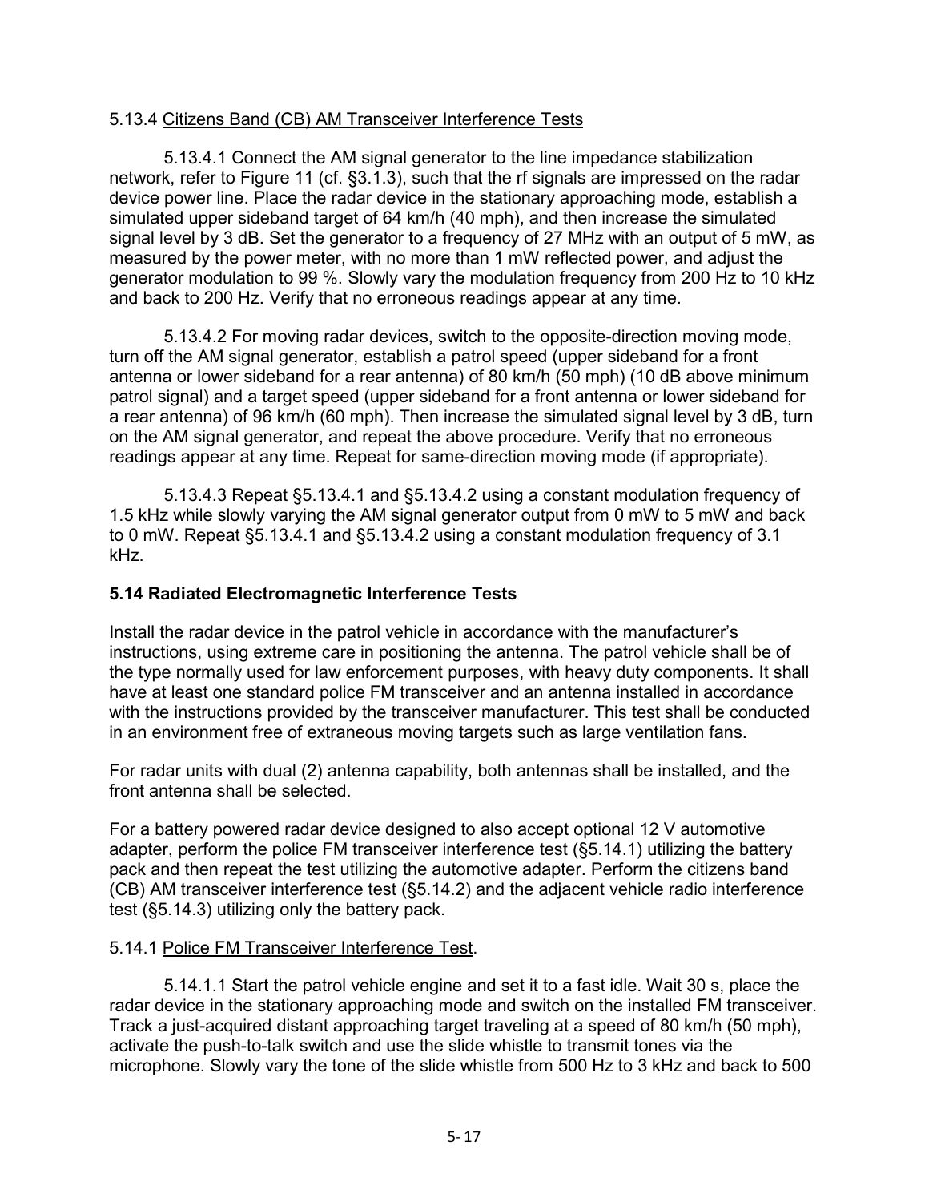5.13.4 Citizens Band (CB) AM Transceiver Interference Tests

5.13.4.1 Connect the AM signal generator to the line impedance stabilization network, refer to Figure 11 (cf. §3.1.3), such that the rf signals are impressed on the radar device power line. Place the radar device in the stationary approaching mode, establish a simulated upper sideband target of 64 km/h (40 mph), and then increase the simulated signal level by 3 dB. Set the generator to a frequency of 27 MHz with an output of 5 mW, as measured by the power meter, with no more than 1 mW reflected power, and adjust the generator modulation to 99 %. Slowly vary the modulation frequency from 200 Hz to 10 kHz and back to 200 Hz. Verify that no erroneous readings appear at any time.

5.13.4.2 For moving radar devices, switch to the opposite-direction moving mode, turn off the AM signal generator, establish a patrol speed (upper sideband for a front antenna or lower sideband for a rear antenna) of 80 km/h (50 mph) (10 dB above minimum patrol signal) and a target speed (upper sideband for a front antenna or lower sideband for a rear antenna) of 96 km/h (60 mph). Then increase the simulated signal level by 3 dB, turn on the AM signal generator, and repeat the above procedure. Verify that no erroneous readings appear at any time. Repeat for same-direction moving mode (if appropriate).

5.13.4.3 Repeat §5.13.4.1 and §5.13.4.2 using a constant modulation frequency of 1.5 kHz while slowly varying the AM signal generator output from 0 mW to 5 mW and back to 0 mW. Repeat §5.13.4.1 and §5.13.4.2 using a constant modulation frequency of 3.1 kHz.

### 5.14 Radiated Electromagnetic Interference Tests

Install the radar device in the patrol vehicle in accordance with the manufacturer's instructions, using extreme care in positioning the antenna. The patrol vehicle shall be of the type normally used for law enforcement purposes, with heavy duty components. It shall have at least one standard police FM transceiver and an antenna installed in accordance with the instructions provided by the transceiver manufacturer. This test shall be conducted in an environment free of extraneous moving targets such as large ventilation fans.

For radar units with dual (2) antenna capability, both antennas shall be installed, and the front antenna shall be selected.

For a battery powered radar device designed to also accept optional 12 V automotive adapter, perform the police FM transceiver interference test (§5.14.1) utilizing the battery pack and then repeat the test utilizing the automotive adapter. Perform the citizens band (CB) AM transceiver interference test (§5.14.2) and the adjacent vehicle radio interference test (§5.14.3) utilizing only the battery pack.

5.14.1 Police FM Transceiver Interference Test.

5.14.1.1 Start the patrol vehicle engine and set it to a fast idle. Wait 30 s, place the radar device in the stationary approaching mode and switch on the installed FM transceiver. Track a just-acquired distant approaching target traveling at a speed of 80 km/h (50 mph), activate the push-to-talk switch and use the slide whistle to transmit tones via the microphone. Slowly vary the tone of the slide whistle from 500 Hz to 3 kHz and back to 500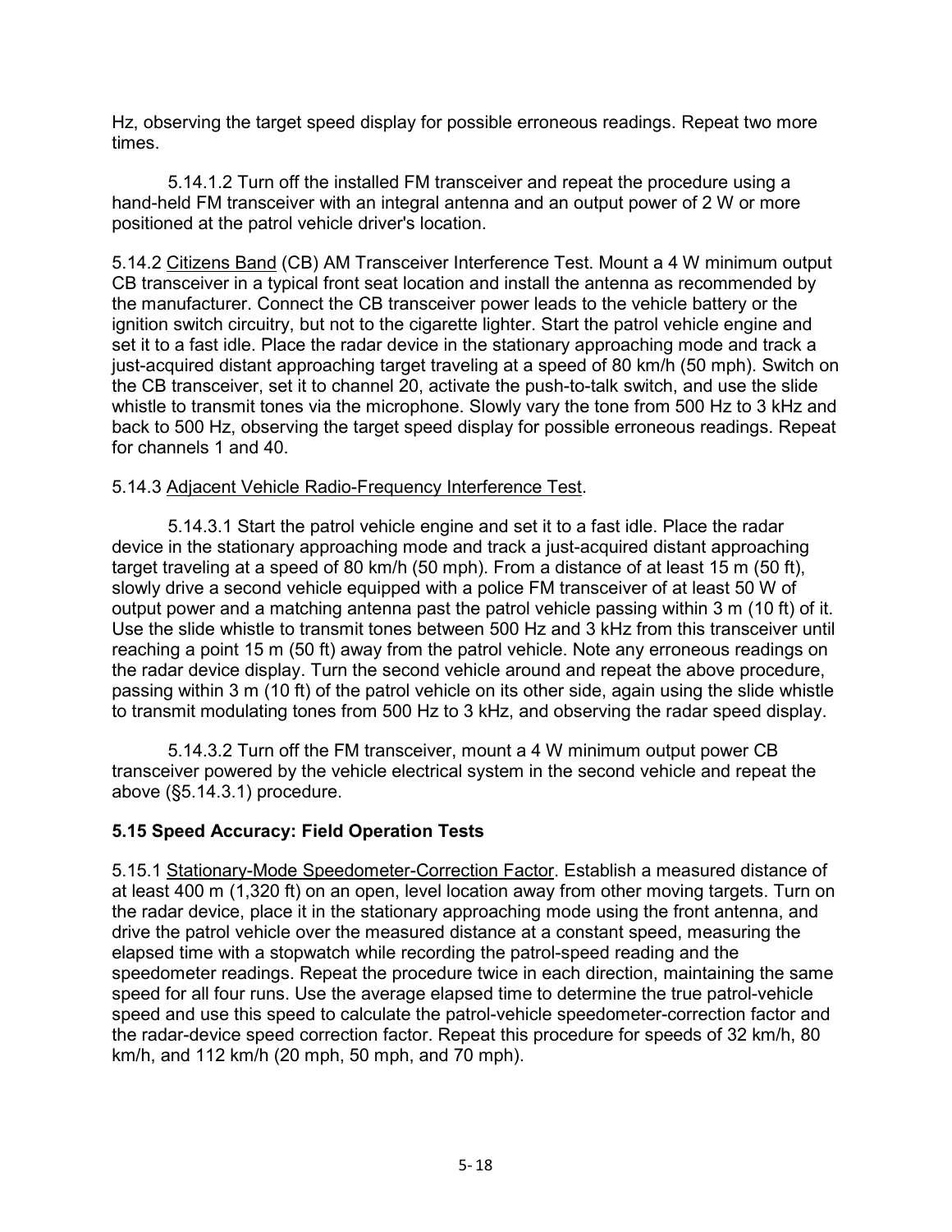Hz, observing the target speed display for possible erroneous readings. Repeat two more times.

5.14.1.2 Turn off the installed FM transceiver and repeat the procedure using a hand-held FM transceiver with an integral antenna and an output power of 2 W or more positioned at the patrol vehicle driver's location.

5.14.2 Citizens Band (CB) AM Transceiver Interference Test. Mount a 4 W minimum output CB transceiver in a typical front seat location and install the antenna as recommended by the manufacturer. Connect the CB transceiver power leads to the vehicle battery or the ignition switch circuitry, but not to the cigarette lighter. Start the patrol vehicle engine and set it to a fast idle. Place the radar device in the stationary approaching mode and track a just-acquired distant approaching target traveling at a speed of 80 km/h (50 mph). Switch on the CB transceiver, set it to channel 20, activate the push-to-talk switch, and use the slide whistle to transmit tones via the microphone. Slowly vary the tone from 500 Hz to 3 kHz and back to 500 Hz, observing the target speed display for possible erroneous readings. Repeat for channels 1 and 40.

5.14.3 Adjacent Vehicle Radio-Frequency Interference Test.

5.14.3.1 Start the patrol vehicle engine and set it to a fast idle. Place the radar device in the stationary approaching mode and track a just-acquired distant approaching target traveling at a speed of 80 km/h (50 mph). From a distance of at least 15 m (50 ft), slowly drive a second vehicle equipped with a police FM transceiver of at least 50 W of output power and a matching antenna past the patrol vehicle passing within 3 m (10 ft) of it. Use the slide whistle to transmit tones between 500 Hz and 3 kHz from this transceiver until reaching a point 15 m (50 ft) away from the patrol vehicle. Note any erroneous readings on the radar device display. Turn the second vehicle around and repeat the above procedure, passing within 3 m (10 ft) of the patrol vehicle on its other side, again using the slide whistle to transmit modulating tones from 500 Hz to 3 kHz, and observing the radar speed display.

5.14.3.2 Turn off the FM transceiver, mount a 4 W minimum output power CB transceiver powered by the vehicle electrical system in the second vehicle and repeat the above (§5.14.3.1) procedure.

### 5.15 Speed Accuracy: Field Operation Tests

5.15.1 Stationary-Mode Speedometer-Correction Factor. Establish a measured distance of at least 400 m (1,320 ft) on an open, level location away from other moving targets. Turn on the radar device, place it in the stationary approaching mode using the front antenna, and drive the patrol vehicle over the measured distance at a constant speed, measuring the elapsed time with a stopwatch while recording the patrol-speed reading and the speedometer readings. Repeat the procedure twice in each direction, maintaining the same speed for all four runs. Use the average elapsed time to determine the true patrol-vehicle speed and use this speed to calculate the patrol-vehicle speedometer-correction factor and the radar-device speed correction factor. Repeat this procedure for speeds of 32 km/h, 80 km/h, and 112 km/h (20 mph, 50 mph, and 70 mph).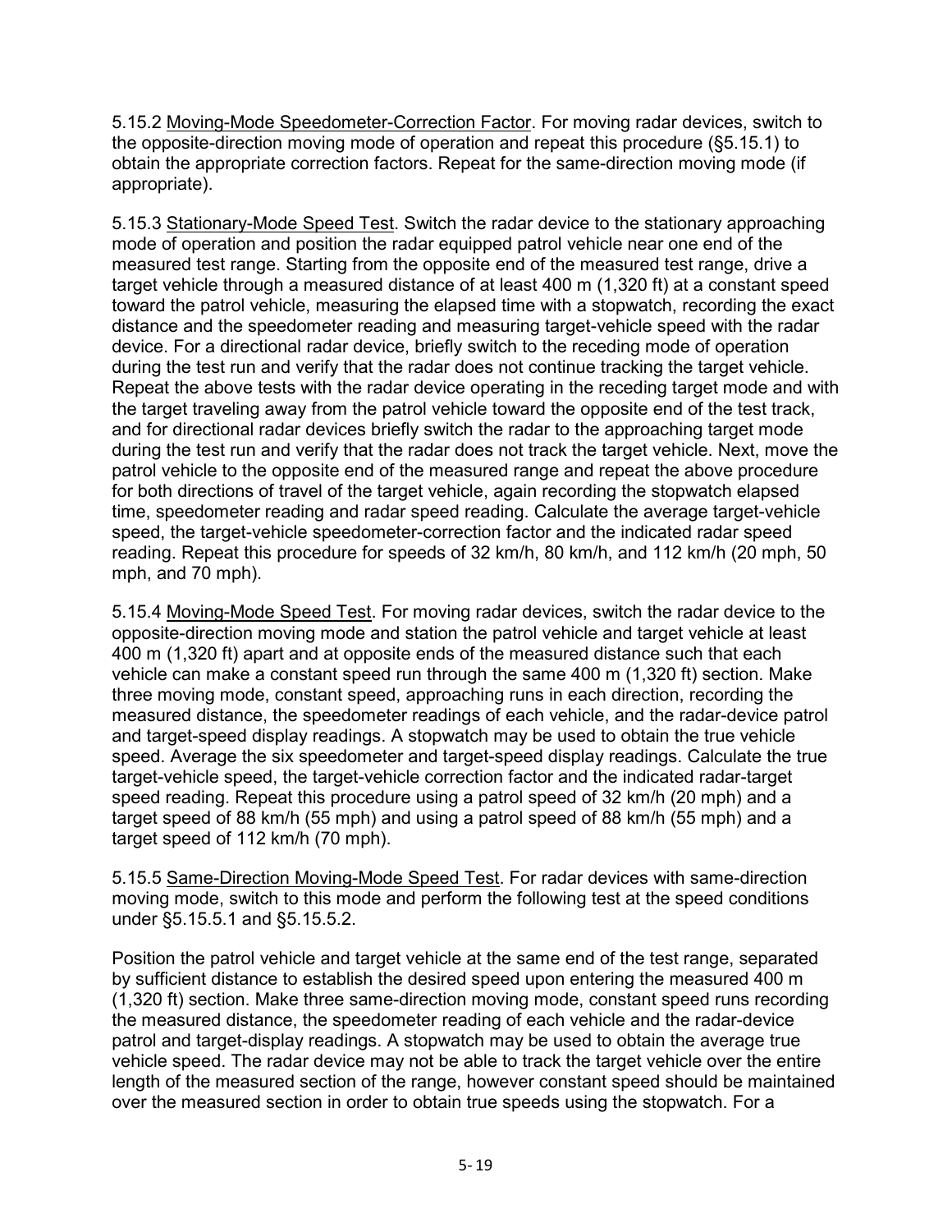5.15.2 Moving-Mode Speedometer-Correction Factor. For moving radar devices, switch to the opposite-direction moving mode of operation and repeat this procedure (§5.15.1) to obtain the appropriate correction factors. Repeat for the same-direction moving mode (if appropriate).

5.15.3 Stationary-Mode Speed Test. Switch the radar device to the stationary approaching mode of operation and position the radar equipped patrol vehicle near one end of the measured test range. Starting from the opposite end of the measured test range, drive a target vehicle through a measured distance of at least 400 m (1,320 ft) at a constant speed toward the patrol vehicle, measuring the elapsed time with a stopwatch, recording the exact distance and the speedometer reading and measuring target-vehicle speed with the radar device. For a directional radar device, briefly switch to the receding mode of operation during the test run and verify that the radar does not continue tracking the target vehicle. Repeat the above tests with the radar device operating in the receding target mode and with the target traveling away from the patrol vehicle toward the opposite end of the test track, and for directional radar devices briefly switch the radar to the approaching target mode during the test run and verify that the radar does not track the target vehicle. Next, move the patrol vehicle to the opposite end of the measured range and repeat the above procedure for both directions of travel of the target vehicle, again recording the stopwatch elapsed time, speedometer reading and radar speed reading. Calculate the average target-vehicle speed, the target-vehicle speedometer-correction factor and the indicated radar speed reading. Repeat this procedure for speeds of 32 km/h, 80 km/h, and 112 km/h (20 mph, 50 mph, and 70 mph).

5.15.4 Moving-Mode Speed Test. For moving radar devices, switch the radar device to the opposite-direction moving mode and station the patrol vehicle and target vehicle at least 400 m (1,320 ft) apart and at opposite ends of the measured distance such that each vehicle can make a constant speed run through the same 400 m (1,320 ft) section. Make three moving mode, constant speed, approaching runs in each direction, recording the measured distance, the speedometer readings of each vehicle, and the radar-device patrol and target-speed display readings. A stopwatch may be used to obtain the true vehicle speed. Average the six speedometer and target-speed display readings. Calculate the true target-vehicle speed, the target-vehicle correction factor and the indicated radar-target speed reading. Repeat this procedure using a patrol speed of 32 km/h (20 mph) and a target speed of 88 km/h (55 mph) and using a patrol speed of 88 km/h (55 mph) and a target speed of 112 km/h (70 mph).

5.15.5 Same-Direction Moving-Mode Speed Test. For radar devices with same-direction moving mode, switch to this mode and perform the following test at the speed conditions under §5.15.5.1 and §5.15.5.2.

Position the patrol vehicle and target vehicle at the same end of the test range, separated by sufficient distance to establish the desired speed upon entering the measured 400 m (1,320 ft) section. Make three same-direction moving mode, constant speed runs recording the measured distance, the speedometer reading of each vehicle and the radar-device patrol and target-display readings. A stopwatch may be used to obtain the average true vehicle speed. The radar device may not be able to track the target vehicle over the entire length of the measured section of the range, however constant speed should be maintained over the measured section in order to obtain true speeds using the stopwatch. For a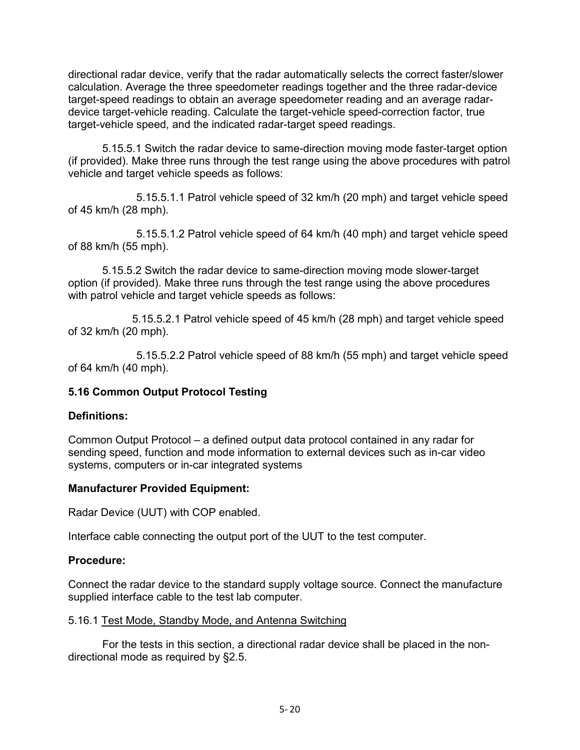directional radar device, verify that the radar automatically selects the correct faster/slower calculation. Average the three speedometer readings together and the three radar-device target-speed readings to obtain an average speedometer reading and an average radar-device target-vehicle reading. Calculate the target-vehicle speed-correction factor, true target-vehicle speed, and the indicated radar-target speed readings.

5.15.5.1 Switch the radar device to same-direction moving mode faster-target option (if provided). Make three runs through the test range using the above procedures with patrol vehicle and target vehicle speeds as follows:

5.15.5.1.1 Patrol vehicle speed of 32 km/h (20 mph) and target vehicle speed of 45 km/h (28 mph).

5.15.5.1.2 Patrol vehicle speed of 64 km/h (40 mph) and target vehicle speed of 88 km/h (55 mph).

5.15.5.2 Switch the radar device to same-direction moving mode slower-target option (if provided). Make three runs through the test range using the above procedures with patrol vehicle and target vehicle speeds as follows:

5.15.5.2.1 Patrol vehicle speed of 45 km/h (28 mph) and target vehicle speed of 32 km/h (20 mph).

5.15.5.2.2 Patrol vehicle speed of 88 km/h (55 mph) and target vehicle speed of 64 km/h (40 mph).

## 5.16 Common Output Protocol Testing

**Definitions:**

Common Output Protocol – a defined output data protocol contained in any radar for sending speed, function and mode information to external devices such as in-car video systems, computers or in-car integrated systems

**Manufacturer Provided Equipment:**

Radar Device (UUT) with COP enabled.

Interface cable connecting the output port of the UUT to the test computer.

**Procedure:**

Connect the radar device to the standard supply voltage source. Connect the manufacture supplied interface cable to the test lab computer.

5.16.1 Test Mode, Standby Mode, and Antenna Switching

For the tests in this section, a directional radar device shall be placed in the non-directional mode as required by §2.5.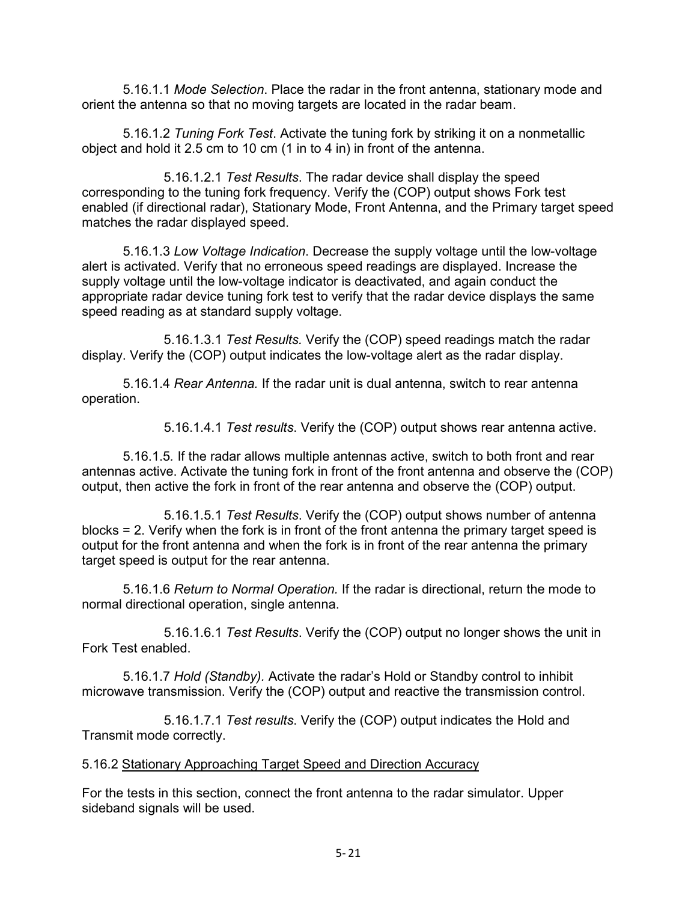5.16.1.1 *Mode Selection*. Place the radar in the front antenna, stationary mode and orient the antenna so that no moving targets are located in the radar beam.

5.16.1.2 *Tuning Fork Test*. Activate the tuning fork by striking it on a nonmetallic object and hold it 2.5 cm to 10 cm (1 in to 4 in) in front of the antenna.

5.16.1.2.1 *Test Results*. The radar device shall display the speed corresponding to the tuning fork frequency. Verify the (COP) output shows Fork test enabled (if directional radar), Stationary Mode, Front Antenna, and the Primary target speed matches the radar displayed speed.

5.16.1.3 *Low Voltage Indication*. Decrease the supply voltage until the low-voltage alert is activated. Verify that no erroneous speed readings are displayed. Increase the supply voltage until the low-voltage indicator is deactivated, and again conduct the appropriate radar device tuning fork test to verify that the radar device displays the same speed reading as at standard supply voltage.

5.16.1.3.1 *Test Results.* Verify the (COP) speed readings match the radar display. Verify the (COP) output indicates the low-voltage alert as the radar display.

5.16.1.4 *Rear Antenna.* If the radar unit is dual antenna, switch to rear antenna operation.

5.16.1.4.1 *Test results*. Verify the (COP) output shows rear antenna active.

5.16.1.5*.* If the radar allows multiple antennas active, switch to both front and rear antennas active. Activate the tuning fork in front of the front antenna and observe the (COP) output, then active the fork in front of the rear antenna and observe the (COP) output.

5.16.1.5.1 *Test Results*. Verify the (COP) output shows number of antenna blocks = 2. Verify when the fork is in front of the front antenna the primary target speed is output for the front antenna and when the fork is in front of the rear antenna the primary target speed is output for the rear antenna.

5.16.1.6 *Return to Normal Operation.* If the radar is directional, return the mode to normal directional operation, single antenna.

5.16.1.6.1 *Test Results*. Verify the (COP) output no longer shows the unit in Fork Test enabled.

5.16.1.7 *Hold (Standby).* Activate the radar's Hold or Standby control to inhibit microwave transmission. Verify the (COP) output and reactive the transmission control.

5.16.1.7.1 *Test results*. Verify the (COP) output indicates the Hold and Transmit mode correctly.

5.16.2 Stationary Approaching Target Speed and Direction Accuracy

For the tests in this section, connect the front antenna to the radar simulator. Upper sideband signals will be used.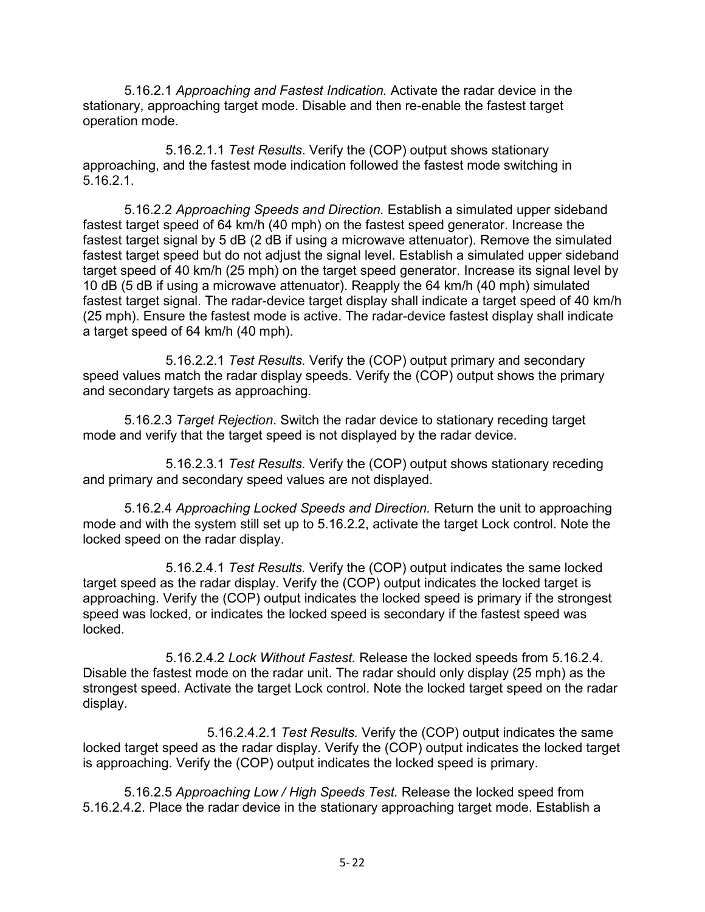5.16.2.1 *Approaching and Fastest Indication.* Activate the radar device in the stationary, approaching target mode. Disable and then re-enable the fastest target operation mode.

5.16.2.1.1 *Test Results*. Verify the (COP) output shows stationary approaching, and the fastest mode indication followed the fastest mode switching in 5.16.2.1.

5.16.2.2 *Approaching Speeds and Direction.* Establish a simulated upper sideband fastest target speed of 64 km/h (40 mph) on the fastest speed generator. Increase the fastest target signal by 5 dB (2 dB if using a microwave attenuator). Remove the simulated fastest target speed but do not adjust the signal level. Establish a simulated upper sideband target speed of 40 km/h (25 mph) on the target speed generator. Increase its signal level by 10 dB (5 dB if using a microwave attenuator). Reapply the 64 km/h (40 mph) simulated fastest target signal. The radar-device target display shall indicate a target speed of 40 km/h (25 mph). Ensure the fastest mode is active. The radar-device fastest display shall indicate a target speed of 64 km/h (40 mph).

5.16.2.2.1 *Test Results.* Verify the (COP) output primary and secondary speed values match the radar display speeds. Verify the (COP) output shows the primary and secondary targets as approaching.

5.16.2.3 *Target Rejection*. Switch the radar device to stationary receding target mode and verify that the target speed is not displayed by the radar device.

5.16.2.3.1 *Test Results.* Verify the (COP) output shows stationary receding and primary and secondary speed values are not displayed.

5.16.2.4 *Approaching Locked Speeds and Direction.* Return the unit to approaching mode and with the system still set up to 5.16.2.2, activate the target Lock control. Note the locked speed on the radar display.

5.16.2.4.1 *Test Results.* Verify the (COP) output indicates the same locked target speed as the radar display. Verify the (COP) output indicates the locked target is approaching. Verify the (COP) output indicates the locked speed is primary if the strongest speed was locked, or indicates the locked speed is secondary if the fastest speed was locked.

5.16.2.4.2 *Lock Without Fastest.* Release the locked speeds from 5.16.2.4. Disable the fastest mode on the radar unit. The radar should only display (25 mph) as the strongest speed. Activate the target Lock control. Note the locked target speed on the radar display.

5.16.2.4.2.1 *Test Results.* Verify the (COP) output indicates the same locked target speed as the radar display. Verify the (COP) output indicates the locked target is approaching. Verify the (COP) output indicates the locked speed is primary.

5.16.2.5 *Approaching Low / High Speeds Test.* Release the locked speed from 5.16.2.4.2. Place the radar device in the stationary approaching target mode. Establish a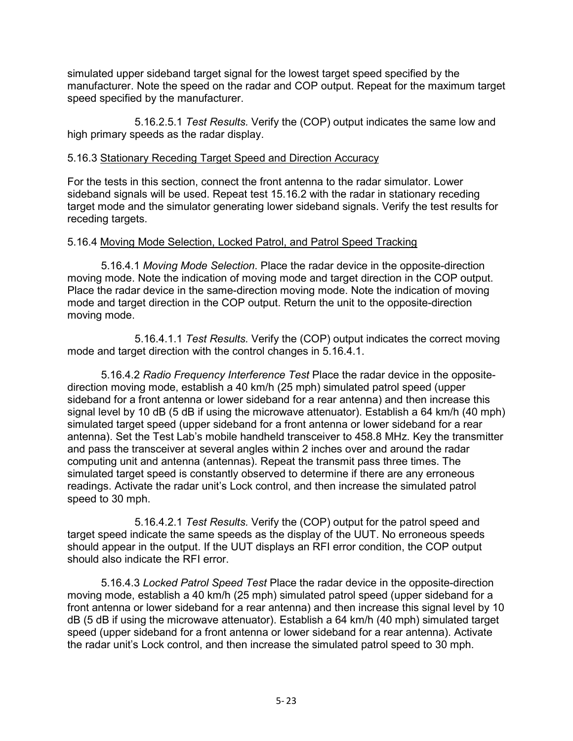simulated upper sideband target signal for the lowest target speed specified by the manufacturer. Note the speed on the radar and COP output. Repeat for the maximum target speed specified by the manufacturer.

5.16.2.5.1 *Test Results.* Verify the (COP) output indicates the same low and high primary speeds as the radar display.

5.16.3 Stationary Receding Target Speed and Direction Accuracy

For the tests in this section, connect the front antenna to the radar simulator. Lower sideband signals will be used. Repeat test 15.16.2 with the radar in stationary receding target mode and the simulator generating lower sideband signals. Verify the test results for receding targets.

5.16.4 Moving Mode Selection, Locked Patrol, and Patrol Speed Tracking

5.16.4.1 *Moving Mode Selection*. Place the radar device in the opposite-direction moving mode. Note the indication of moving mode and target direction in the COP output. Place the radar device in the same-direction moving mode. Note the indication of moving mode and target direction in the COP output. Return the unit to the opposite-direction moving mode.

5.16.4.1.1 *Test Results.* Verify the (COP) output indicates the correct moving mode and target direction with the control changes in 5.16.4.1.

5.16.4.2 *Radio Frequency Interference Test* Place the radar device in the opposite-direction moving mode, establish a 40 km/h (25 mph) simulated patrol speed (upper sideband for a front antenna or lower sideband for a rear antenna) and then increase this signal level by 10 dB (5 dB if using the microwave attenuator). Establish a 64 km/h (40 mph) simulated target speed (upper sideband for a front antenna or lower sideband for a rear antenna). Set the Test Lab's mobile handheld transceiver to 458.8 MHz. Key the transmitter and pass the transceiver at several angles within 2 inches over and around the radar computing unit and antenna (antennas). Repeat the transmit pass three times. The simulated target speed is constantly observed to determine if there are any erroneous readings. Activate the radar unit's Lock control, and then increase the simulated patrol speed to 30 mph.

5.16.4.2.1 *Test Results.* Verify the (COP) output for the patrol speed and target speed indicate the same speeds as the display of the UUT. No erroneous speeds should appear in the output. If the UUT displays an RFI error condition, the COP output should also indicate the RFI error.

5.16.4.3 *Locked Patrol Speed Test* Place the radar device in the opposite-direction moving mode, establish a 40 km/h (25 mph) simulated patrol speed (upper sideband for a front antenna or lower sideband for a rear antenna) and then increase this signal level by 10 dB (5 dB if using the microwave attenuator). Establish a 64 km/h (40 mph) simulated target speed (upper sideband for a front antenna or lower sideband for a rear antenna). Activate the radar unit's Lock control, and then increase the simulated patrol speed to 30 mph.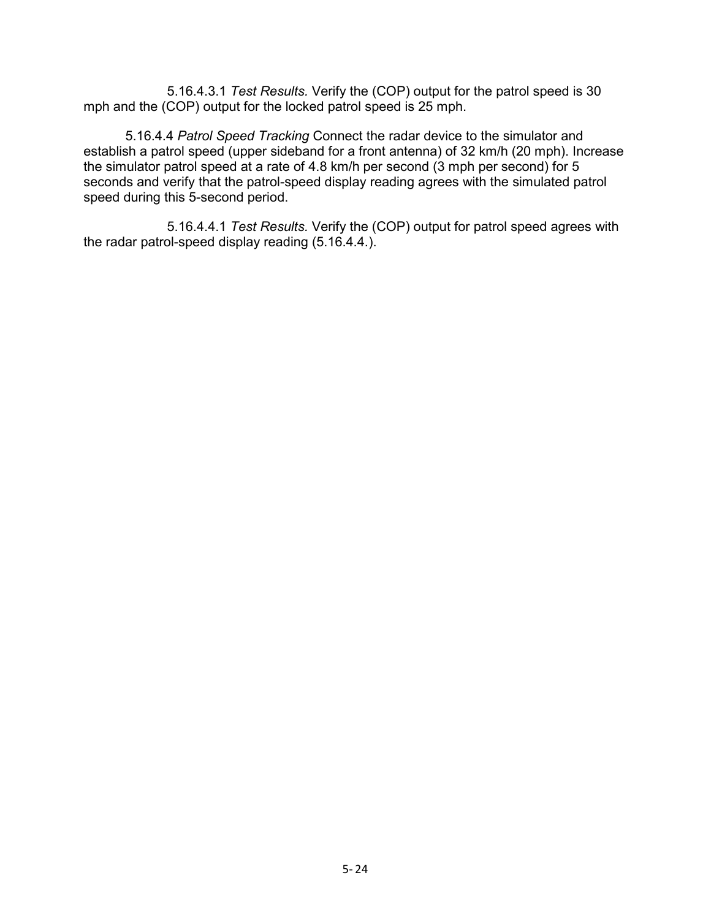5.16.4.3.1 *Test Results.* Verify the (COP) output for the patrol speed is 30 mph and the (COP) output for the locked patrol speed is 25 mph.

5.16.4.4 *Patrol Speed Tracking* Connect the radar device to the simulator and establish a patrol speed (upper sideband for a front antenna) of 32 km/h (20 mph). Increase the simulator patrol speed at a rate of 4.8 km/h per second (3 mph per second) for 5 seconds and verify that the patrol-speed display reading agrees with the simulated patrol speed during this 5-second period.

5.16.4.4.1 *Test Results.* Verify the (COP) output for patrol speed agrees with the radar patrol-speed display reading (5.16.4.4.).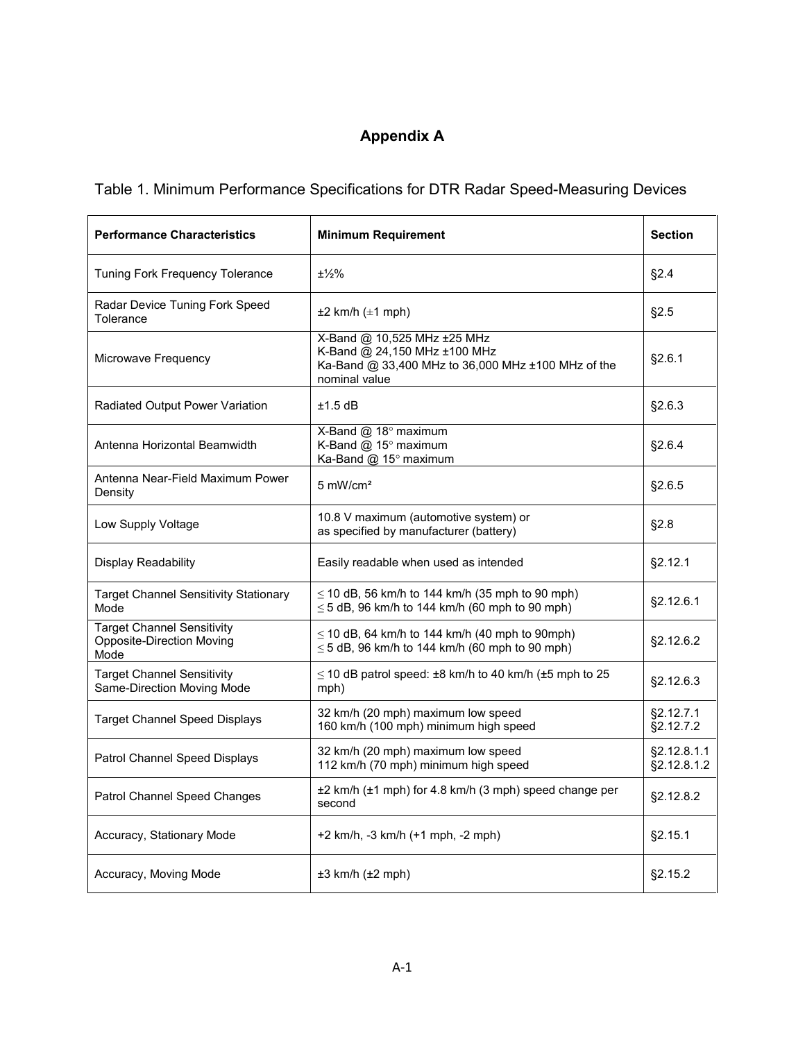# Appendix A

Table 1. Minimum Performance Specifications for DTR Radar Speed-Measuring Devices

| Performance Characteristics | Minimum Requirement | Section |
|---|---|---|
| Tuning Fork Frequency Tolerance | ±½% | §2.4 |
| Radar Device Tuning Fork Speed Tolerance | ±2 km/h (±1 mph) | §2.5 |
| Microwave Frequency | X-Band @ 10,525 MHz ±25 MHz<br>K-Band @ 24,150 MHz ±100 MHz<br>Ka-Band @ 33,400 MHz to 36,000 MHz ±100 MHz of the nominal value | §2.6.1 |
| Radiated Output Power Variation | ±1.5 dB | §2.6.3 |
| Antenna Horizontal Beamwidth | X-Band @ 18° maximum<br>K-Band @ 15° maximum<br>Ka-Band @ 15° maximum | §2.6.4 |
| Antenna Near-Field Maximum Power Density | 5 mW/cm² | §2.6.5 |
| Low Supply Voltage | 10.8 V maximum (automotive system) or<br>as specified by manufacturer (battery) | §2.8 |
| Display Readability | Easily readable when used as intended | §2.12.1 |
| Target Channel Sensitivity Stationary Mode | ≤ 10 dB, 56 km/h to 144 km/h (35 mph to 90 mph)<br>≤ 5 dB, 96 km/h to 144 km/h (60 mph to 90 mph) | §2.12.6.1 |
| Target Channel Sensitivity Opposite-Direction Moving Mode | ≤ 10 dB, 64 km/h to 144 km/h (40 mph to 90mph)<br>≤ 5 dB, 96 km/h to 144 km/h (60 mph to 90 mph) | §2.12.6.2 |
| Target Channel Sensitivity Same-Direction Moving Mode | ≤ 10 dB patrol speed: ±8 km/h to 40 km/h (±5 mph to 25 mph) | §2.12.6.3 |
| Target Channel Speed Displays | 32 km/h (20 mph) maximum low speed<br>160 km/h (100 mph) minimum high speed | §2.12.7.1<br>§2.12.7.2 |
| Patrol Channel Speed Displays | 32 km/h (20 mph) maximum low speed<br>112 km/h (70 mph) minimum high speed | §2.12.8.1.1<br>§2.12.8.1.2 |
| Patrol Channel Speed Changes | ±2 km/h (±1 mph) for 4.8 km/h (3 mph) speed change per second | §2.12.8.2 |
| Accuracy, Stationary Mode | +2 km/h, -3 km/h (+1 mph, -2 mph) | §2.15.1 |
| Accuracy, Moving Mode | ±3 km/h (±2 mph) | §2.15.2 |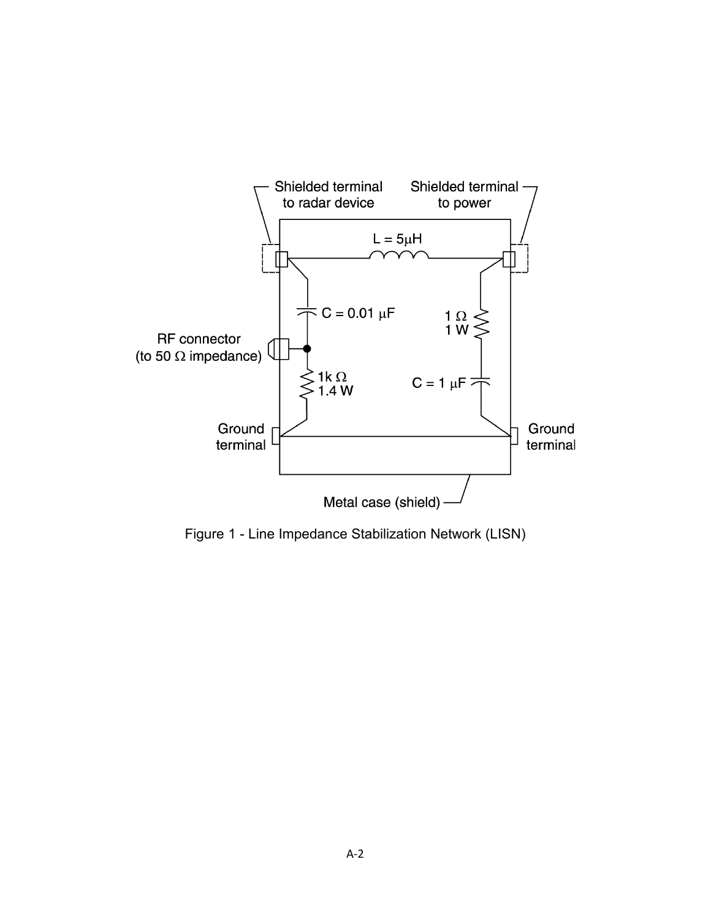Figure 1 - Line Impedance Stabilization Network (LISN)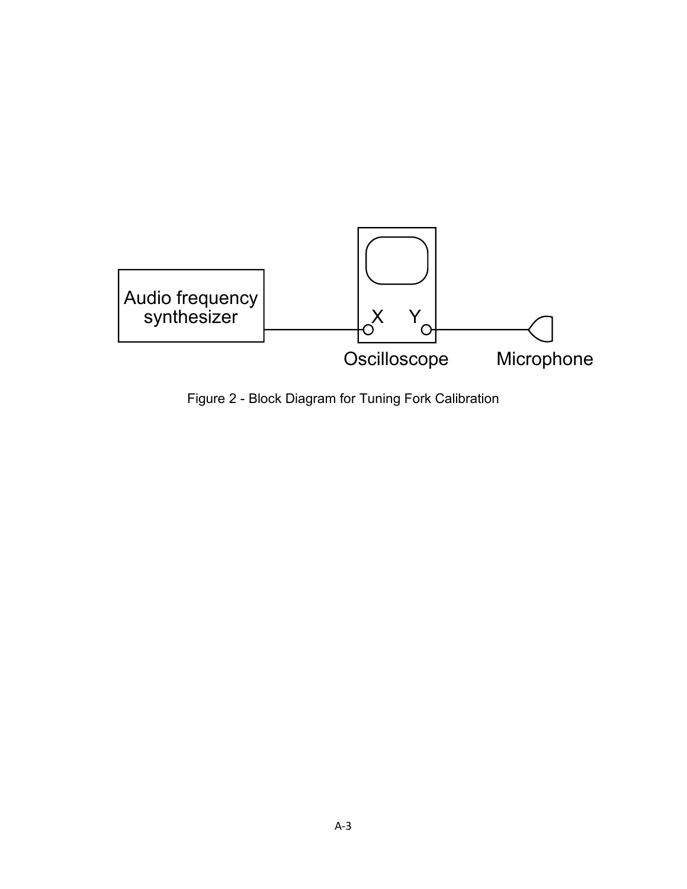Audio frequency synthesizer

X Y

Oscilloscope

Microphone

Figure 2 - Block Diagram for Tuning Fork Calibration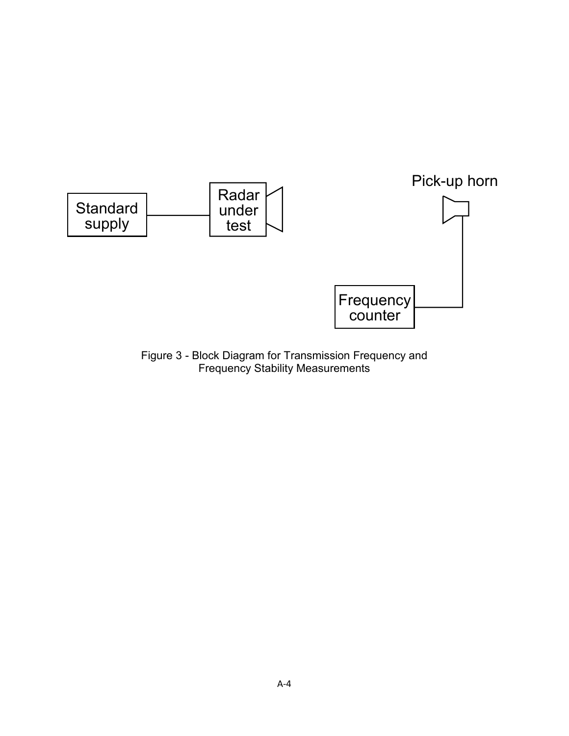Standard supply

Radar under test

Pick-up horn

Frequency counter

Figure 3 - Block Diagram for Transmission Frequency and Frequency Stability Measurements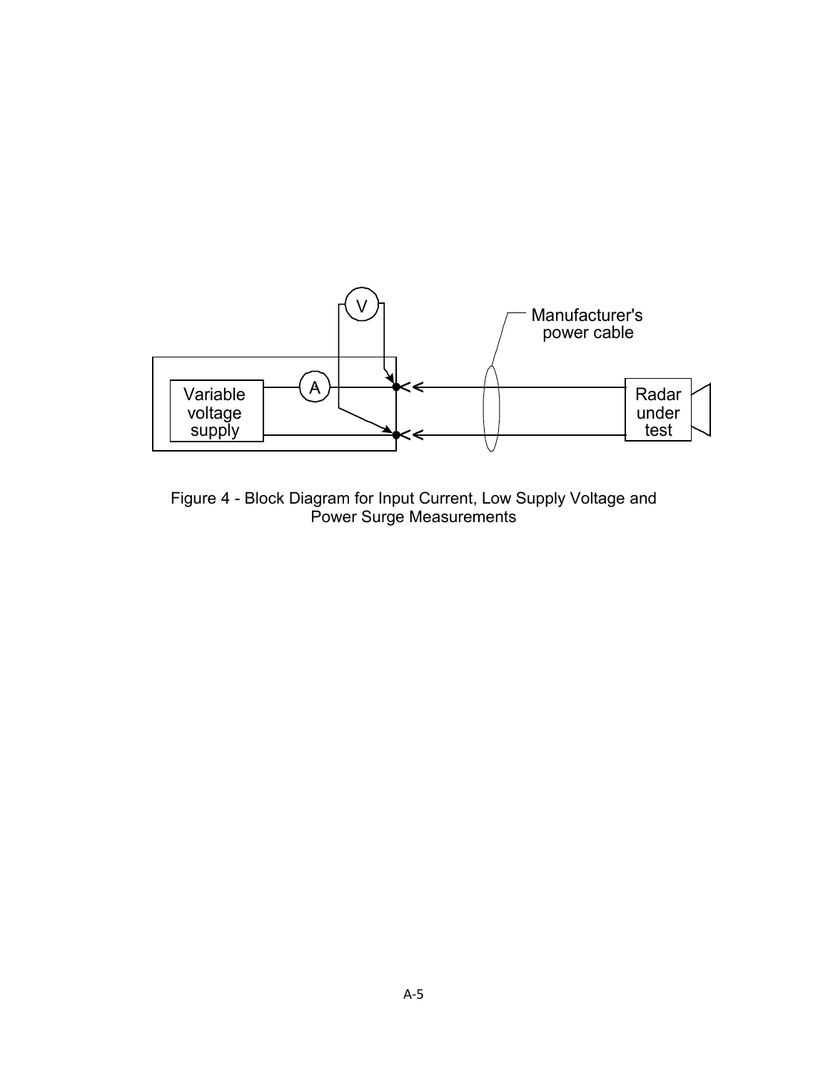Figure 4 - Block Diagram for Input Current, Low Supply Voltage and Power Surge Measurements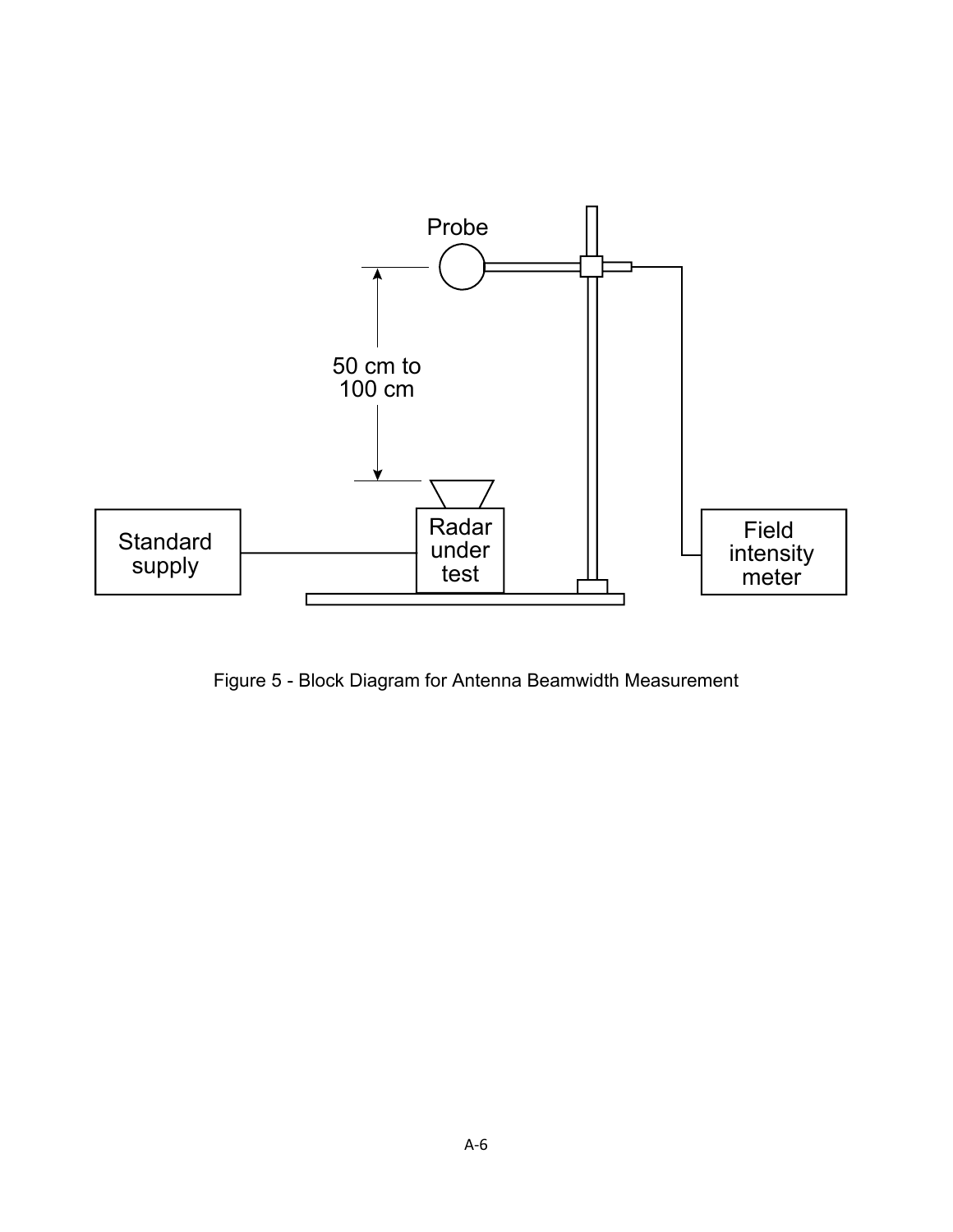Probe

50 cm to 100 cm

Standard supply

Radar under test

Field intensity meter

Figure 5 - Block Diagram for Antenna Beamwidth Measurement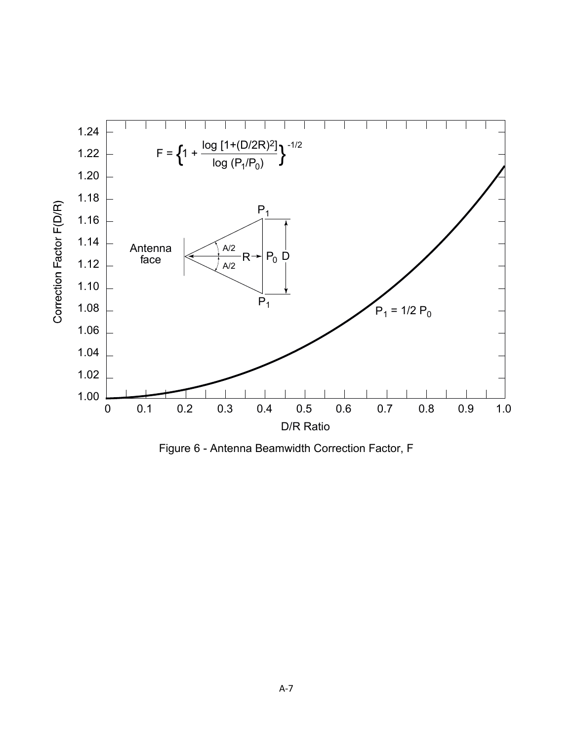$$F = \left\{1 + \frac{\log\left[1+(D/2R)^2\right]}{\log(P_1/P_0)}\right\}^{-1/2}$$

Antenna face

$A/2$

$A/2$

$R$

$P_0$

$P_1$

$D$

$P_1 = 1/2\ P_0$

Correction Factor F(D/R)

D/R Ratio

Figure 6 - Antenna Beamwidth Correction Factor, F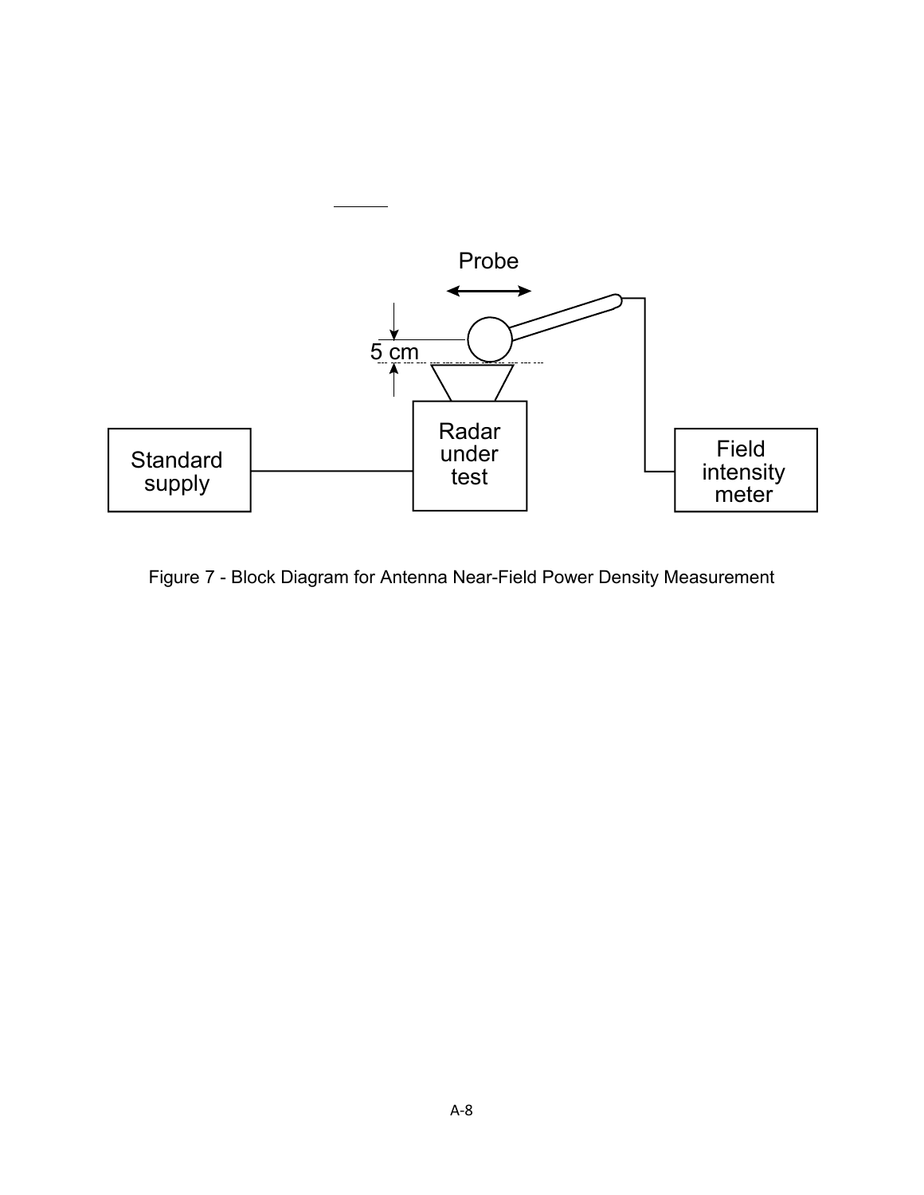Figure 7 - Block Diagram for Antenna Near-Field Power Density Measurement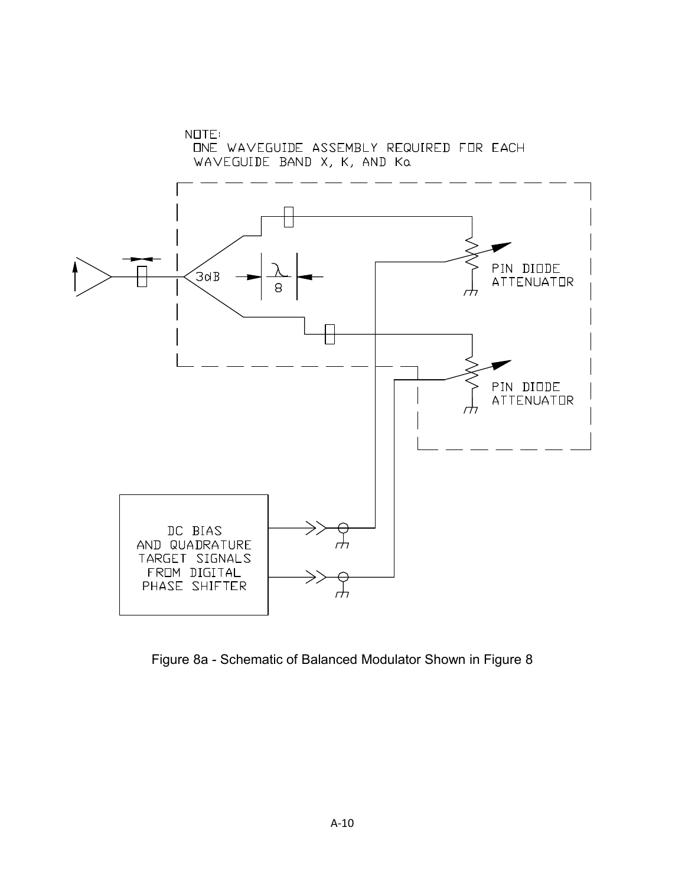NOTE:
ONE WAVEGUIDE ASSEMBLY REQUIRED FOR EACH
WAVEGUIDE BAND X, K, AND Ka

3dB

$\frac{\lambda}{8}$

PIN DIODE
ATTENUATOR

PIN DIODE
ATTENUATOR

DC BIAS
AND QUADRATURE
TARGET SIGNALS
FROM DIGITAL
PHASE SHIFTER

Figure 8a - Schematic of Balanced Modulator Shown in Figure 8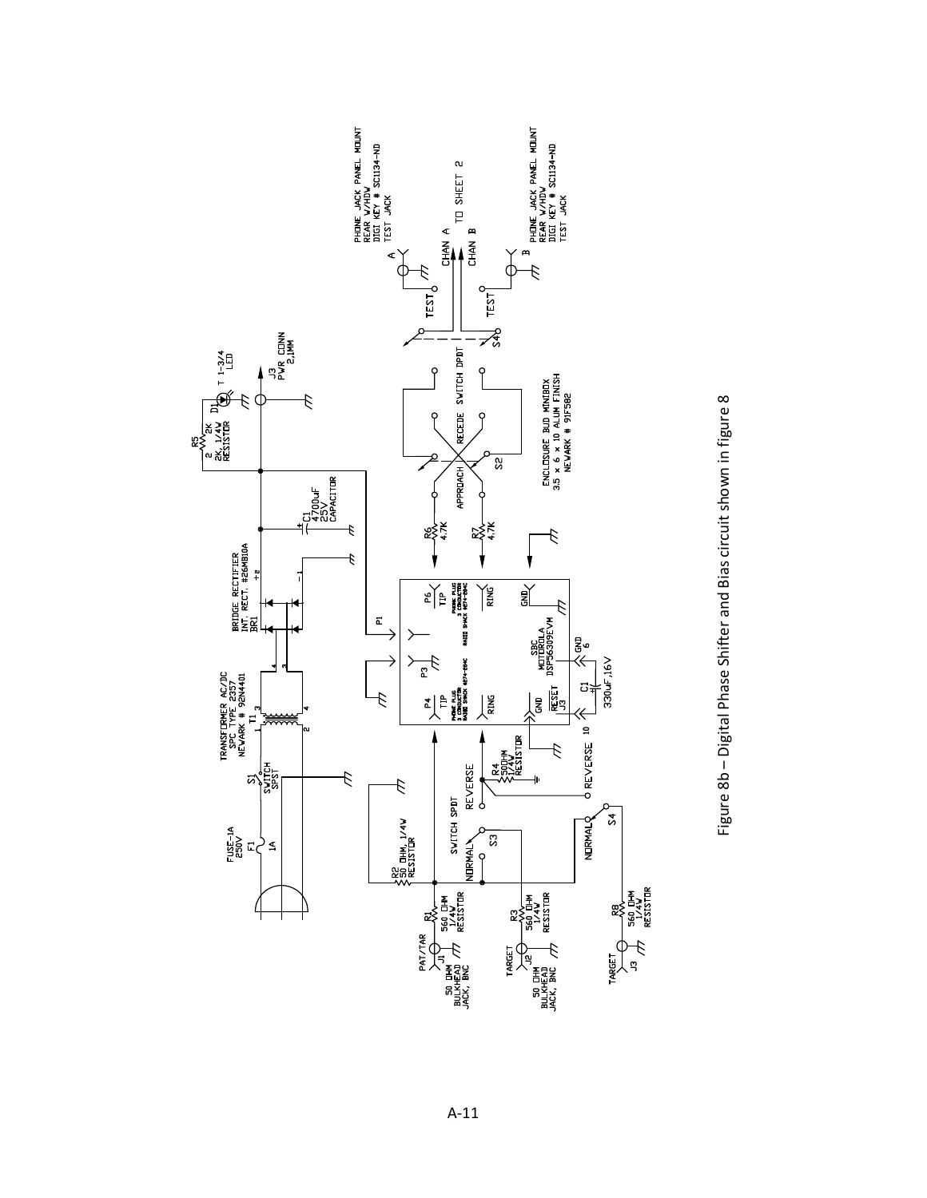Figure 8b – Digital Phase Shifter and Bias circuit shown in figure 8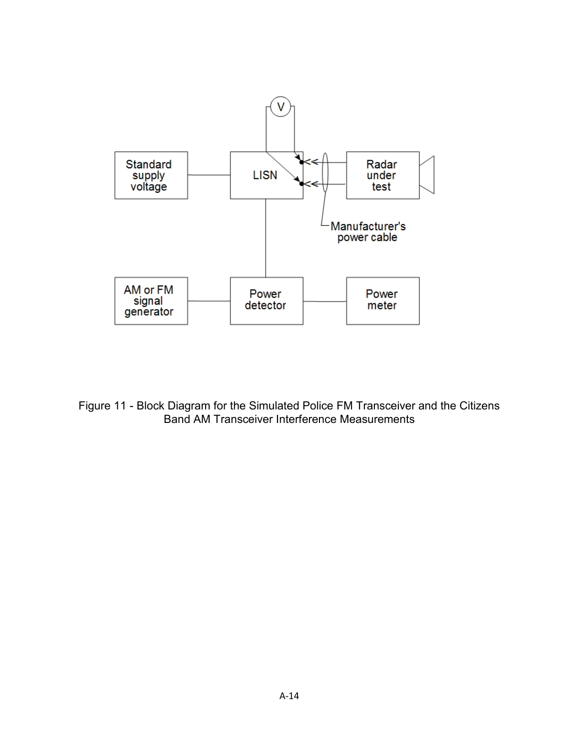Figure 11 - Block Diagram for the Simulated Police FM Transceiver and the Citizens Band AM Transceiver Interference Measurements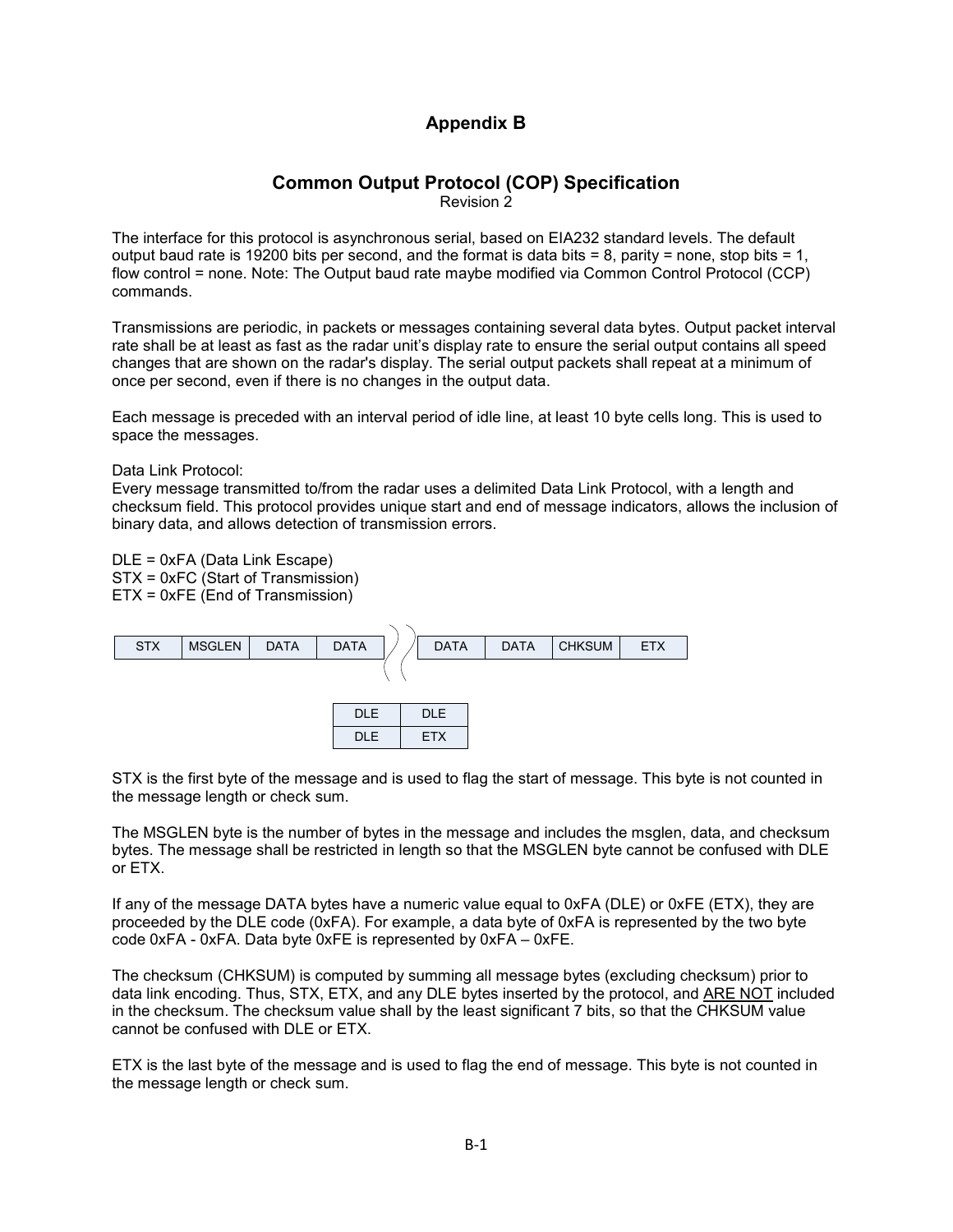# Appendix B

## Common Output Protocol (COP) Specification

Revision 2

The interface for this protocol is asynchronous serial, based on EIA232 standard levels. The default output baud rate is 19200 bits per second, and the format is data bits = 8, parity = none, stop bits = 1, flow control = none. Note: The Output baud rate maybe modified via Common Control Protocol (CCP) commands.

Transmissions are periodic, in packets or messages containing several data bytes. Output packet interval rate shall be at least as fast as the radar unit's display rate to ensure the serial output contains all speed changes that are shown on the radar's display. The serial output packets shall repeat at a minimum of once per second, even if there is no changes in the output data.

Each message is preceded with an interval period of idle line, at least 10 byte cells long. This is used to space the messages.

Data Link Protocol:
Every message transmitted to/from the radar uses a delimited Data Link Protocol, with a length and checksum field. This protocol provides unique start and end of message indicators, allows the inclusion of binary data, and allows detection of transmission errors.

DLE = 0xFA (Data Link Escape)
STX = 0xFC (Start of Transmission)
ETX = 0xFE (End of Transmission)

| STX | MSGLEN | DATA | DATA | ... | DATA | DATA | CHKSUM | ETX |
|---|---|---|---|---|---|---|---|---|

| DLE | DLE |
|---|---|
| DLE | ETX |

STX is the first byte of the message and is used to flag the start of message. This byte is not counted in the message length or check sum.

The MSGLEN byte is the number of bytes in the message and includes the msglen, data, and checksum bytes. The message shall be restricted in length so that the MSGLEN byte cannot be confused with DLE or ETX.

If any of the message DATA bytes have a numeric value equal to 0xFA (DLE) or 0xFE (ETX), they are proceeded by the DLE code (0xFA). For example, a data byte of 0xFA is represented by the two byte code 0xFA - 0xFA. Data byte 0xFE is represented by 0xFA – 0xFE.

The checksum (CHKSUM) is computed by summing all message bytes (excluding checksum) prior to data link encoding. Thus, STX, ETX, and any DLE bytes inserted by the protocol, and <u>ARE NOT</u> included in the checksum. The checksum value shall by the least significant 7 bits, so that the CHKSUM value cannot be confused with DLE or ETX.

ETX is the last byte of the message and is used to flag the end of message. This byte is not counted in the message length or check sum.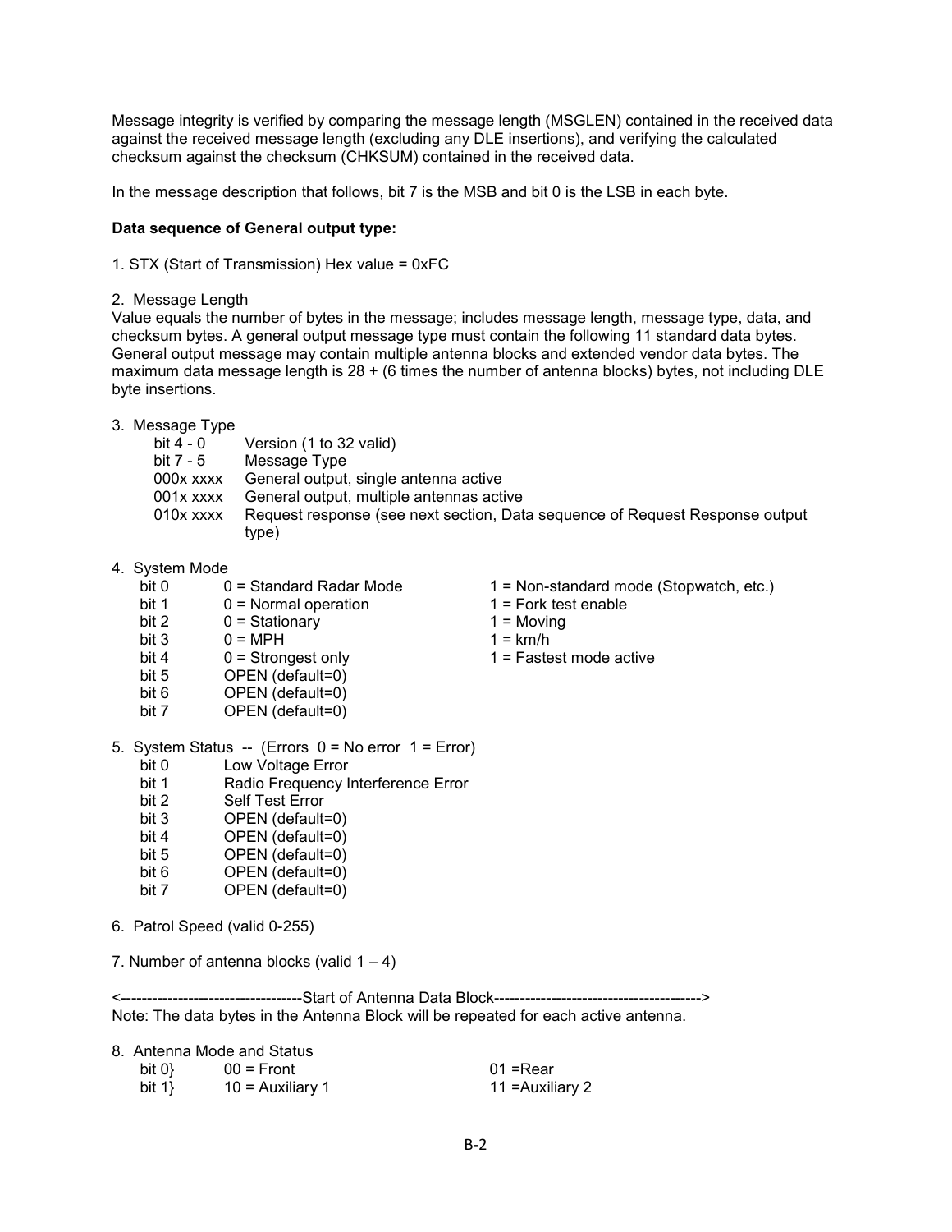Message integrity is verified by comparing the message length (MSGLEN) contained in the received data against the received message length (excluding any DLE insertions), and verifying the calculated checksum against the checksum (CHKSUM) contained in the received data.

In the message description that follows, bit 7 is the MSB and bit 0 is the LSB in each byte.

**Data sequence of General output type:**

1. STX (Start of Transmission) Hex value = 0xFC

2. Message Length

Value equals the number of bytes in the message; includes message length, message type, data, and checksum bytes. A general output message type must contain the following 11 standard data bytes. General output message may contain multiple antenna blocks and extended vendor data bytes. The maximum data message length is 28 + (6 times the number of antenna blocks) bytes, not including DLE byte insertions.

3. Message Type

| | |
|---|---|
| bit 4 - 0 | Version (1 to 32 valid) |
| bit 7 - 5 | Message Type |
| 000x xxxx | General output, single antenna active |
| 001x xxxx | General output, multiple antennas active |
| 010x xxxx | Request response (see next section, Data sequence of Request Response output type) |

4. System Mode

| | | |
|---|---|---|
| bit 0 | 0 = Standard Radar Mode | 1 = Non-standard mode (Stopwatch, etc.) |
| bit 1 | 0 = Normal operation | 1 = Fork test enable |
| bit 2 | 0 = Stationary | 1 = Moving |
| bit 3 | 0 = MPH | 1 = km/h |
| bit 4 | 0 = Strongest only | 1 = Fastest mode active |
| bit 5 | OPEN (default=0) | |
| bit 6 | OPEN (default=0) | |
| bit 7 | OPEN (default=0) | |

5. System Status -- (Errors 0 = No error 1 = Error)

| | |
|---|---|
| bit 0 | Low Voltage Error |
| bit 1 | Radio Frequency Interference Error |
| bit 2 | Self Test Error |
| bit 3 | OPEN (default=0) |
| bit 4 | OPEN (default=0) |
| bit 5 | OPEN (default=0) |
| bit 6 | OPEN (default=0) |
| bit 7 | OPEN (default=0) |

6. Patrol Speed (valid 0-255)

7. Number of antenna blocks (valid 1 – 4)

<-----------------------------------Start of Antenna Data Block---------------------------------------->

Note: The data bytes in the Antenna Block will be repeated for each active antenna.

8. Antenna Mode and Status

| | | |
|---|---|---|
| bit 0} | 00 = Front | 01 =Rear |
| bit 1} | 10 = Auxiliary 1 | 11 =Auxiliary 2 |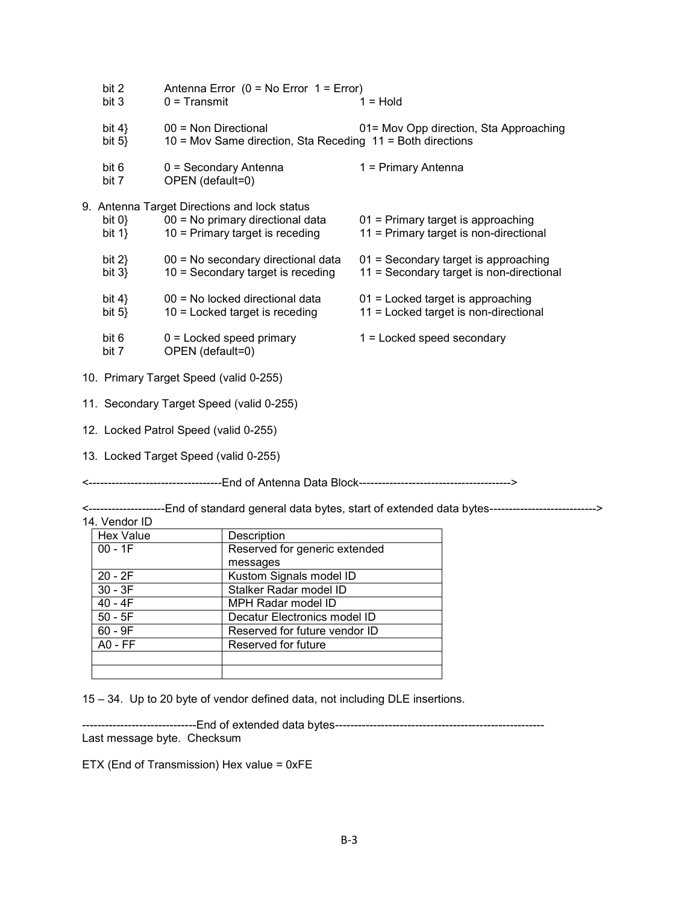| | | |
|---|---|---|
| bit 2 | Antenna Error (0 = No Error 1 = Error) | |
| bit 3 | 0 = Transmit | 1 = Hold |
| bit 4} | 00 = Non Directional | 01= Mov Opp direction, Sta Approaching |
| bit 5} | 10 = Mov Same direction, Sta Receding 11 = Both directions | |
| bit 6 | 0 = Secondary Antenna | 1 = Primary Antenna |
| bit 7 | OPEN (default=0) | |

9. Antenna Target Directions and lock status

| | | |
|---|---|---|
| bit 0} | 00 = No primary directional data | 01 = Primary target is approaching |
| bit 1} | 10 = Primary target is receding | 11 = Primary target is non-directional |
| bit 2} | 00 = No secondary directional data | 01 = Secondary target is approaching |
| bit 3} | 10 = Secondary target is receding | 11 = Secondary target is non-directional |
| bit 4} | 00 = No locked directional data | 01 = Locked target is approaching |
| bit 5} | 10 = Locked target is receding | 11 = Locked target is non-directional |
| bit 6 | 0 = Locked speed primary | 1 = Locked speed secondary |
| bit 7 | OPEN (default=0) | |

10. Primary Target Speed (valid 0-255)

11. Secondary Target Speed (valid 0-255)

12. Locked Patrol Speed (valid 0-255)

13. Locked Target Speed (valid 0-255)

<-----------------------------------End of Antenna Data Block---------------------------------------->

<--------------------End of standard general data bytes, start of extended data bytes--------------------------->

14. Vendor ID

| Hex Value | Description |
|---|---|
| 00 - 1F | Reserved for generic extended messages |
| 20 - 2F | Kustom Signals model ID |
| 30 - 3F | Stalker Radar model ID |
| 40 - 4F | MPH Radar model ID |
| 50 - 5F | Decatur Electronics model ID |
| 60 - 9F | Reserved for future vendor ID |
| A0 - FF | Reserved for future |
| | |
| | |

15 – 34. Up to 20 byte of vendor defined data, not including DLE insertions.

------------------------------End of extended data bytes-------------------------------------------------------

Last message byte. Checksum

ETX (End of Transmission) Hex value = 0xFE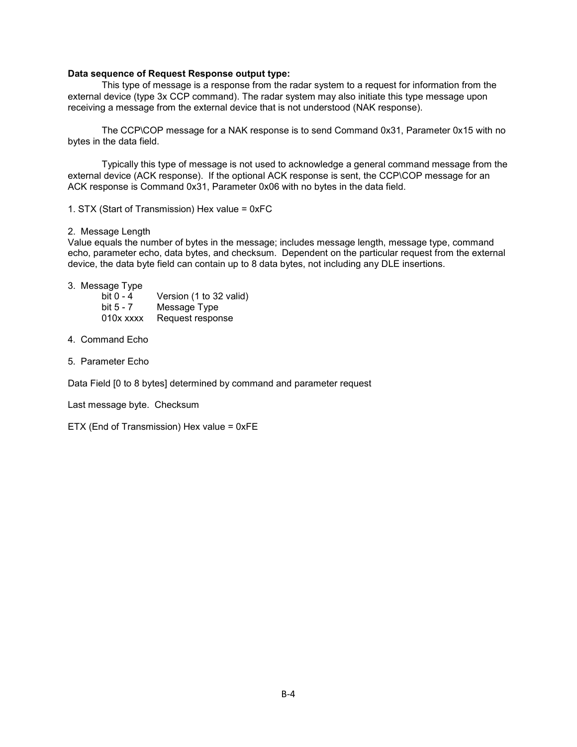**Data sequence of Request Response output type:**

This type of message is a response from the radar system to a request for information from the external device (type 3x CCP command). The radar system may also initiate this type message upon receiving a message from the external device that is not understood (NAK response).

The CCP\COP message for a NAK response is to send Command 0x31, Parameter 0x15 with no bytes in the data field.

Typically this type of message is not used to acknowledge a general command message from the external device (ACK response). If the optional ACK response is sent, the CCP\COP message for an ACK response is Command 0x31, Parameter 0x06 with no bytes in the data field.

1. STX (Start of Transmission) Hex value = 0xFC

2. Message Length
Value equals the number of bytes in the message; includes message length, message type, command echo, parameter echo, data bytes, and checksum. Dependent on the particular request from the external device, the data byte field can contain up to 8 data bytes, not including any DLE insertions.

3. Message Type

| | |
|---|---|
| bit 0 - 4 | Version (1 to 32 valid) |
| bit 5 - 7 | Message Type |
| 010x xxxx | Request response |

4. Command Echo

5. Parameter Echo

Data Field [0 to 8 bytes] determined by command and parameter request

Last message byte. Checksum

ETX (End of Transmission) Hex value = 0xFE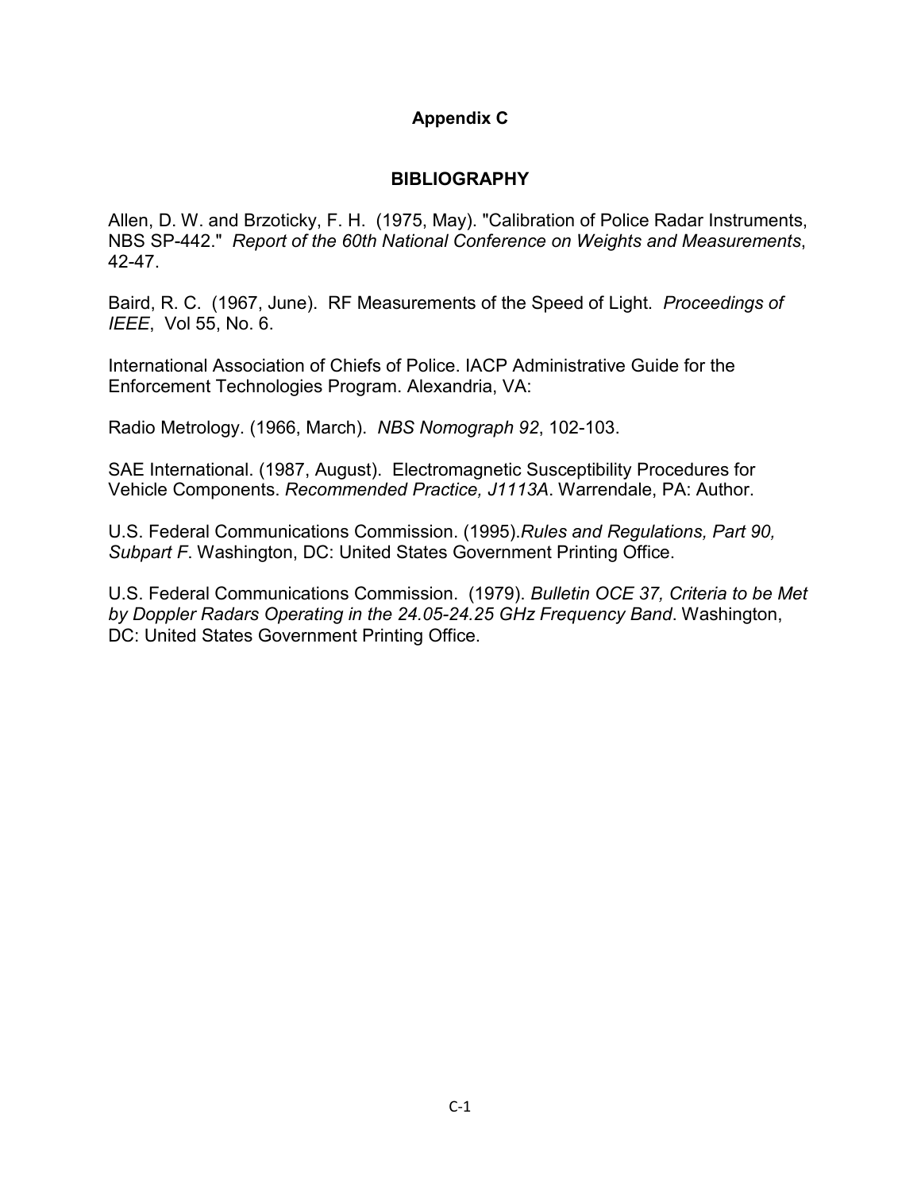# Appendix C

## BIBLIOGRAPHY

Allen, D. W. and Brzoticky, F. H. (1975, May). "Calibration of Police Radar Instruments, NBS SP-442." *Report of the 60th National Conference on Weights and Measurements*, 42-47.

Baird, R. C. (1967, June). RF Measurements of the Speed of Light. *Proceedings of IEEE*, Vol 55, No. 6.

International Association of Chiefs of Police. IACP Administrative Guide for the Enforcement Technologies Program. Alexandria, VA:

Radio Metrology. (1966, March). *NBS Nomograph 92*, 102-103.

SAE International. (1987, August). Electromagnetic Susceptibility Procedures for Vehicle Components. *Recommended Practice, J1113A*. Warrendale, PA: Author.

U.S. Federal Communications Commission. (1995).*Rules and Regulations, Part 90, Subpart F*. Washington, DC: United States Government Printing Office.

U.S. Federal Communications Commission. (1979). *Bulletin OCE 37, Criteria to be Met by Doppler Radars Operating in the 24.05-24.25 GHz Frequency Band*. Washington, DC: United States Government Printing Office.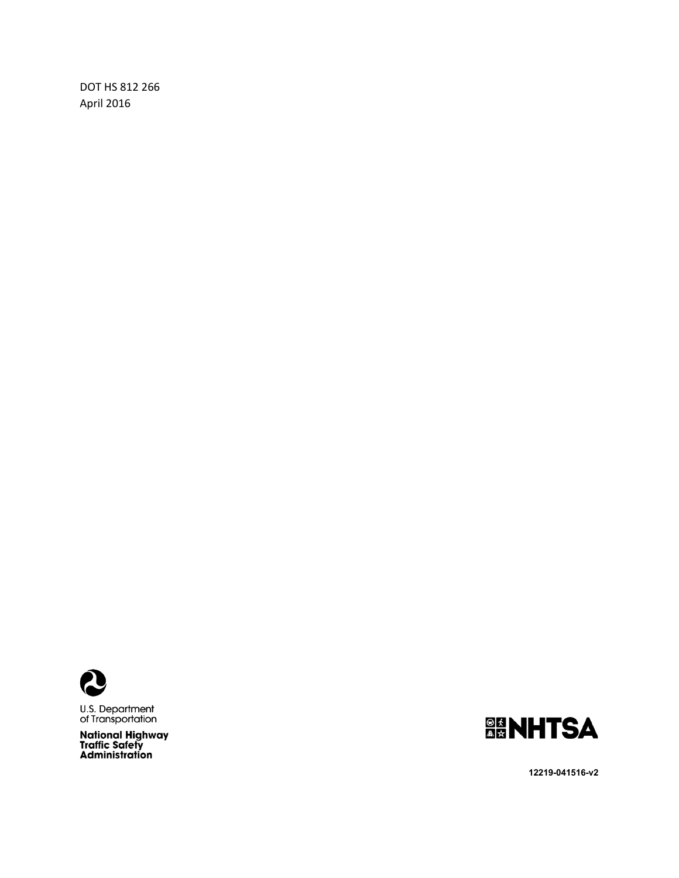DOT HS 812 266
April 2016

U.S. Department
of Transportation

**National Highway Traffic Safety Administration**

NHTSA

**12219-041516-v2**